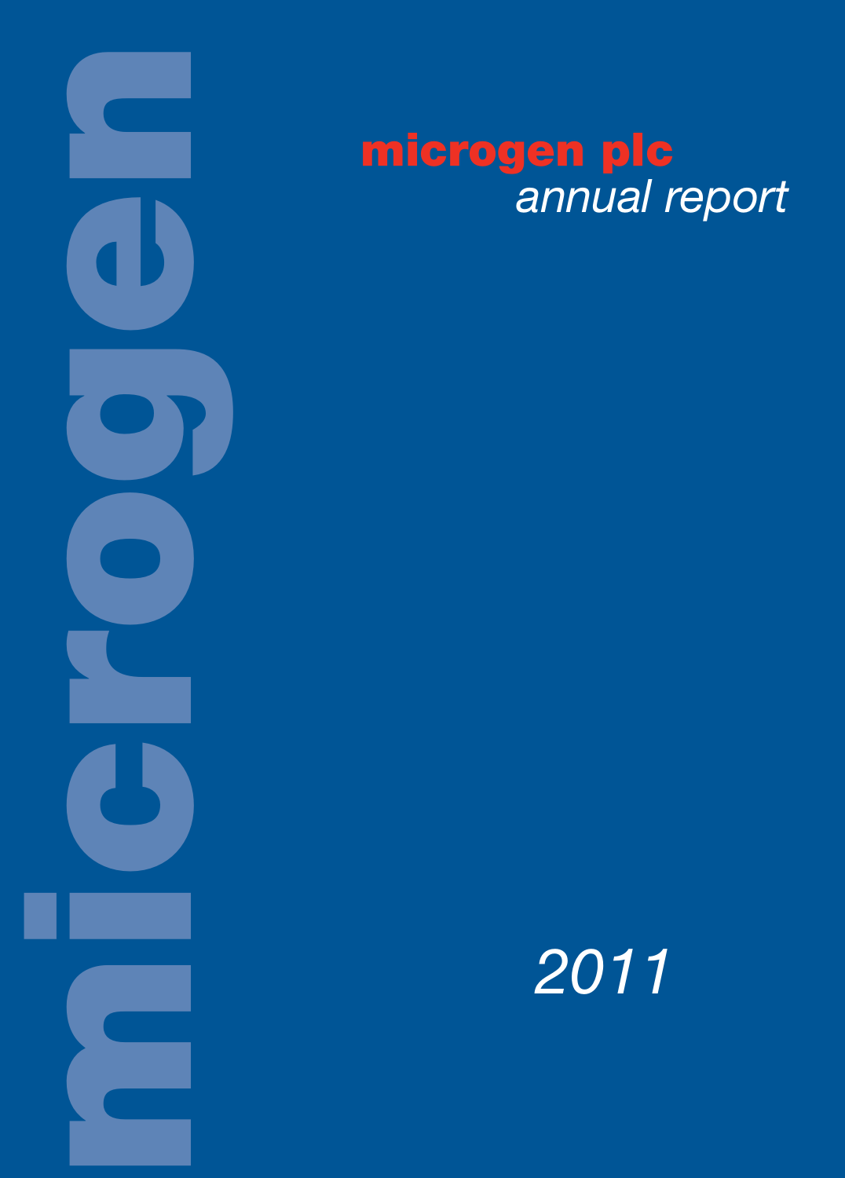microgen

# microgen plc
*annual report*

*2011*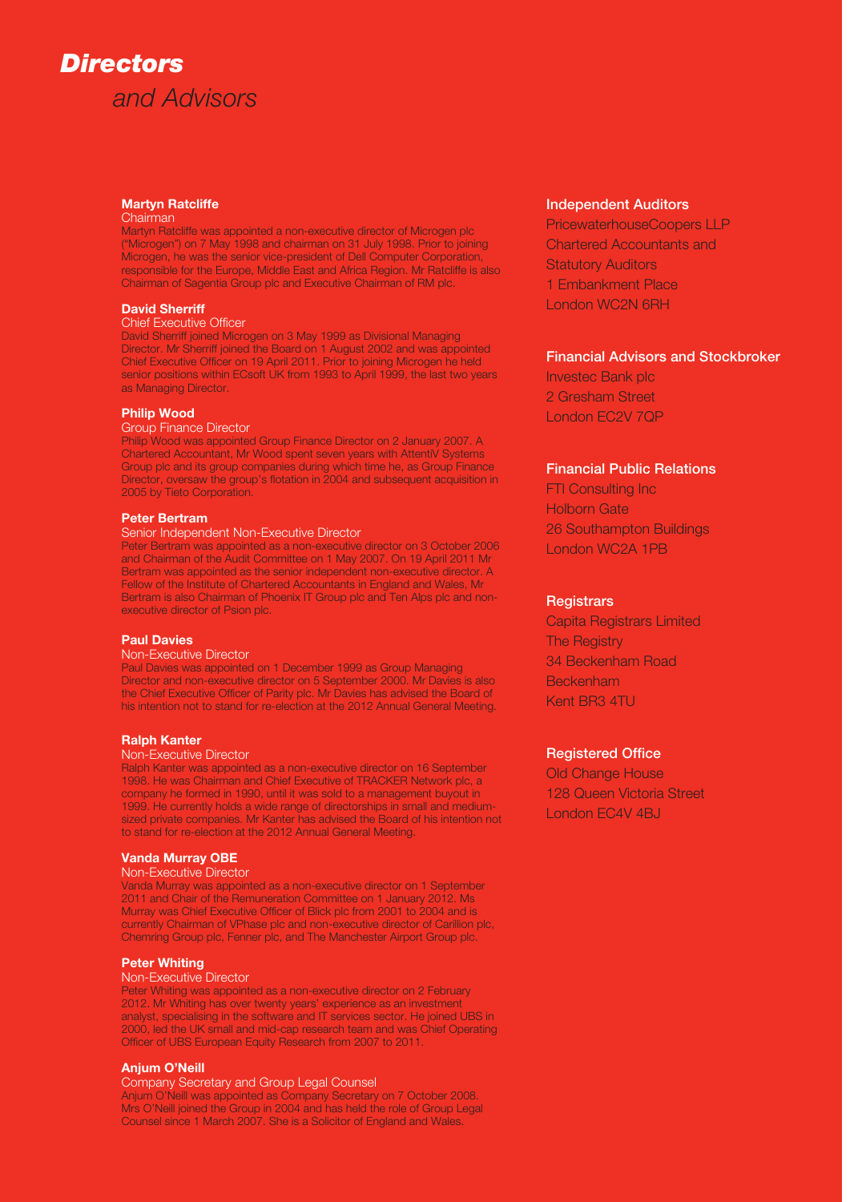# *Directors*

## *and Advisors*

**Martyn Ratcliffe**
Chairman
Martyn Ratcliffe was appointed a non-executive director of Microgen plc ("Microgen") on 7 May 1998 and chairman on 31 July 1998. Prior to joining Microgen, he was the senior vice-president of Dell Computer Corporation, responsible for the Europe, Middle East and Africa Region. Mr Ratcliffe is also Chairman of Sagentia Group plc and Executive Chairman of RM plc.

**David Sherriff**
Chief Executive Officer
David Sherriff joined Microgen on 3 May 1999 as Divisional Managing Director. Mr Sherriff joined the Board on 1 August 2002 and was appointed Chief Executive Officer on 19 April 2011. Prior to joining Microgen he held senior positions within ECsoft UK from 1993 to April 1999, the last two years as Managing Director.

**Philip Wood**
Group Finance Director
Philip Wood was appointed Group Finance Director on 2 January 2007. A Chartered Accountant, Mr Wood spent seven years with AttentiV Systems Group plc and its group companies during which time he, as Group Finance Director, oversaw the group's flotation in 2004 and subsequent acquisition in 2005 by Tieto Corporation.

**Peter Bertram**
Senior Independent Non-Executive Director
Peter Bertram was appointed as a non-executive director on 3 October 2006 and Chairman of the Audit Committee on 1 May 2007. On 19 April 2011 Mr Bertram was appointed as the senior independent non-executive director. A Fellow of the Institute of Chartered Accountants in England and Wales, Mr Bertram is also Chairman of Phoenix IT Group plc and Ten Alps plc and non-executive director of Psion plc.

**Paul Davies**
Non-Executive Director
Paul Davies was appointed on 1 December 1999 as Group Managing Director and non-executive director on 5 September 2000. Mr Davies is also the Chief Executive Officer of Parity plc. Mr Davies has advised the Board of his intention not to stand for re-election at the 2012 Annual General Meeting.

**Ralph Kanter**
Non-Executive Director
Ralph Kanter was appointed as a non-executive director on 16 September 1998. He was Chairman and Chief Executive of TRACKER Network plc, a company he formed in 1990, until it was sold to a management buyout in 1999. He currently holds a wide range of directorships in small and medium-sized private companies. Mr Kanter has advised the Board of his intention not to stand for re-election at the 2012 Annual General Meeting.

**Vanda Murray OBE**
Non-Executive Director
Vanda Murray was appointed as a non-executive director on 1 September 2011 and Chair of the Remuneration Committee on 1 January 2012. Ms Murray was Chief Executive Officer of Blick plc from 2001 to 2004 and is currently Chairman of VPhase plc and non-executive director of Carillion plc, Chemring Group plc, Fenner plc, and The Manchester Airport Group plc.

**Peter Whiting**
Non-Executive Director
Peter Whiting was appointed as a non-executive director on 2 February 2012. Mr Whiting has over twenty years' experience as an investment analyst, specialising in the software and IT services sector. He joined UBS in 2000, led the UK small and mid-cap research team and was Chief Operating Officer of UBS European Equity Research from 2007 to 2011.

**Anjum O'Neill**
Company Secretary and Group Legal Counsel
Anjum O'Neill was appointed as Company Secretary on 7 October 2008. Mrs O'Neill joined the Group in 2004 and has held the role of Group Legal Counsel since 1 March 2007. She is a Solicitor of England and Wales.

**Independent Auditors**
PricewaterhouseCoopers LLP
Chartered Accountants and
Statutory Auditors
1 Embankment Place
London WC2N 6RH

**Financial Advisors and Stockbroker**
Investec Bank plc
2 Gresham Street
London EC2V 7QP

**Financial Public Relations**
FTI Consulting Inc
Holborn Gate
26 Southampton Buildings
London WC2A 1PB

**Registrars**
Capita Registrars Limited
The Registry
34 Beckenham Road
Beckenham
Kent BR3 4TU

**Registered Office**
Old Change House
128 Queen Victoria Street
London EC4V 4BJ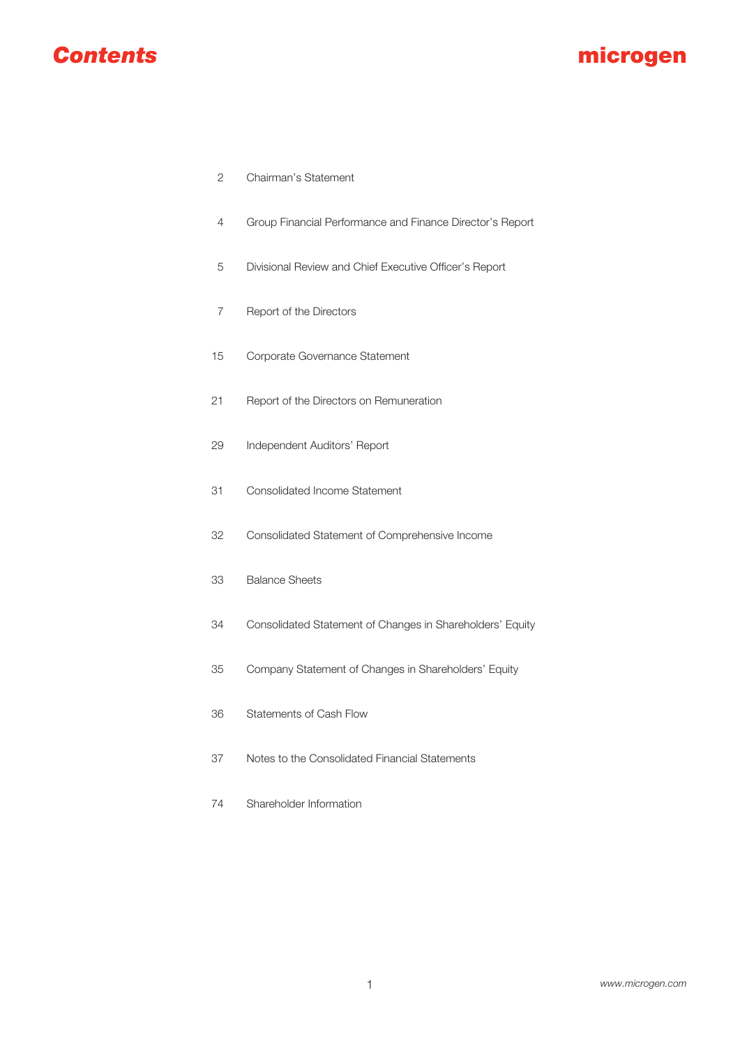# Contents

microgen

| | |
|---|---|
| 2 | Chairman's Statement |
| 4 | Group Financial Performance and Finance Director's Report |
| 5 | Divisional Review and Chief Executive Officer's Report |
| 7 | Report of the Directors |
| 15 | Corporate Governance Statement |
| 21 | Report of the Directors on Remuneration |
| 29 | Independent Auditors' Report |
| 31 | Consolidated Income Statement |
| 32 | Consolidated Statement of Comprehensive Income |
| 33 | Balance Sheets |
| 34 | Consolidated Statement of Changes in Shareholders' Equity |
| 35 | Company Statement of Changes in Shareholders' Equity |
| 36 | Statements of Cash Flow |
| 37 | Notes to the Consolidated Financial Statements |
| 74 | Shareholder Information |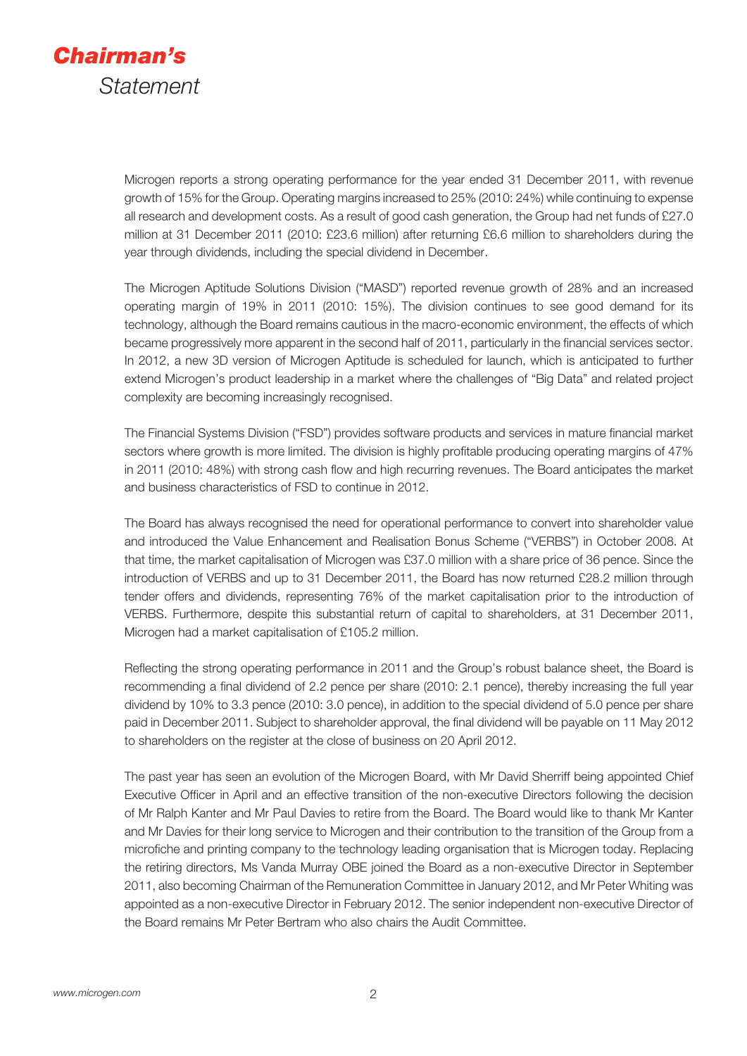# *Chairman's* Statement

Microgen reports a strong operating performance for the year ended 31 December 2011, with revenue growth of 15% for the Group. Operating margins increased to 25% (2010: 24%) while continuing to expense all research and development costs. As a result of good cash generation, the Group had net funds of £27.0 million at 31 December 2011 (2010: £23.6 million) after returning £6.6 million to shareholders during the year through dividends, including the special dividend in December.

The Microgen Aptitude Solutions Division ("MASD") reported revenue growth of 28% and an increased operating margin of 19% in 2011 (2010: 15%). The division continues to see good demand for its technology, although the Board remains cautious in the macro-economic environment, the effects of which became progressively more apparent in the second half of 2011, particularly in the financial services sector. In 2012, a new 3D version of Microgen Aptitude is scheduled for launch, which is anticipated to further extend Microgen's product leadership in a market where the challenges of "Big Data" and related project complexity are becoming increasingly recognised.

The Financial Systems Division ("FSD") provides software products and services in mature financial market sectors where growth is more limited. The division is highly profitable producing operating margins of 47% in 2011 (2010: 48%) with strong cash flow and high recurring revenues. The Board anticipates the market and business characteristics of FSD to continue in 2012.

The Board has always recognised the need for operational performance to convert into shareholder value and introduced the Value Enhancement and Realisation Bonus Scheme ("VERBS") in October 2008. At that time, the market capitalisation of Microgen was £37.0 million with a share price of 36 pence. Since the introduction of VERBS and up to 31 December 2011, the Board has now returned £28.2 million through tender offers and dividends, representing 76% of the market capitalisation prior to the introduction of VERBS. Furthermore, despite this substantial return of capital to shareholders, at 31 December 2011, Microgen had a market capitalisation of £105.2 million.

Reflecting the strong operating performance in 2011 and the Group's robust balance sheet, the Board is recommending a final dividend of 2.2 pence per share (2010: 2.1 pence), thereby increasing the full year dividend by 10% to 3.3 pence (2010: 3.0 pence), in addition to the special dividend of 5.0 pence per share paid in December 2011. Subject to shareholder approval, the final dividend will be payable on 11 May 2012 to shareholders on the register at the close of business on 20 April 2012.

The past year has seen an evolution of the Microgen Board, with Mr David Sherriff being appointed Chief Executive Officer in April and an effective transition of the non-executive Directors following the decision of Mr Ralph Kanter and Mr Paul Davies to retire from the Board. The Board would like to thank Mr Kanter and Mr Davies for their long service to Microgen and their contribution to the transition of the Group from a microfiche and printing company to the technology leading organisation that is Microgen today. Replacing the retiring directors, Ms Vanda Murray OBE joined the Board as a non-executive Director in September 2011, also becoming Chairman of the Remuneration Committee in January 2012, and Mr Peter Whiting was appointed as a non-executive Director in February 2012. The senior independent non-executive Director of the Board remains Mr Peter Bertram who also chairs the Audit Committee.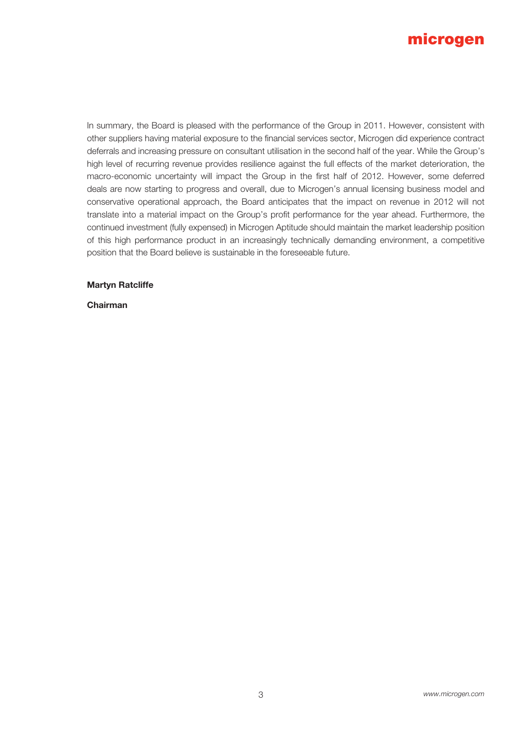In summary, the Board is pleased with the performance of the Group in 2011. However, consistent with other suppliers having material exposure to the financial services sector, Microgen did experience contract deferrals and increasing pressure on consultant utilisation in the second half of the year. While the Group's high level of recurring revenue provides resilience against the full effects of the market deterioration, the macro-economic uncertainty will impact the Group in the first half of 2012. However, some deferred deals are now starting to progress and overall, due to Microgen's annual licensing business model and conservative operational approach, the Board anticipates that the impact on revenue in 2012 will not translate into a material impact on the Group's profit performance for the year ahead. Furthermore, the continued investment (fully expensed) in Microgen Aptitude should maintain the market leadership position of this high performance product in an increasingly technically demanding environment, a competitive position that the Board believe is sustainable in the foreseeable future.

**Martyn Ratcliffe**

**Chairman**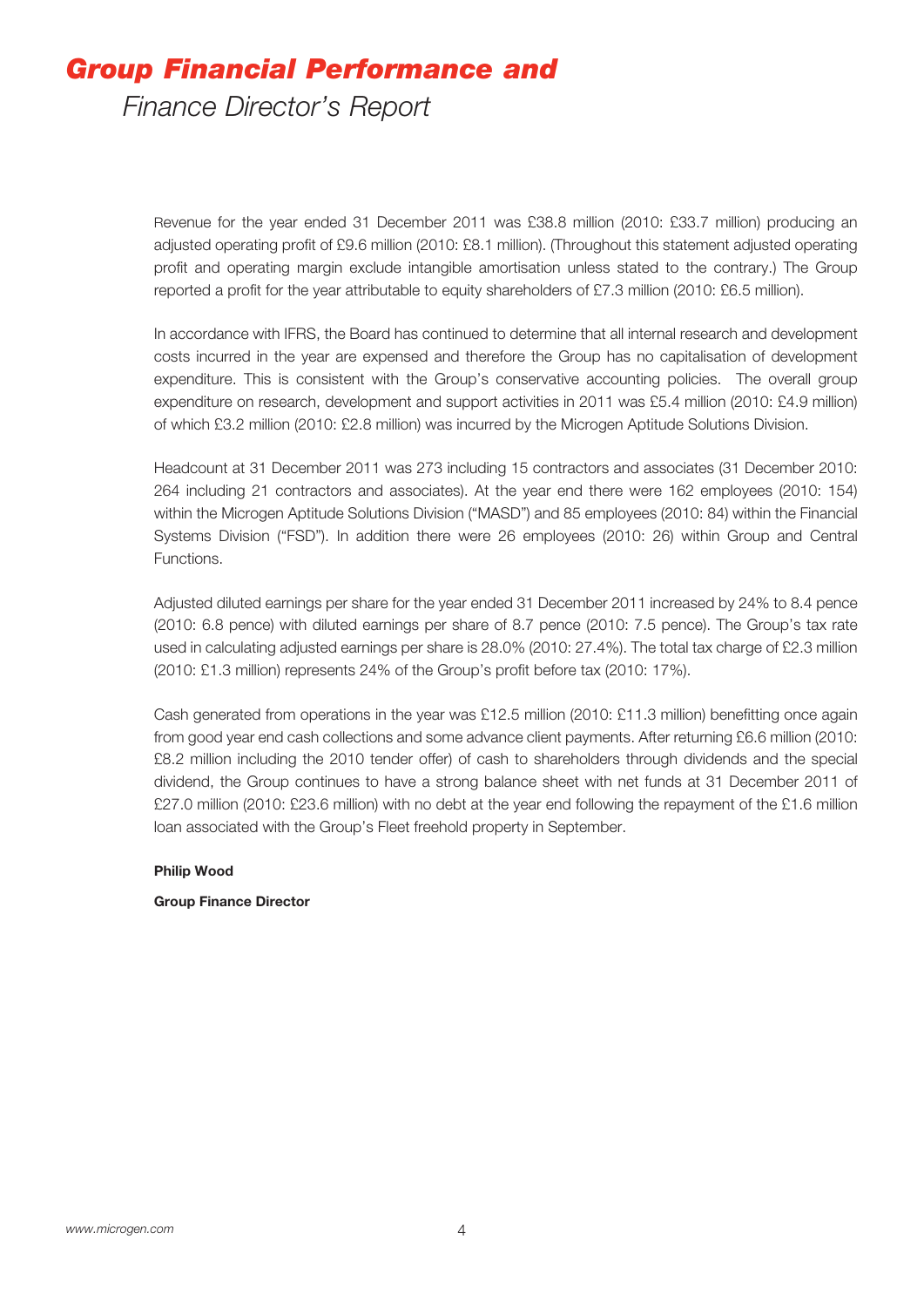# ***Group Financial Performance and***
## *Finance Director's Report*

Revenue for the year ended 31 December 2011 was £38.8 million (2010: £33.7 million) producing an adjusted operating profit of £9.6 million (2010: £8.1 million). (Throughout this statement adjusted operating profit and operating margin exclude intangible amortisation unless stated to the contrary.) The Group reported a profit for the year attributable to equity shareholders of £7.3 million (2010: £6.5 million).

In accordance with IFRS, the Board has continued to determine that all internal research and development costs incurred in the year are expensed and therefore the Group has no capitalisation of development expenditure. This is consistent with the Group's conservative accounting policies. The overall group expenditure on research, development and support activities in 2011 was £5.4 million (2010: £4.9 million) of which £3.2 million (2010: £2.8 million) was incurred by the Microgen Aptitude Solutions Division.

Headcount at 31 December 2011 was 273 including 15 contractors and associates (31 December 2010: 264 including 21 contractors and associates). At the year end there were 162 employees (2010: 154) within the Microgen Aptitude Solutions Division ("MASD") and 85 employees (2010: 84) within the Financial Systems Division ("FSD"). In addition there were 26 employees (2010: 26) within Group and Central Functions.

Adjusted diluted earnings per share for the year ended 31 December 2011 increased by 24% to 8.4 pence (2010: 6.8 pence) with diluted earnings per share of 8.7 pence (2010: 7.5 pence). The Group's tax rate used in calculating adjusted earnings per share is 28.0% (2010: 27.4%). The total tax charge of £2.3 million (2010: £1.3 million) represents 24% of the Group's profit before tax (2010: 17%).

Cash generated from operations in the year was £12.5 million (2010: £11.3 million) benefitting once again from good year end cash collections and some advance client payments. After returning £6.6 million (2010: £8.2 million including the 2010 tender offer) of cash to shareholders through dividends and the special dividend, the Group continues to have a strong balance sheet with net funds at 31 December 2011 of £27.0 million (2010: £23.6 million) with no debt at the year end following the repayment of the £1.6 million loan associated with the Group's Fleet freehold property in September.

**Philip Wood**

**Group Finance Director**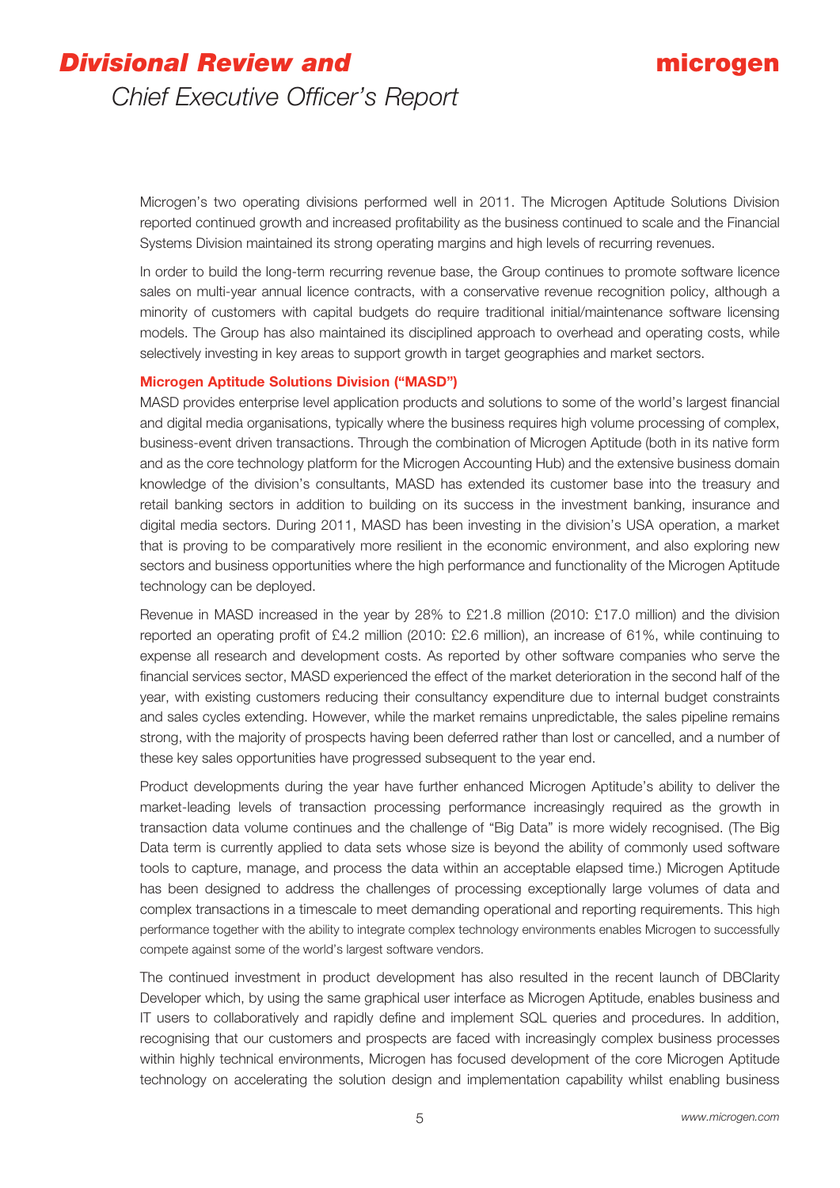# *Divisional Review and*

*Chief Executive Officer's Report*

Microgen's two operating divisions performed well in 2011. The Microgen Aptitude Solutions Division reported continued growth and increased profitability as the business continued to scale and the Financial Systems Division maintained its strong operating margins and high levels of recurring revenues.

In order to build the long-term recurring revenue base, the Group continues to promote software licence sales on multi-year annual licence contracts, with a conservative revenue recognition policy, although a minority of customers with capital budgets do require traditional initial/maintenance software licensing models. The Group has also maintained its disciplined approach to overhead and operating costs, while selectively investing in key areas to support growth in target geographies and market sectors.

### Microgen Aptitude Solutions Division ("MASD")

MASD provides enterprise level application products and solutions to some of the world's largest financial and digital media organisations, typically where the business requires high volume processing of complex, business-event driven transactions. Through the combination of Microgen Aptitude (both in its native form and as the core technology platform for the Microgen Accounting Hub) and the extensive business domain knowledge of the division's consultants, MASD has extended its customer base into the treasury and retail banking sectors in addition to building on its success in the investment banking, insurance and digital media sectors. During 2011, MASD has been investing in the division's USA operation, a market that is proving to be comparatively more resilient in the economic environment, and also exploring new sectors and business opportunities where the high performance and functionality of the Microgen Aptitude technology can be deployed.

Revenue in MASD increased in the year by 28% to £21.8 million (2010: £17.0 million) and the division reported an operating profit of £4.2 million (2010: £2.6 million), an increase of 61%, while continuing to expense all research and development costs. As reported by other software companies who serve the financial services sector, MASD experienced the effect of the market deterioration in the second half of the year, with existing customers reducing their consultancy expenditure due to internal budget constraints and sales cycles extending. However, while the market remains unpredictable, the sales pipeline remains strong, with the majority of prospects having been deferred rather than lost or cancelled, and a number of these key sales opportunities have progressed subsequent to the year end.

Product developments during the year have further enhanced Microgen Aptitude's ability to deliver the market-leading levels of transaction processing performance increasingly required as the growth in transaction data volume continues and the challenge of "Big Data" is more widely recognised. (The Big Data term is currently applied to data sets whose size is beyond the ability of commonly used software tools to capture, manage, and process the data within an acceptable elapsed time.) Microgen Aptitude has been designed to address the challenges of processing exceptionally large volumes of data and complex transactions in a timescale to meet demanding operational and reporting requirements. This high performance together with the ability to integrate complex technology environments enables Microgen to successfully compete against some of the world's largest software vendors.

The continued investment in product development has also resulted in the recent launch of DBClarity Developer which, by using the same graphical user interface as Microgen Aptitude, enables business and IT users to collaboratively and rapidly define and implement SQL queries and procedures. In addition, recognising that our customers and prospects are faced with increasingly complex business processes within highly technical environments, Microgen has focused development of the core Microgen Aptitude technology on accelerating the solution design and implementation capability whilst enabling business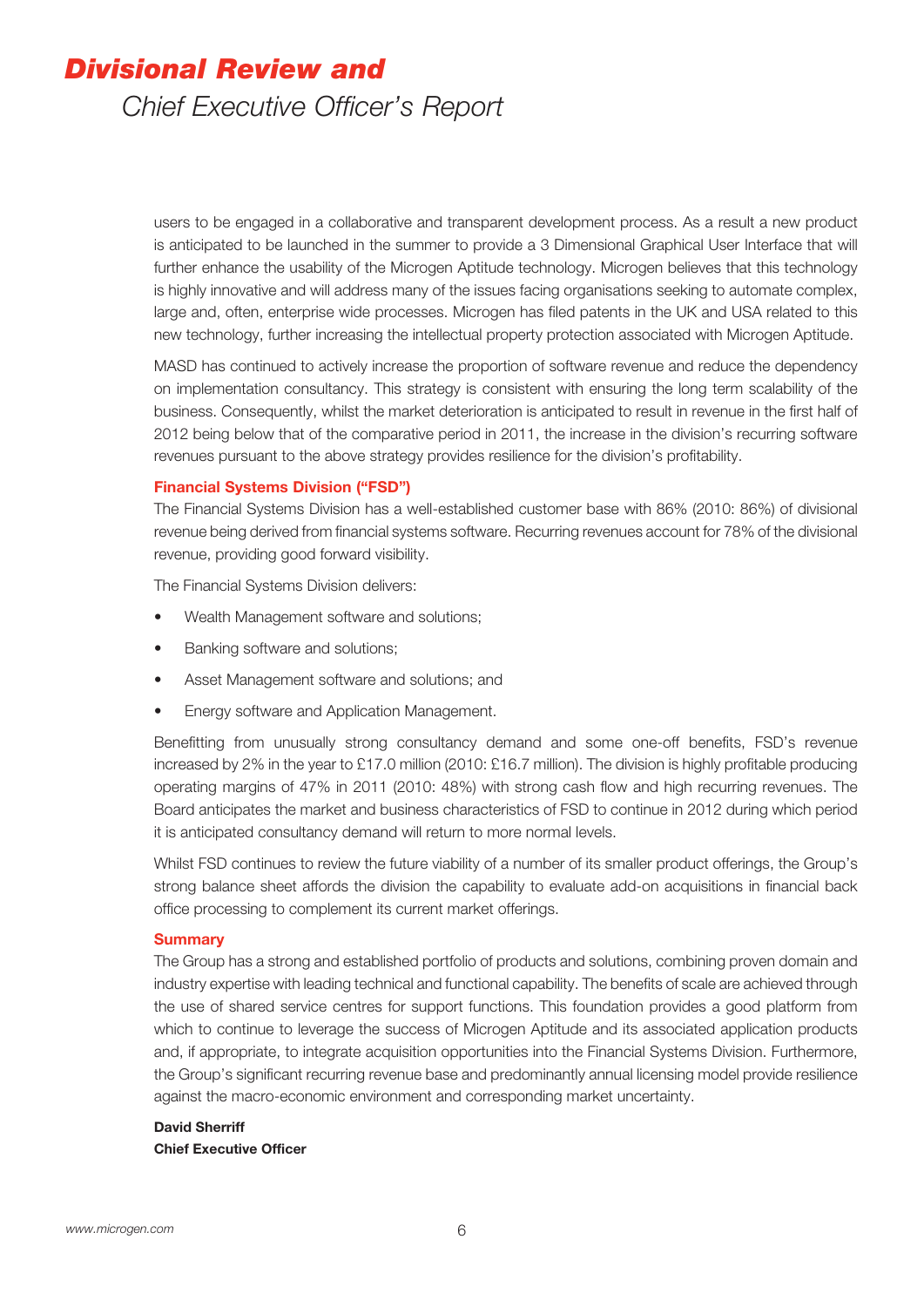users to be engaged in a collaborative and transparent development process. As a result a new product is anticipated to be launched in the summer to provide a 3 Dimensional Graphical User Interface that will further enhance the usability of the Microgen Aptitude technology. Microgen believes that this technology is highly innovative and will address many of the issues facing organisations seeking to automate complex, large and, often, enterprise wide processes. Microgen has filed patents in the UK and USA related to this new technology, further increasing the intellectual property protection associated with Microgen Aptitude.

MASD has continued to actively increase the proportion of software revenue and reduce the dependency on implementation consultancy. This strategy is consistent with ensuring the long term scalability of the business. Consequently, whilst the market deterioration is anticipated to result in revenue in the first half of 2012 being below that of the comparative period in 2011, the increase in the division's recurring software revenues pursuant to the above strategy provides resilience for the division's profitability.

### Financial Systems Division ("FSD")

The Financial Systems Division has a well-established customer base with 86% (2010: 86%) of divisional revenue being derived from financial systems software. Recurring revenues account for 78% of the divisional revenue, providing good forward visibility.

The Financial Systems Division delivers:

- Wealth Management software and solutions;
- Banking software and solutions;
- Asset Management software and solutions; and
- Energy software and Application Management.

Benefitting from unusually strong consultancy demand and some one-off benefits, FSD's revenue increased by 2% in the year to £17.0 million (2010: £16.7 million). The division is highly profitable producing operating margins of 47% in 2011 (2010: 48%) with strong cash flow and high recurring revenues. The Board anticipates the market and business characteristics of FSD to continue in 2012 during which period it is anticipated consultancy demand will return to more normal levels.

Whilst FSD continues to review the future viability of a number of its smaller product offerings, the Group's strong balance sheet affords the division the capability to evaluate add-on acquisitions in financial back office processing to complement its current market offerings.

### Summary

The Group has a strong and established portfolio of products and solutions, combining proven domain and industry expertise with leading technical and functional capability. The benefits of scale are achieved through the use of shared service centres for support functions. This foundation provides a good platform from which to continue to leverage the success of Microgen Aptitude and its associated application products and, if appropriate, to integrate acquisition opportunities into the Financial Systems Division. Furthermore, the Group's significant recurring revenue base and predominantly annual licensing model provide resilience against the macro-economic environment and corresponding market uncertainty.

**David Sherriff**
**Chief Executive Officer**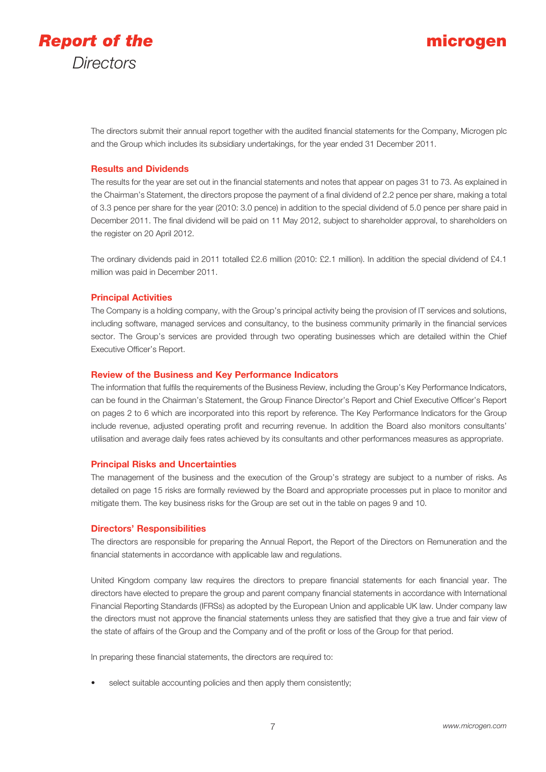# Report of the Directors

The directors submit their annual report together with the audited financial statements for the Company, Microgen plc and the Group which includes its subsidiary undertakings, for the year ended 31 December 2011.

## Results and Dividends

The results for the year are set out in the financial statements and notes that appear on pages 31 to 73. As explained in the Chairman's Statement, the directors propose the payment of a final dividend of 2.2 pence per share, making a total of 3.3 pence per share for the year (2010: 3.0 pence) in addition to the special dividend of 5.0 pence per share paid in December 2011. The final dividend will be paid on 11 May 2012, subject to shareholder approval, to shareholders on the register on 20 April 2012.

The ordinary dividends paid in 2011 totalled £2.6 million (2010: £2.1 million). In addition the special dividend of £4.1 million was paid in December 2011.

## Principal Activities

The Company is a holding company, with the Group's principal activity being the provision of IT services and solutions, including software, managed services and consultancy, to the business community primarily in the financial services sector. The Group's services are provided through two operating businesses which are detailed within the Chief Executive Officer's Report.

## Review of the Business and Key Performance Indicators

The information that fulfils the requirements of the Business Review, including the Group's Key Performance Indicators, can be found in the Chairman's Statement, the Group Finance Director's Report and Chief Executive Officer's Report on pages 2 to 6 which are incorporated into this report by reference. The Key Performance Indicators for the Group include revenue, adjusted operating profit and recurring revenue. In addition the Board also monitors consultants' utilisation and average daily fees rates achieved by its consultants and other performances measures as appropriate.

## Principal Risks and Uncertainties

The management of the business and the execution of the Group's strategy are subject to a number of risks. As detailed on page 15 risks are formally reviewed by the Board and appropriate processes put in place to monitor and mitigate them. The key business risks for the Group are set out in the table on pages 9 and 10.

## Directors' Responsibilities

The directors are responsible for preparing the Annual Report, the Report of the Directors on Remuneration and the financial statements in accordance with applicable law and regulations.

United Kingdom company law requires the directors to prepare financial statements for each financial year. The directors have elected to prepare the group and parent company financial statements in accordance with International Financial Reporting Standards (IFRSs) as adopted by the European Union and applicable UK law. Under company law the directors must not approve the financial statements unless they are satisfied that they give a true and fair view of the state of affairs of the Group and the Company and of the profit or loss of the Group for that period.

In preparing these financial statements, the directors are required to:

- select suitable accounting policies and then apply them consistently;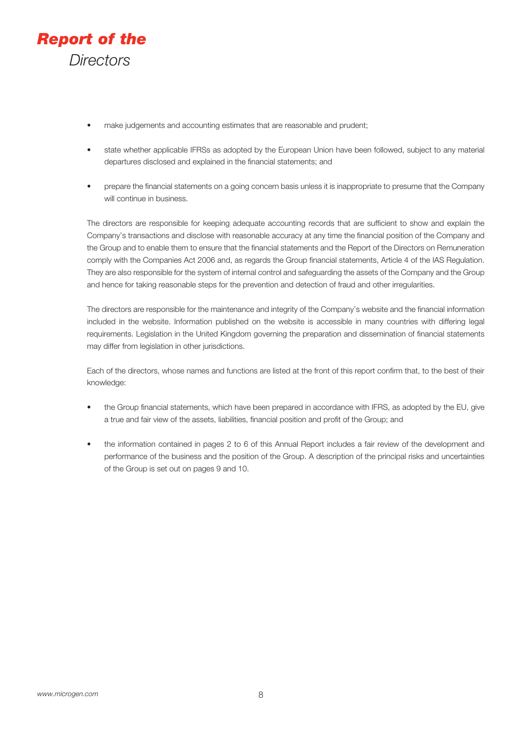- make judgements and accounting estimates that are reasonable and prudent;
- state whether applicable IFRSs as adopted by the European Union have been followed, subject to any material departures disclosed and explained in the financial statements; and
- prepare the financial statements on a going concern basis unless it is inappropriate to presume that the Company will continue in business.

The directors are responsible for keeping adequate accounting records that are sufficient to show and explain the Company's transactions and disclose with reasonable accuracy at any time the financial position of the Company and the Group and to enable them to ensure that the financial statements and the Report of the Directors on Remuneration comply with the Companies Act 2006 and, as regards the Group financial statements, Article 4 of the IAS Regulation. They are also responsible for the system of internal control and safeguarding the assets of the Company and the Group and hence for taking reasonable steps for the prevention and detection of fraud and other irregularities.

The directors are responsible for the maintenance and integrity of the Company's website and the financial information included in the website. Information published on the website is accessible in many countries with differing legal requirements. Legislation in the United Kingdom governing the preparation and dissemination of financial statements may differ from legislation in other jurisdictions.

Each of the directors, whose names and functions are listed at the front of this report confirm that, to the best of their knowledge:

- the Group financial statements, which have been prepared in accordance with IFRS, as adopted by the EU, give a true and fair view of the assets, liabilities, financial position and profit of the Group; and
- the information contained in pages 2 to 6 of this Annual Report includes a fair review of the development and performance of the business and the position of the Group. A description of the principal risks and uncertainties of the Group is set out on pages 9 and 10.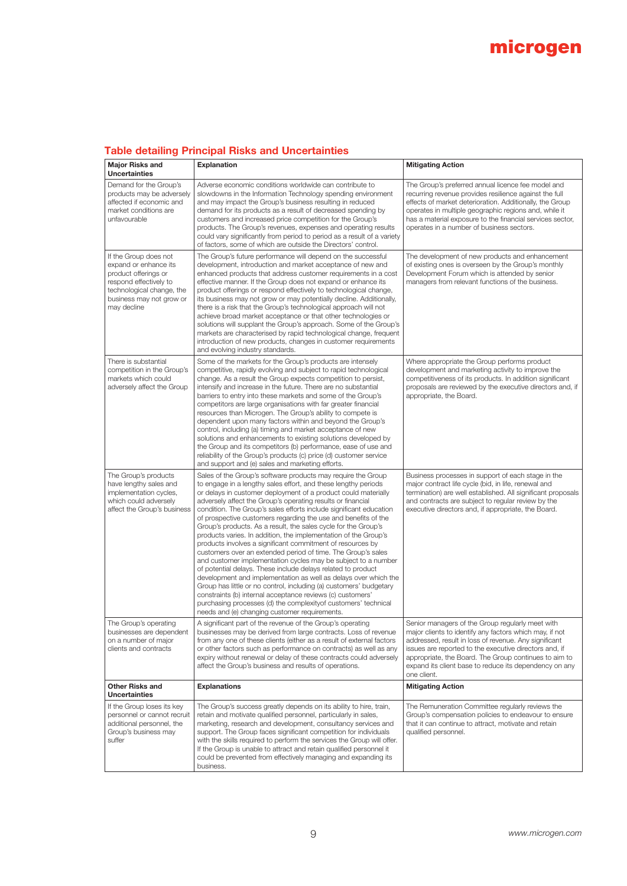## Table detailing Principal Risks and Uncertainties

| Major Risks and Uncertainties | Explanation | Mitigating Action |
|---|---|---|
| Demand for the Group's products may be adversely affected if economic and market conditions are unfavourable | Adverse economic conditions worldwide can contribute to slowdowns in the Information Technology spending environment and may impact the Group's business resulting in reduced demand for its products as a result of decreased spending by customers and increased price competition for the Group's products. The Group's revenues, expenses and operating results could vary significantly from period to period as a result of a variety of factors, some of which are outside the Directors' control. | The Group's preferred annual licence fee model and recurring revenue provides resilience against the full effects of market deterioration. Additionally, the Group operates in multiple geographic regions and, while it has a material exposure to the financial services sector, operates in a number of business sectors. |
| If the Group does not expand or enhance its product offerings or respond effectively to technological change, the business may not grow or may decline | The Group's future performance will depend on the successful development, introduction and market acceptance of new and enhanced products that address customer requirements in a cost effective manner. If the Group does not expand or enhance its product offerings or respond effectively to technological change, its business may not grow or may potentially decline. Additionally, there is a risk that the Group's technological approach will not achieve broad market acceptance or that other technologies or solutions will supplant the Group's approach. Some of the Group's markets are characterised by rapid technological change, frequent introduction of new products, changes in customer requirements and evolving industry standards. | The development of new products and enhancement of existing ones is overseen by the Group's monthly Development Forum which is attended by senior managers from relevant functions of the business. |
| There is substantial competition in the Group's markets which could adversely affect the Group | Some of the markets for the Group's products are intensely competitive, rapidly evolving and subject to rapid technological change. As a result the Group expects competition to persist, intensify and increase in the future. There are no substantial barriers to entry into these markets and some of the Group's competitors are large organisations with far greater financial resources than Microgen. The Group's ability to compete is dependent upon many factors within and beyond the Group's control, including (a) timing and market acceptance of new solutions and enhancements to existing solutions developed by the Group and its competitors (b) performance, ease of use and reliability of the Group's products (c) price (d) customer service and support and (e) sales and marketing efforts. | Where appropriate the Group performs product development and marketing activity to improve the competitiveness of its products. In addition significant proposals are reviewed by the executive directors and, if appropriate, the Board. |
| The Group's products have lengthy sales and implementation cycles, which could adversely affect the Group's business | Sales of the Group's software products may require the Group to engage in a lengthy sales effort, and these lengthy periods or delays in customer deployment of a product could materially adversely affect the Group's operating results or financial condition. The Group's sales efforts include significant education of prospective customers regarding the use and benefits of the Group's products. As a result, the sales cycle for the Group's products varies. In addition, the implementation of the Group's products involves a significant commitment of resources by customers over an extended period of time. The Group's sales and customer implementation cycles may be subject to a number of potential delays. These include delays related to product development and implementation as well as delays over which the Group has little or no control, including (a) customers' budgetary constraints (b) internal acceptance reviews (c) customers' purchasing processes (d) the complexityof customers' technical needs and (e) changing customer requirements. | Business processes in support of each stage in the major contract life cycle (bid, in life, renewal and termination) are well established. All significant proposals and contracts are subject to regular review by the executive directors and, if appropriate, the Board. |
| The Group's operating businesses are dependent on a number of major clients and contracts | A significant part of the revenue of the Group's operating businesses may be derived from large contracts. Loss of revenue from any one of these clients (either as a result of external factors or other factors such as performance on contracts) as well as any expiry without renewal or delay of these contracts could adversely affect the Group's business and results of operations. | Senior managers of the Group regularly meet with major clients to identify any factors which may, if not addressed, result in loss of revenue. Any significant issues are reported to the executive directors and, if appropriate, the Board. The Group continues to aim to expand its client base to reduce its dependency on any one client. |
| **Other Risks and Uncertainties** | **Explanations** | **Mitigating Action** |
| If the Group loses its key personnel or cannot recruit additional personnel, the Group's business may suffer | The Group's success greatly depends on its ability to hire, train, retain and motivate qualified personnel, particularly in sales, marketing, research and development, consultancy services and support. The Group faces significant competition for individuals with the skills required to perform the services the Group will offer. If the Group is unable to attract and retain qualified personnel it could be prevented from effectively managing and expanding its business. | The Remuneration Committee regularly reviews the Group's compensation policies to endeavour to ensure that it can continue to attract, motivate and retain qualified personnel. |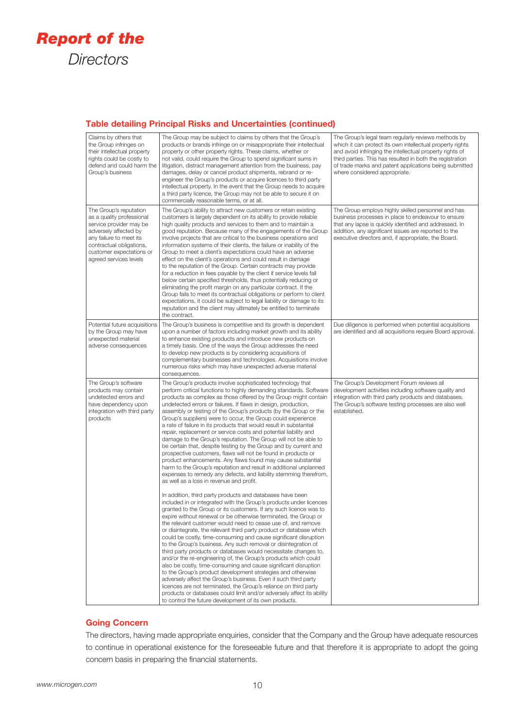## Table detailing Principal Risks and Uncertainties (continued)

| | | |
|---|---|---|
| Claims by others that the Group infringes on their intellectual property rights could be costly to defend and could harm the Group's business | The Group may be subject to claims by others that the Group's products or brands infringe on or misappropriate their intellectual property or other property rights. These claims, whether or not valid, could require the Group to spend significant sums in litigation, distract management attention from the business, pay damages, delay or cancel product shipments, rebrand or re-engineer the Group's products or acquire licences to third party intellectual property. In the event that the Group needs to acquire a third party licence, the Group may not be able to secure it on commercially reasonable terms, or at all. | The Group's legal team regularly reviews methods by which it can protect its own intellectual property rights and avoid infringing the intellectual property rights of third parties. This has resulted in both the registration of trade marks and patent applications being submitted where considered appropriate. |
| The Group's reputation as a quality professional service provider may be adversely affected by any failure to meet its contractual obligations, customer expectations or agreed services levels | The Group's ability to attract new customers or retain existing customers is largely dependent on its ability to provide reliable high quality products and services to them and to maintain a good reputation. Because many of the engagements of the Group involve projects that are critical to the business operations and information systems of their clients, the failure or inability of the Group to meet a client's expectations could have an adverse effect on the client's operations and could result in damage to the reputation of the Group. Certain contracts may provide for a reduction in fees payable by the client if service levels fall below certain specified thresholds, thus potentially reducing or eliminating the profit margin on any particular contract. If the Group fails to meet its contractual obligations or perform to client expectations, it could be subject to legal liability or damage to its reputation and the client may ultimately be entitled to terminate the contract. | The Group employs highly skilled personnel and has business processes in place to endeavour to ensure that any lapse is quickly identified and addressed. In addition, any significant issues are reported to the executive directors and, if appropriate, the Board. |
| Potential future acquisitions by the Group may have unexpected material adverse consequences | The Group's business is competitive and its growth is dependent upon a number of factors including market growth and its ability to enhance existing products and introduce new products on a timely basis. One of the ways the Group addresses the need to develop new products is by considering acquisitions of complementary businesses and technologies. Acquisitions involve numerous risks which may have unexpected adverse material consequences. | Due diligence is performed when potential acquisitions are identified and all acquisitions require Board approval. |
| The Group's software products may contain undetected errors and have dependency upon integration with third party products | The Group's products involve sophisticated technology that perform critical functions to highly demanding standards. Software products as complex as those offered by the Group might contain undetected errors or failures. If flaws in design, production, assembly or testing of the Group's products (by the Group or the Group's suppliers) were to occur, the Group could experience a rate of failure in its products that would result in substantial repair, replacement or service costs and potential liability and damage to the Group's reputation. The Group will not be able to be certain that, despite testing by the Group and by current and prospective customers, flaws will not be found in products or product enhancements. Any flaws found may cause substantial harm to the Group's reputation and result in additional unplanned expenses to remedy any defects, and liability stemming therefrom, as well as a loss in revenue and profit.<br><br>In addition, third party products and databases have been included in or integrated with the Group's products under licences granted to the Group or its customers. If any such licence was to expire without renewal or be otherwise terminated, the Group or the relevant customer would need to cease use of, and remove or disintegrate, the relevant third party product or database which could be costly, time-consuming and cause significant disruption to the Group's business. Any such removal or disintegration of third party products or databases would necessitate changes to, and/or the re-engineering of, the Group's products which could also be costly, time-consuming and cause significant disruption to the Group's product development strategies and otherwise adversely affect the Group's business. Even if such third party licences are not terminated, the Group's reliance on third party products or databases could limit and/or adversely affect its ability to control the future development of its own products. | The Group's Development Forum reviews all development activities including software quality and integration with third party products and databases. The Group's software testing processes are also well established. |

## Going Concern

The directors, having made appropriate enquiries, consider that the Company and the Group have adequate resources to continue in operational existence for the foreseeable future and that therefore it is appropriate to adopt the going concern basis in preparing the financial statements.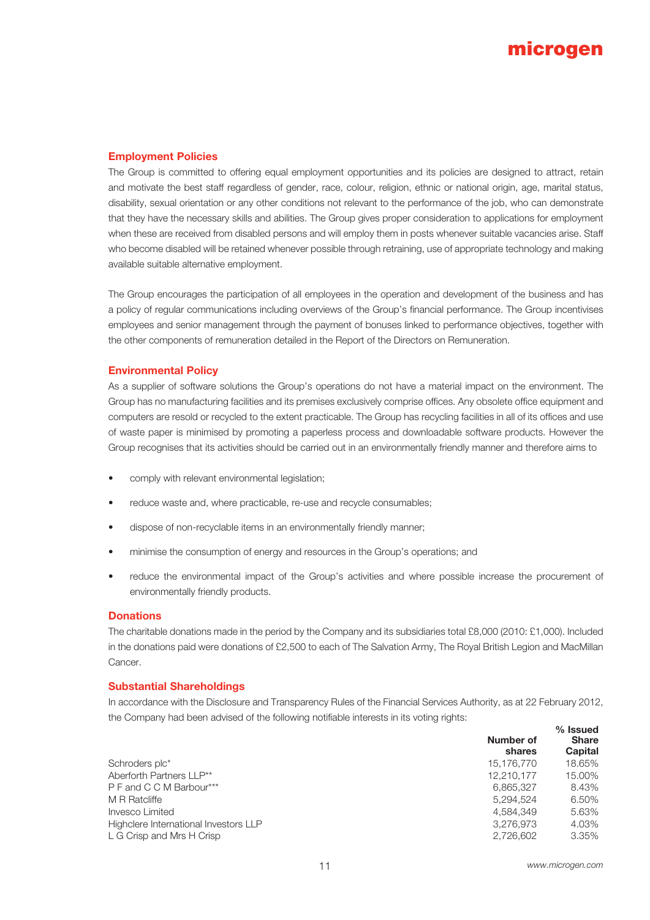## Employment Policies

The Group is committed to offering equal employment opportunities and its policies are designed to attract, retain and motivate the best staff regardless of gender, race, colour, religion, ethnic or national origin, age, marital status, disability, sexual orientation or any other conditions not relevant to the performance of the job, who can demonstrate that they have the necessary skills and abilities. The Group gives proper consideration to applications for employment when these are received from disabled persons and will employ them in posts whenever suitable vacancies arise. Staff who become disabled will be retained whenever possible through retraining, use of appropriate technology and making available suitable alternative employment.

The Group encourages the participation of all employees in the operation and development of the business and has a policy of regular communications including overviews of the Group's financial performance. The Group incentivises employees and senior management through the payment of bonuses linked to performance objectives, together with the other components of remuneration detailed in the Report of the Directors on Remuneration.

## Environmental Policy

As a supplier of software solutions the Group's operations do not have a material impact on the environment. The Group has no manufacturing facilities and its premises exclusively comprise offices. Any obsolete office equipment and computers are resold or recycled to the extent practicable. The Group has recycling facilities in all of its offices and use of waste paper is minimised by promoting a paperless process and downloadable software products. However the Group recognises that its activities should be carried out in an environmentally friendly manner and therefore aims to

- comply with relevant environmental legislation;
- reduce waste and, where practicable, re-use and recycle consumables;
- dispose of non-recyclable items in an environmentally friendly manner;
- minimise the consumption of energy and resources in the Group's operations; and
- reduce the environmental impact of the Group's activities and where possible increase the procurement of environmentally friendly products.

## Donations

The charitable donations made in the period by the Company and its subsidiaries total £8,000 (2010: £1,000). Included in the donations paid were donations of £2,500 to each of The Salvation Army, The Royal British Legion and MacMillan Cancer.

## Substantial Shareholdings

In accordance with the Disclosure and Transparency Rules of the Financial Services Authority, as at 22 February 2012, the Company had been advised of the following notifiable interests in its voting rights:

| | Number of shares | % Issued Share Capital |
|---|---|---|
| Schroders plc* | 15,176,770 | 18.65% |
| Aberforth Partners LLP** | 12,210,177 | 15.00% |
| P F and C C M Barbour*** | 6,865,327 | 8.43% |
| M R Ratcliffe | 5,294,524 | 6.50% |
| Invesco Limited | 4,584,349 | 5.63% |
| Highclere International Investors LLP | 3,276,973 | 4.03% |
| L G Crisp and Mrs H Crisp | 2,726,602 | 3.35% |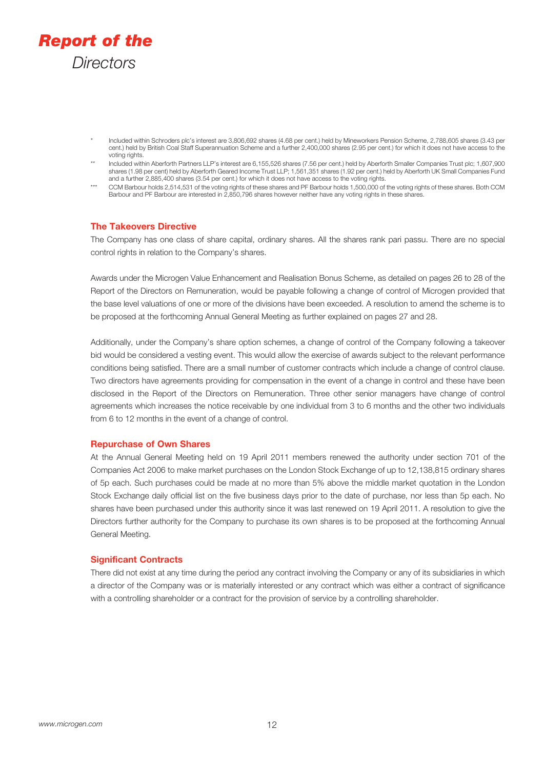# Report of the Directors

\* Included within Schroders plc's interest are 3,806,692 shares (4.68 per cent.) held by Mineworkers Pension Scheme, 2,788,605 shares (3.43 per cent.) held by British Coal Staff Superannuation Scheme and a further 2,400,000 shares (2.95 per cent.) for which it does not have access to the voting rights.

\*\* Included within Aberforth Partners LLP's interest are 6,155,526 shares (7.56 per cent.) held by Aberforth Smaller Companies Trust plc; 1,607,900 shares (1.98 per cent) held by Aberforth Geared Income Trust LLP; 1,561,351 shares (1.92 per cent.) held by Aberforth UK Small Companies Fund and a further 2,885,400 shares (3.54 per cent.) for which it does not have access to the voting rights.

\*\*\* CCM Barbour holds 2,514,531 of the voting rights of these shares and PF Barbour holds 1,500,000 of the voting rights of these shares. Both CCM Barbour and PF Barbour are interested in 2,850,796 shares however neither have any voting rights in these shares.

## The Takeovers Directive

The Company has one class of share capital, ordinary shares. All the shares rank pari passu. There are no special control rights in relation to the Company's shares.

Awards under the Microgen Value Enhancement and Realisation Bonus Scheme, as detailed on pages 26 to 28 of the Report of the Directors on Remuneration, would be payable following a change of control of Microgen provided that the base level valuations of one or more of the divisions have been exceeded. A resolution to amend the scheme is to be proposed at the forthcoming Annual General Meeting as further explained on pages 27 and 28.

Additionally, under the Company's share option schemes, a change of control of the Company following a takeover bid would be considered a vesting event. This would allow the exercise of awards subject to the relevant performance conditions being satisfied. There are a small number of customer contracts which include a change of control clause. Two directors have agreements providing for compensation in the event of a change in control and these have been disclosed in the Report of the Directors on Remuneration. Three other senior managers have change of control agreements which increases the notice receivable by one individual from 3 to 6 months and the other two individuals from 6 to 12 months in the event of a change of control.

## Repurchase of Own Shares

At the Annual General Meeting held on 19 April 2011 members renewed the authority under section 701 of the Companies Act 2006 to make market purchases on the London Stock Exchange of up to 12,138,815 ordinary shares of 5p each. Such purchases could be made at no more than 5% above the middle market quotation in the London Stock Exchange daily official list on the five business days prior to the date of purchase, nor less than 5p each. No shares have been purchased under this authority since it was last renewed on 19 April 2011. A resolution to give the Directors further authority for the Company to purchase its own shares is to be proposed at the forthcoming Annual General Meeting.

## Significant Contracts

There did not exist at any time during the period any contract involving the Company or any of its subsidiaries in which a director of the Company was or is materially interested or any contract which was either a contract of significance with a controlling shareholder or a contract for the provision of service by a controlling shareholder.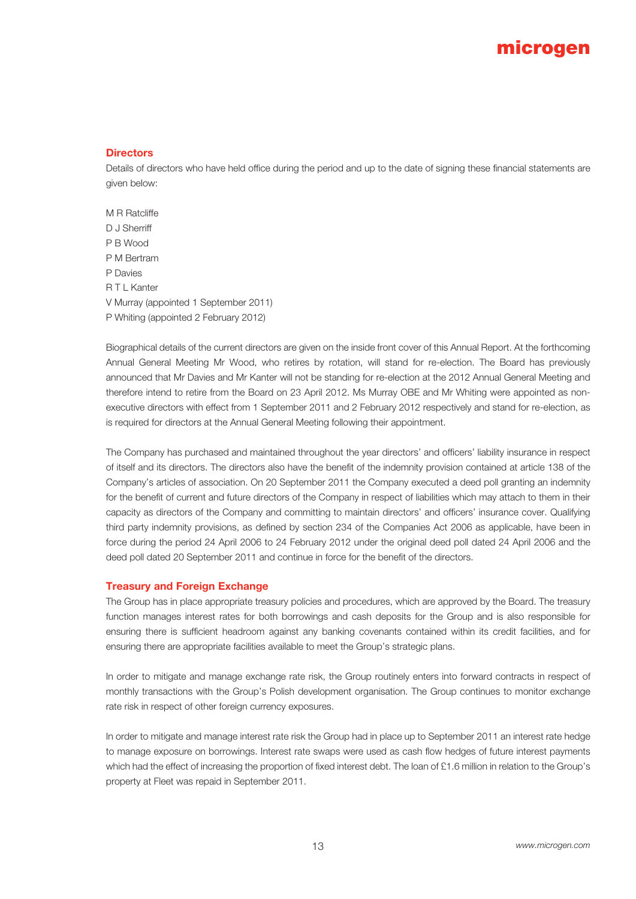## Directors

Details of directors who have held office during the period and up to the date of signing these financial statements are given below:

M R Ratcliffe
D J Sherriff
P B Wood
P M Bertram
P Davies
R T L Kanter
V Murray (appointed 1 September 2011)
P Whiting (appointed 2 February 2012)

Biographical details of the current directors are given on the inside front cover of this Annual Report. At the forthcoming Annual General Meeting Mr Wood, who retires by rotation, will stand for re-election. The Board has previously announced that Mr Davies and Mr Kanter will not be standing for re-election at the 2012 Annual General Meeting and therefore intend to retire from the Board on 23 April 2012. Ms Murray OBE and Mr Whiting were appointed as non-executive directors with effect from 1 September 2011 and 2 February 2012 respectively and stand for re-election, as is required for directors at the Annual General Meeting following their appointment.

The Company has purchased and maintained throughout the year directors' and officers' liability insurance in respect of itself and its directors. The directors also have the benefit of the indemnity provision contained at article 138 of the Company's articles of association. On 20 September 2011 the Company executed a deed poll granting an indemnity for the benefit of current and future directors of the Company in respect of liabilities which may attach to them in their capacity as directors of the Company and committing to maintain directors' and officers' insurance cover. Qualifying third party indemnity provisions, as defined by section 234 of the Companies Act 2006 as applicable, have been in force during the period 24 April 2006 to 24 February 2012 under the original deed poll dated 24 April 2006 and the deed poll dated 20 September 2011 and continue in force for the benefit of the directors.

## Treasury and Foreign Exchange

The Group has in place appropriate treasury policies and procedures, which are approved by the Board. The treasury function manages interest rates for both borrowings and cash deposits for the Group and is also responsible for ensuring there is sufficient headroom against any banking covenants contained within its credit facilities, and for ensuring there are appropriate facilities available to meet the Group's strategic plans.

In order to mitigate and manage exchange rate risk, the Group routinely enters into forward contracts in respect of monthly transactions with the Group's Polish development organisation. The Group continues to monitor exchange rate risk in respect of other foreign currency exposures.

In order to mitigate and manage interest rate risk the Group had in place up to September 2011 an interest rate hedge to manage exposure on borrowings. Interest rate swaps were used as cash flow hedges of future interest payments which had the effect of increasing the proportion of fixed interest debt. The loan of £1.6 million in relation to the Group's property at Fleet was repaid in September 2011.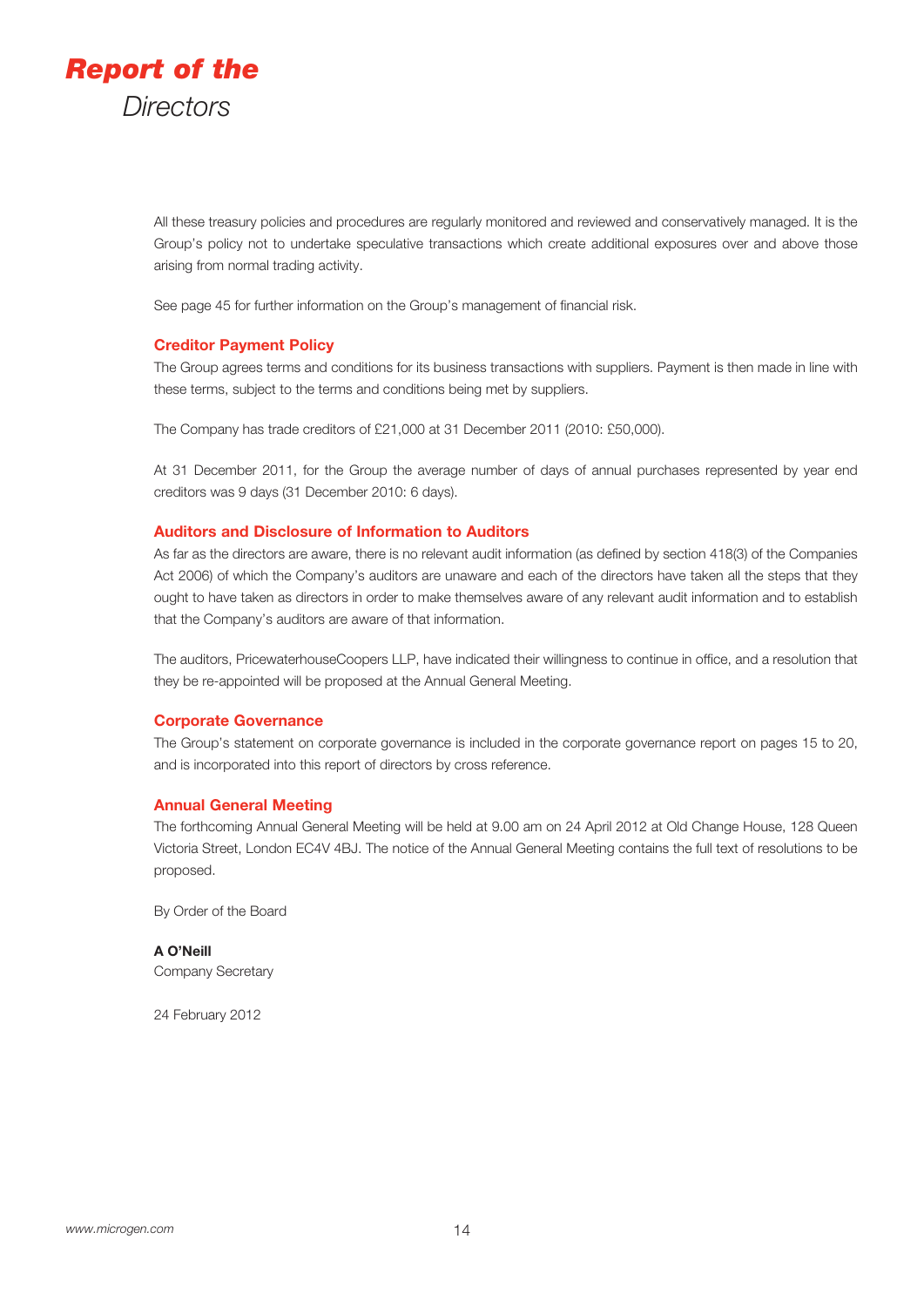# *Report of the Directors*

All these treasury policies and procedures are regularly monitored and reviewed and conservatively managed. It is the Group's policy not to undertake speculative transactions which create additional exposures over and above those arising from normal trading activity.

See page 45 for further information on the Group's management of financial risk.

### Creditor Payment Policy

The Group agrees terms and conditions for its business transactions with suppliers. Payment is then made in line with these terms, subject to the terms and conditions being met by suppliers.

The Company has trade creditors of £21,000 at 31 December 2011 (2010: £50,000).

At 31 December 2011, for the Group the average number of days of annual purchases represented by year end creditors was 9 days (31 December 2010: 6 days).

### Auditors and Disclosure of Information to Auditors

As far as the directors are aware, there is no relevant audit information (as defined by section 418(3) of the Companies Act 2006) of which the Company's auditors are unaware and each of the directors have taken all the steps that they ought to have taken as directors in order to make themselves aware of any relevant audit information and to establish that the Company's auditors are aware of that information.

The auditors, PricewaterhouseCoopers LLP, have indicated their willingness to continue in office, and a resolution that they be re-appointed will be proposed at the Annual General Meeting.

### Corporate Governance

The Group's statement on corporate governance is included in the corporate governance report on pages 15 to 20, and is incorporated into this report of directors by cross reference.

### Annual General Meeting

The forthcoming Annual General Meeting will be held at 9.00 am on 24 April 2012 at Old Change House, 128 Queen Victoria Street, London EC4V 4BJ. The notice of the Annual General Meeting contains the full text of resolutions to be proposed.

By Order of the Board

**A O'Neill**
Company Secretary

24 February 2012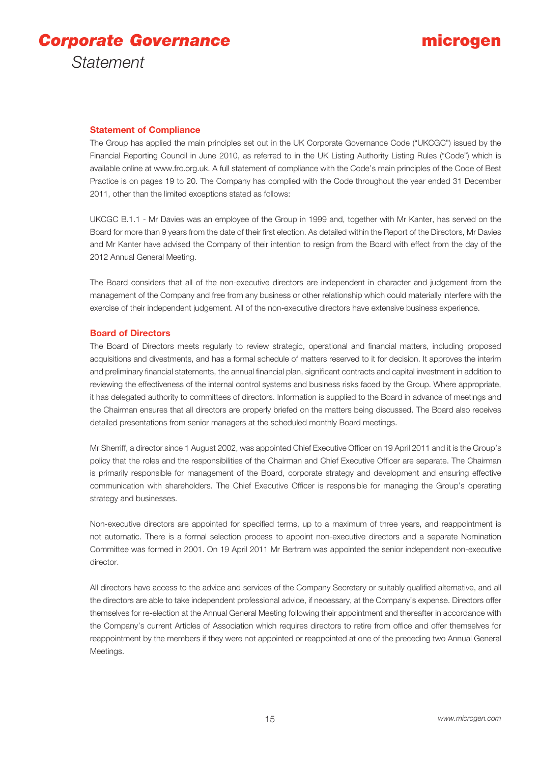# *Corporate Governance*

*Statement*

### Statement of Compliance

The Group has applied the main principles set out in the UK Corporate Governance Code ("UKCGC") issued by the Financial Reporting Council in June 2010, as referred to in the UK Listing Authority Listing Rules ("Code") which is available online at www.frc.org.uk. A full statement of compliance with the Code's main principles of the Code of Best Practice is on pages 19 to 20. The Company has complied with the Code throughout the year ended 31 December 2011, other than the limited exceptions stated as follows:

UKCGC B.1.1 - Mr Davies was an employee of the Group in 1999 and, together with Mr Kanter, has served on the Board for more than 9 years from the date of their first election. As detailed within the Report of the Directors, Mr Davies and Mr Kanter have advised the Company of their intention to resign from the Board with effect from the day of the 2012 Annual General Meeting.

The Board considers that all of the non-executive directors are independent in character and judgement from the management of the Company and free from any business or other relationship which could materially interfere with the exercise of their independent judgement. All of the non-executive directors have extensive business experience.

### Board of Directors

The Board of Directors meets regularly to review strategic, operational and financial matters, including proposed acquisitions and divestments, and has a formal schedule of matters reserved to it for decision. It approves the interim and preliminary financial statements, the annual financial plan, significant contracts and capital investment in addition to reviewing the effectiveness of the internal control systems and business risks faced by the Group. Where appropriate, it has delegated authority to committees of directors. Information is supplied to the Board in advance of meetings and the Chairman ensures that all directors are properly briefed on the matters being discussed. The Board also receives detailed presentations from senior managers at the scheduled monthly Board meetings.

Mr Sherriff, a director since 1 August 2002, was appointed Chief Executive Officer on 19 April 2011 and it is the Group's policy that the roles and the responsibilities of the Chairman and Chief Executive Officer are separate. The Chairman is primarily responsible for management of the Board, corporate strategy and development and ensuring effective communication with shareholders. The Chief Executive Officer is responsible for managing the Group's operating strategy and businesses.

Non-executive directors are appointed for specified terms, up to a maximum of three years, and reappointment is not automatic. There is a formal selection process to appoint non-executive directors and a separate Nomination Committee was formed in 2001. On 19 April 2011 Mr Bertram was appointed the senior independent non-executive director.

All directors have access to the advice and services of the Company Secretary or suitably qualified alternative, and all the directors are able to take independent professional advice, if necessary, at the Company's expense. Directors offer themselves for re-election at the Annual General Meeting following their appointment and thereafter in accordance with the Company's current Articles of Association which requires directors to retire from office and offer themselves for reappointment by the members if they were not appointed or reappointed at one of the preceding two Annual General Meetings.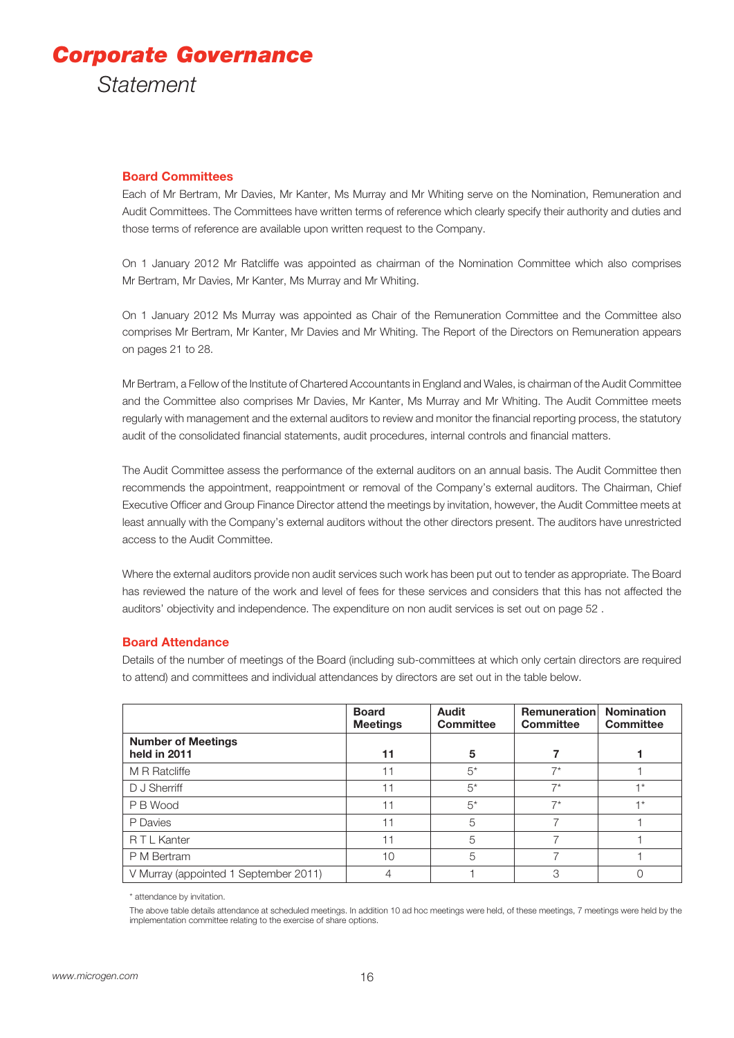# Corporate Governance

*Statement*

### Board Committees

Each of Mr Bertram, Mr Davies, Mr Kanter, Ms Murray and Mr Whiting serve on the Nomination, Remuneration and Audit Committees. The Committees have written terms of reference which clearly specify their authority and duties and those terms of reference are available upon written request to the Company.

On 1 January 2012 Mr Ratcliffe was appointed as chairman of the Nomination Committee which also comprises Mr Bertram, Mr Davies, Mr Kanter, Ms Murray and Mr Whiting.

On 1 January 2012 Ms Murray was appointed as Chair of the Remuneration Committee and the Committee also comprises Mr Bertram, Mr Kanter, Mr Davies and Mr Whiting. The Report of the Directors on Remuneration appears on pages 21 to 28.

Mr Bertram, a Fellow of the Institute of Chartered Accountants in England and Wales, is chairman of the Audit Committee and the Committee also comprises Mr Davies, Mr Kanter, Ms Murray and Mr Whiting. The Audit Committee meets regularly with management and the external auditors to review and monitor the financial reporting process, the statutory audit of the consolidated financial statements, audit procedures, internal controls and financial matters.

The Audit Committee assess the performance of the external auditors on an annual basis. The Audit Committee then recommends the appointment, reappointment or removal of the Company's external auditors. The Chairman, Chief Executive Officer and Group Finance Director attend the meetings by invitation, however, the Audit Committee meets at least annually with the Company's external auditors without the other directors present. The auditors have unrestricted access to the Audit Committee.

Where the external auditors provide non audit services such work has been put out to tender as appropriate. The Board has reviewed the nature of the work and level of fees for these services and considers that this has not affected the auditors' objectivity and independence. The expenditure on non audit services is set out on page 52 .

### Board Attendance

Details of the number of meetings of the Board (including sub-committees at which only certain directors are required to attend) and committees and individual attendances by directors are set out in the table below.

| | Board Meetings | Audit Committee | Remuneration Committee | Nomination Committee |
|---|---|---|---|---|
| **Number of Meetings held in 2011** | **11** | **5** | **7** | **1** |
| M R Ratcliffe | 11 | 5* | 7* | 1 |
| D J Sherriff | 11 | 5* | 7* | 1* |
| P B Wood | 11 | 5* | 7* | 1* |
| P Davies | 11 | 5 | 7 | 1 |
| R T L Kanter | 11 | 5 | 7 | 1 |
| P M Bertram | 10 | 5 | 7 | 1 |
| V Murray (appointed 1 September 2011) | 4 | 1 | 3 | 0 |

* attendance by invitation.

The above table details attendance at scheduled meetings. In addition 10 ad hoc meetings were held, of these meetings, 7 meetings were held by the implementation committee relating to the exercise of share options.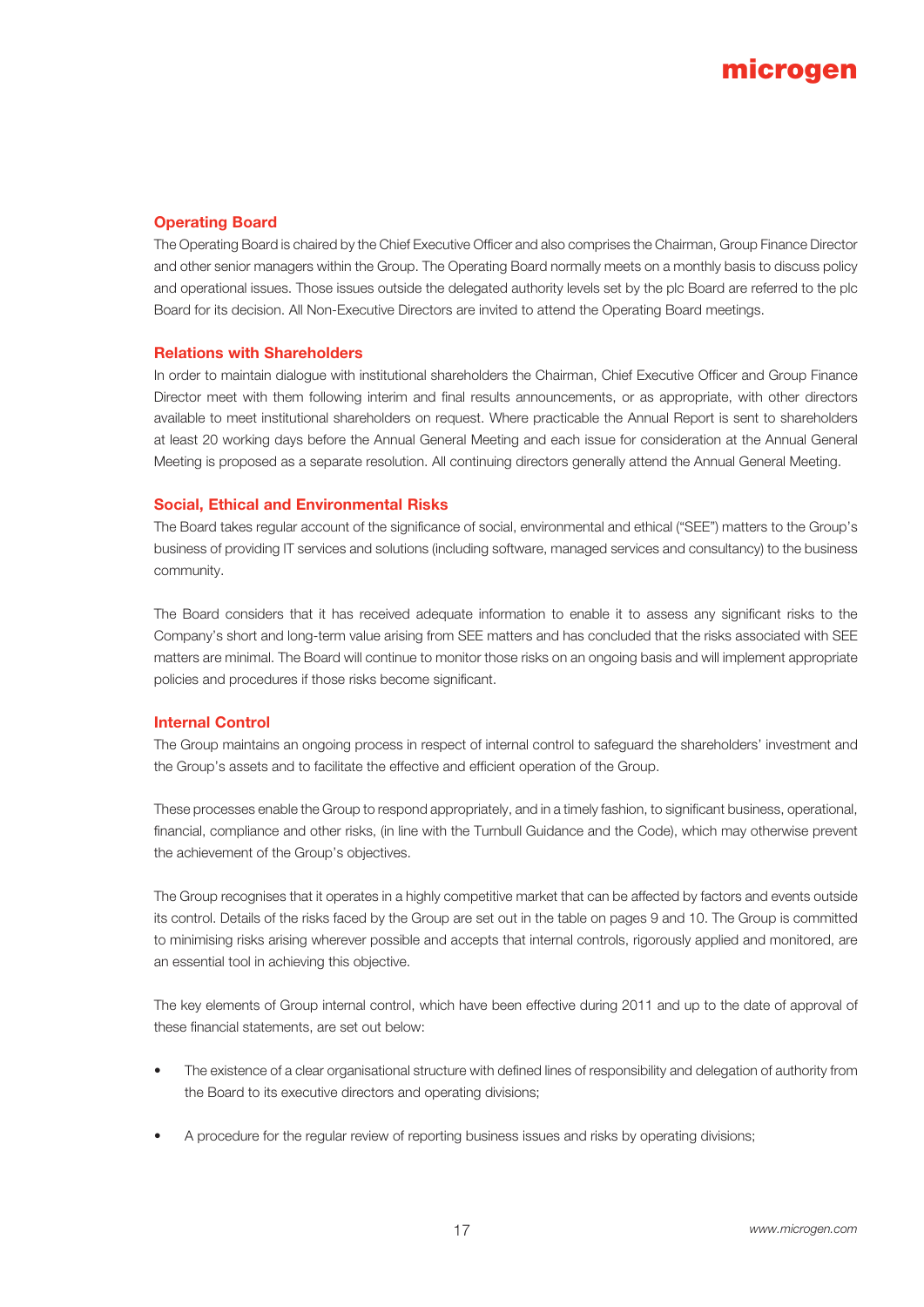## Operating Board

The Operating Board is chaired by the Chief Executive Officer and also comprises the Chairman, Group Finance Director and other senior managers within the Group. The Operating Board normally meets on a monthly basis to discuss policy and operational issues. Those issues outside the delegated authority levels set by the plc Board are referred to the plc Board for its decision. All Non-Executive Directors are invited to attend the Operating Board meetings.

## Relations with Shareholders

In order to maintain dialogue with institutional shareholders the Chairman, Chief Executive Officer and Group Finance Director meet with them following interim and final results announcements, or as appropriate, with other directors available to meet institutional shareholders on request. Where practicable the Annual Report is sent to shareholders at least 20 working days before the Annual General Meeting and each issue for consideration at the Annual General Meeting is proposed as a separate resolution. All continuing directors generally attend the Annual General Meeting.

## Social, Ethical and Environmental Risks

The Board takes regular account of the significance of social, environmental and ethical ("SEE") matters to the Group's business of providing IT services and solutions (including software, managed services and consultancy) to the business community.

The Board considers that it has received adequate information to enable it to assess any significant risks to the Company's short and long-term value arising from SEE matters and has concluded that the risks associated with SEE matters are minimal. The Board will continue to monitor those risks on an ongoing basis and will implement appropriate policies and procedures if those risks become significant.

## Internal Control

The Group maintains an ongoing process in respect of internal control to safeguard the shareholders' investment and the Group's assets and to facilitate the effective and efficient operation of the Group.

These processes enable the Group to respond appropriately, and in a timely fashion, to significant business, operational, financial, compliance and other risks, (in line with the Turnbull Guidance and the Code), which may otherwise prevent the achievement of the Group's objectives.

The Group recognises that it operates in a highly competitive market that can be affected by factors and events outside its control. Details of the risks faced by the Group are set out in the table on pages 9 and 10. The Group is committed to minimising risks arising wherever possible and accepts that internal controls, rigorously applied and monitored, are an essential tool in achieving this objective.

The key elements of Group internal control, which have been effective during 2011 and up to the date of approval of these financial statements, are set out below:

- The existence of a clear organisational structure with defined lines of responsibility and delegation of authority from the Board to its executive directors and operating divisions;
- A procedure for the regular review of reporting business issues and risks by operating divisions;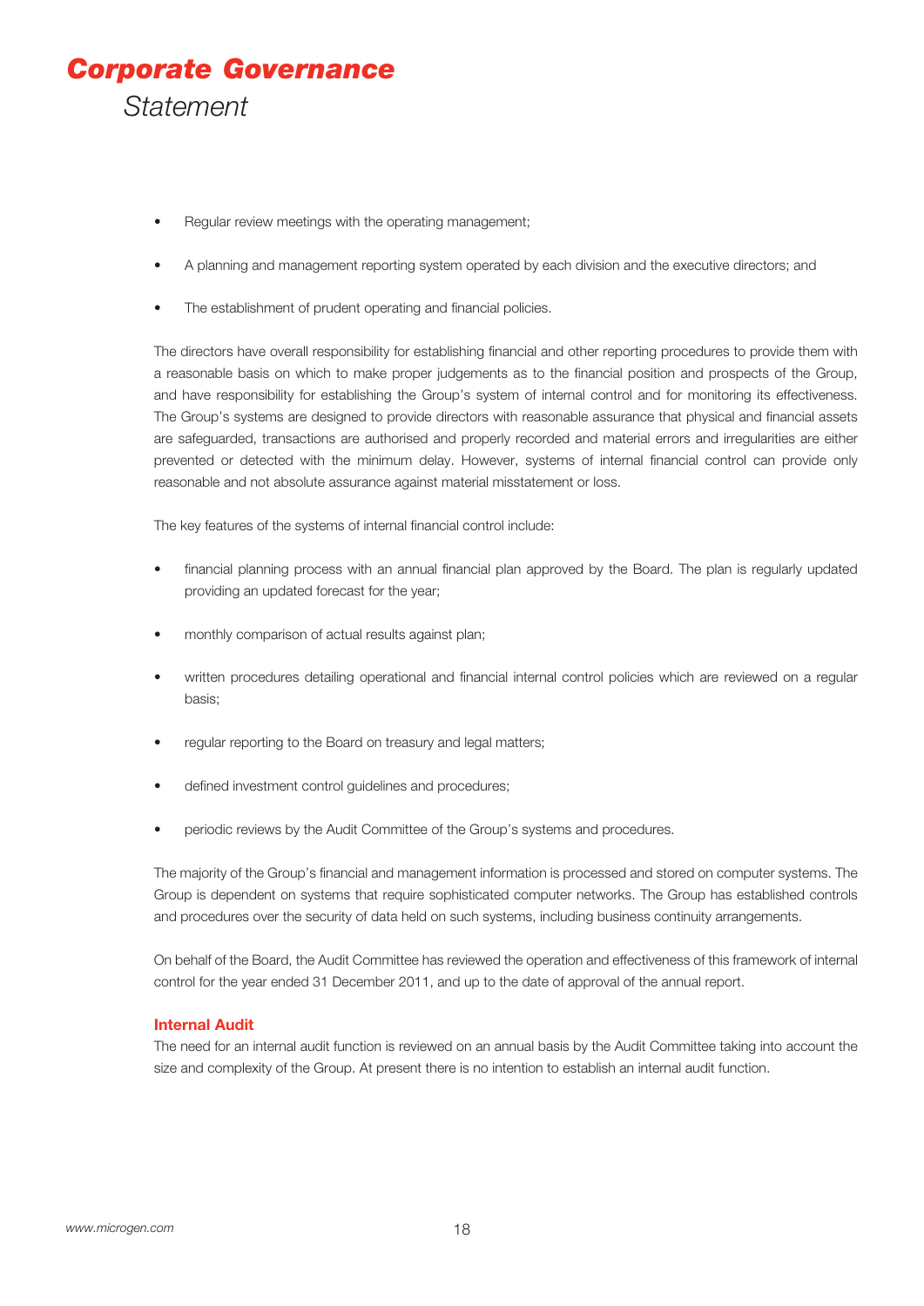- Regular review meetings with the operating management;
- A planning and management reporting system operated by each division and the executive directors; and
- The establishment of prudent operating and financial policies.

The directors have overall responsibility for establishing financial and other reporting procedures to provide them with a reasonable basis on which to make proper judgements as to the financial position and prospects of the Group, and have responsibility for establishing the Group's system of internal control and for monitoring its effectiveness. The Group's systems are designed to provide directors with reasonable assurance that physical and financial assets are safeguarded, transactions are authorised and properly recorded and material errors and irregularities are either prevented or detected with the minimum delay. However, systems of internal financial control can provide only reasonable and not absolute assurance against material misstatement or loss.

The key features of the systems of internal financial control include:

- financial planning process with an annual financial plan approved by the Board. The plan is regularly updated providing an updated forecast for the year;
- monthly comparison of actual results against plan;
- written procedures detailing operational and financial internal control policies which are reviewed on a regular basis;
- regular reporting to the Board on treasury and legal matters;
- defined investment control guidelines and procedures;
- periodic reviews by the Audit Committee of the Group's systems and procedures.

The majority of the Group's financial and management information is processed and stored on computer systems. The Group is dependent on systems that require sophisticated computer networks. The Group has established controls and procedures over the security of data held on such systems, including business continuity arrangements.

On behalf of the Board, the Audit Committee has reviewed the operation and effectiveness of this framework of internal control for the year ended 31 December 2011, and up to the date of approval of the annual report.

## Internal Audit

The need for an internal audit function is reviewed on an annual basis by the Audit Committee taking into account the size and complexity of the Group. At present there is no intention to establish an internal audit function.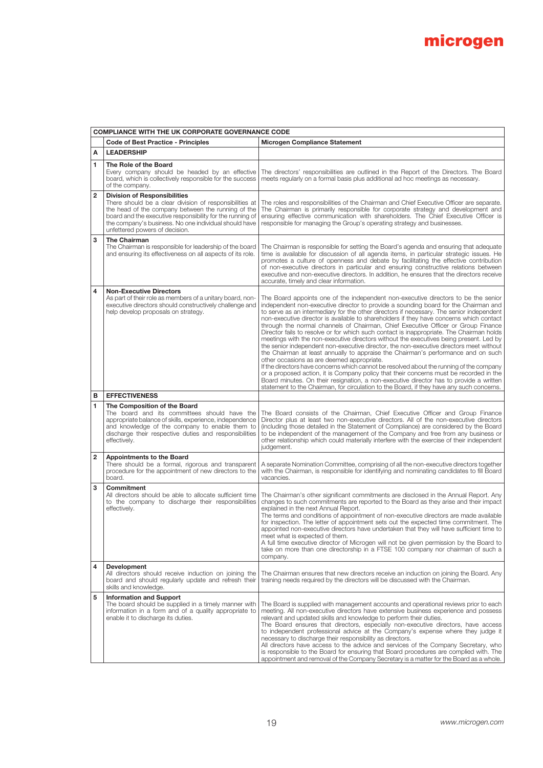| COMPLIANCE WITH THE UK CORPORATE GOVERNANCE CODE | | |
|---|---|---|
| | **Code of Best Practice - Principles** | **Microgen Compliance Statement** |
| **A** | **LEADERSHIP** | |
| **1** | **The Role of the Board**<br>Every company should be headed by an effective board, which is collectively responsible for the success of the company. | The directors' responsibilities are outlined in the Report of the Directors. The Board meets regularly on a formal basis plus additional ad hoc meetings as necessary. |
| **2** | **Division of Responsibilities**<br>There should be a clear division of responsibilities at the head of the company between the running of the board and the executive responsibility for the running of the company's business. No one individual should have unfettered powers of decision. | The roles and responsibilities of the Chairman and Chief Executive Officer are separate. The Chairman is primarily responsible for corporate strategy and development and ensuring effective communication with shareholders. The Chief Executive Officer is responsible for managing the Group's operating strategy and businesses. |
| **3** | **The Chairman**<br>The Chairman is responsible for leadership of the board and ensuring its effectiveness on all aspects of its role. | The Chairman is responsible for setting the Board's agenda and ensuring that adequate time is available for discussion of all agenda items, in particular strategic issues. He promotes a culture of openness and debate by facilitating the effective contribution of non-executive directors in particular and ensuring constructive relations between executive and non-executive directors. In addition, he ensures that the directors receive accurate, timely and clear information. |
| **4** | **Non-Executive Directors**<br>As part of their role as members of a unitary board, non-executive directors should constructively challenge and help develop proposals on strategy. | The Board appoints one of the independent non-executive directors to be the senior independent non-executive director to provide a sounding board for the Chairman and to serve as an intermediary for the other directors if necessary. The senior independent non-executive director is available to shareholders if they have concerns which contact through the normal channels of Chairman, Chief Executive Officer or Group Finance Director fails to resolve or for which such contact is inappropriate. The Chairman holds meetings with the non-executive directors without the executives being present. Led by the senior independent non-executive director, the non-executive directors meet without the Chairman at least annually to appraise the Chairman's performance and on such other occasions as are deemed appropriate.<br>If the directors have concerns which cannot be resolved about the running of the company or a proposed action, it is Company policy that their concerns must be recorded in the Board minutes. On their resignation, a non-executive director has to provide a written statement to the Chairman, for circulation to the Board, if they have any such concerns. |
| **B** | **EFFECTIVENESS** | |
| **1** | **The Composition of the Board**<br>The board and its committees should have the appropriate balance of skills, experience, independence and knowledge of the company to enable them to discharge their respective duties and responsibilities effectively. | The Board consists of the Chairman, Chief Executive Officer and Group Finance Director plus at least two non-executive directors. All of the non-executive directors (including those detailed in the Statement of Compliance) are considered by the Board to be independent of the management of the Company and free from any business or other relationship which could materially interfere with the exercise of their independent judgement. |
| **2** | **Appointments to the Board**<br>There should be a formal, rigorous and transparent procedure for the appointment of new directors to the board. | A separate Nomination Committee, comprising of all the non-executive directors together with the Chairman, is responsible for identifying and nominating candidates to fill Board vacancies. |
| **3** | **Commitment**<br>All directors should be able to allocate sufficient time to the company to discharge their responsibilities effectively. | The Chairman's other significant commitments are disclosed in the Annual Report. Any changes to such commitments are reported to the Board as they arise and their impact explained in the next Annual Report.<br>The terms and conditions of appointment of non-executive directors are made available for inspection. The letter of appointment sets out the expected time commitment. The appointed non-executive directors have undertaken that they will have sufficient time to meet what is expected of them.<br>A full time executive director of Microgen will not be given permission by the Board to take on more than one directorship in a FTSE 100 company nor chairman of such a company. |
| **4** | **Development**<br>All directors should receive induction on joining the board and should regularly update and refresh their skills and knowledge. | The Chairman ensures that new directors receive an induction on joining the Board. Any training needs required by the directors will be discussed with the Chairman. |
| **5** | **Information and Support**<br>The board should be supplied in a timely manner with information in a form and of a quality appropriate to enable it to discharge its duties. | The Board is supplied with management accounts and operational reviews prior to each meeting. All non-executive directors have extensive business experience and possess relevant and updated skills and knowledge to perform their duties.<br>The Board ensures that directors, especially non-executive directors, have access to independent professional advice at the Company's expense where they judge it necessary to discharge their responsibility as directors.<br>All directors have access to the advice and services of the Company Secretary, who is responsible to the Board for ensuring that Board procedures are complied with. The appointment and removal of the Company Secretary is a matter for the Board as a whole. |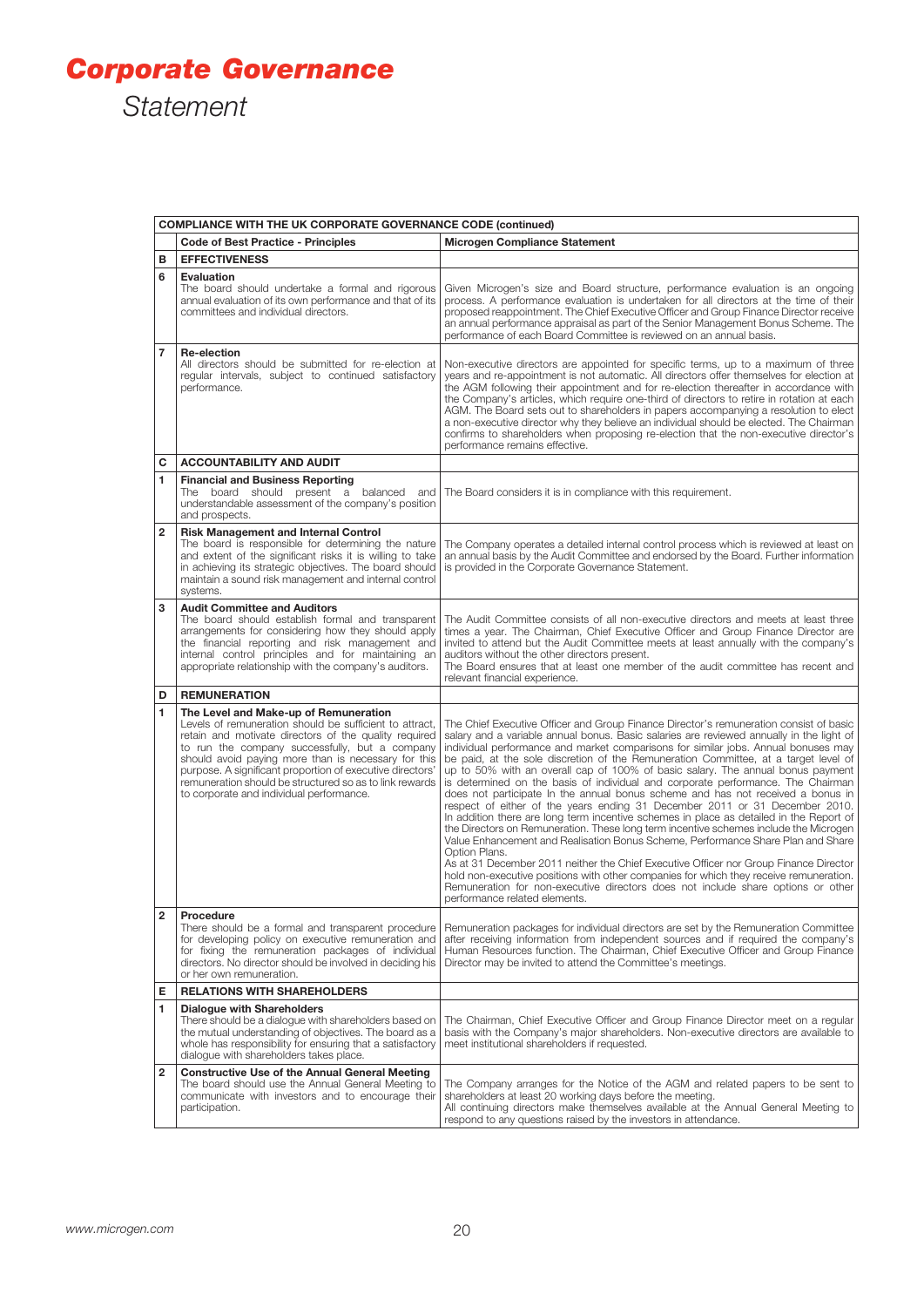# Corporate Governance

*Statement*

| COMPLIANCE WITH THE UK CORPORATE GOVERNANCE CODE (continued) | | |
|---|---|---|
| | **Code of Best Practice - Principles** | **Microgen Compliance Statement** |
| **B** | **EFFECTIVENESS** | |
| **6** | **Evaluation**<br>The board should undertake a formal and rigorous annual evaluation of its own performance and that of its committees and individual directors. | Given Microgen's size and Board structure, performance evaluation is an ongoing process. A performance evaluation is undertaken for all directors at the time of their proposed reappointment. The Chief Executive Officer and Group Finance Director receive an annual performance appraisal as part of the Senior Management Bonus Scheme. The performance of each Board Committee is reviewed on an annual basis. |
| **7** | **Re-election**<br>All directors should be submitted for re-election at regular intervals, subject to continued satisfactory performance. | Non-executive directors are appointed for specific terms, up to a maximum of three years and re-appointment is not automatic. All directors offer themselves for election at the AGM following their appointment and for re-election thereafter in accordance with the Company's articles, which require one-third of directors to retire in rotation at each AGM. The Board sets out to shareholders in papers accompanying a resolution to elect a non-executive director why they believe an individual should be elected. The Chairman confirms to shareholders when proposing re-election that the non-executive director's performance remains effective. |
| **C** | **ACCOUNTABILITY AND AUDIT** | |
| **1** | **Financial and Business Reporting**<br>The board should present a balanced and understandable assessment of the company's position and prospects. | The Board considers it is in compliance with this requirement. |
| **2** | **Risk Management and Internal Control**<br>The board is responsible for determining the nature and extent of the significant risks it is willing to take in achieving its strategic objectives. The board should maintain a sound risk management and internal control systems. | The Company operates a detailed internal control process which is reviewed at least on an annual basis by the Audit Committee and endorsed by the Board. Further information is provided in the Corporate Governance Statement. |
| **3** | **Audit Committee and Auditors**<br>The board should establish formal and transparent arrangements for considering how they should apply the financial reporting and risk management and internal control principles and for maintaining an appropriate relationship with the company's auditors. | The Audit Committee consists of all non-executive directors and meets at least three times a year. The Chairman, Chief Executive Officer and Group Finance Director are invited to attend but the Audit Committee meets at least annually with the company's auditors without the other directors present.<br>The Board ensures that at least one member of the audit committee has recent and relevant financial experience. |
| **D** | **REMUNERATION** | |
| **1** | **The Level and Make-up of Remuneration**<br>Levels of remuneration should be sufficient to attract, retain and motivate directors of the quality required to run the company successfully, but a company should avoid paying more than is necessary for this purpose. A significant proportion of executive directors' remuneration should be structured so as to link rewards to corporate and individual performance. | The Chief Executive Officer and Group Finance Director's remuneration consist of basic salary and a variable annual bonus. Basic salaries are reviewed annually in the light of individual performance and market comparisons for similar jobs. Annual bonuses may be paid, at the sole discretion of the Remuneration Committee, at a target level of up to 50% with an overall cap of 100% of basic salary. The annual bonus payment is determined on the basis of individual and corporate performance. The Chairman does not participate In the annual bonus scheme and has not received a bonus in respect of either of the years ending 31 December 2011 or 31 December 2010. In addition there are long term incentive schemes in place as detailed in the Report of the Directors on Remuneration. These long term incentive schemes include the Microgen Value Enhancement and Realisation Bonus Scheme, Performance Share Plan and Share Option Plans.<br>As at 31 December 2011 neither the Chief Executive Officer nor Group Finance Director hold non-executive positions with other companies for which they receive remuneration. Remuneration for non-executive directors does not include share options or other performance related elements. |
| **2** | **Procedure**<br>There should be a formal and transparent procedure for developing policy on executive remuneration and for fixing the remuneration packages of individual directors. No director should be involved in deciding his or her own remuneration. | Remuneration packages for individual directors are set by the Remuneration Committee after receiving information from independent sources and if required the company's Human Resources function. The Chairman, Chief Executive Officer and Group Finance Director may be invited to attend the Committee's meetings. |
| **E** | **RELATIONS WITH SHAREHOLDERS** | |
| **1** | **Dialogue with Shareholders**<br>There should be a dialogue with shareholders based on the mutual understanding of objectives. The board as a whole has responsibility for ensuring that a satisfactory dialogue with shareholders takes place. | The Chairman, Chief Executive Officer and Group Finance Director meet on a regular basis with the Company's major shareholders. Non-executive directors are available to meet institutional shareholders if requested. |
| **2** | **Constructive Use of the Annual General Meeting**<br>The board should use the Annual General Meeting to communicate with investors and to encourage their participation. | The Company arranges for the Notice of the AGM and related papers to be sent to shareholders at least 20 working days before the meeting.<br>All continuing directors make themselves available at the Annual General Meeting to respond to any questions raised by the investors in attendance. |

www.microgen.com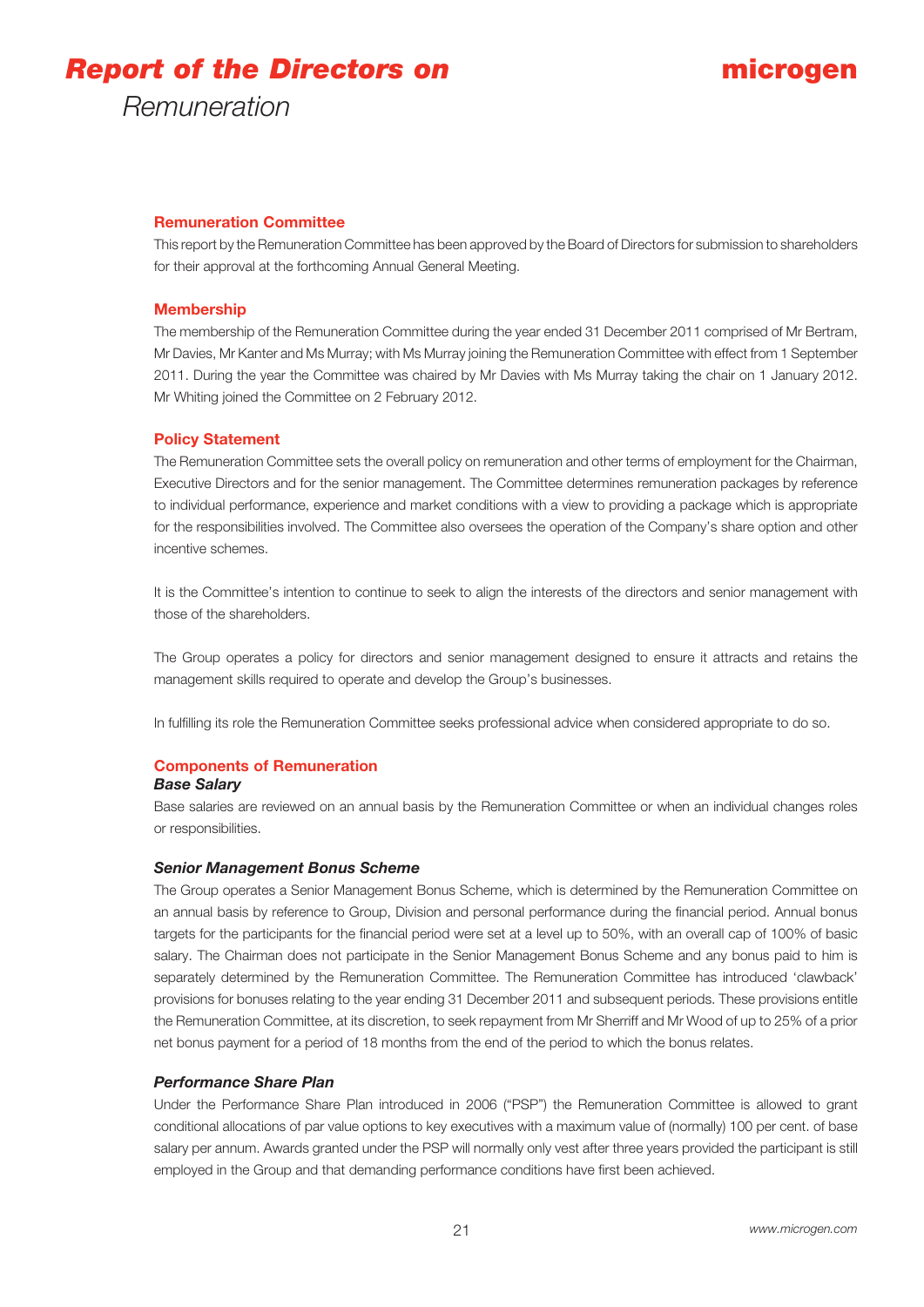# *Report of the Directors on*

*Remuneration*

## Remuneration Committee

This report by the Remuneration Committee has been approved by the Board of Directors for submission to shareholders for their approval at the forthcoming Annual General Meeting.

## Membership

The membership of the Remuneration Committee during the year ended 31 December 2011 comprised of Mr Bertram, Mr Davies, Mr Kanter and Ms Murray; with Ms Murray joining the Remuneration Committee with effect from 1 September 2011. During the year the Committee was chaired by Mr Davies with Ms Murray taking the chair on 1 January 2012. Mr Whiting joined the Committee on 2 February 2012.

## Policy Statement

The Remuneration Committee sets the overall policy on remuneration and other terms of employment for the Chairman, Executive Directors and for the senior management. The Committee determines remuneration packages by reference to individual performance, experience and market conditions with a view to providing a package which is appropriate for the responsibilities involved. The Committee also oversees the operation of the Company's share option and other incentive schemes.

It is the Committee's intention to continue to seek to align the interests of the directors and senior management with those of the shareholders.

The Group operates a policy for directors and senior management designed to ensure it attracts and retains the management skills required to operate and develop the Group's businesses.

In fulfilling its role the Remuneration Committee seeks professional advice when considered appropriate to do so.

## Components of Remuneration

### *Base Salary*

Base salaries are reviewed on an annual basis by the Remuneration Committee or when an individual changes roles or responsibilities.

### *Senior Management Bonus Scheme*

The Group operates a Senior Management Bonus Scheme, which is determined by the Remuneration Committee on an annual basis by reference to Group, Division and personal performance during the financial period. Annual bonus targets for the participants for the financial period were set at a level up to 50%, with an overall cap of 100% of basic salary. The Chairman does not participate in the Senior Management Bonus Scheme and any bonus paid to him is separately determined by the Remuneration Committee. The Remuneration Committee has introduced 'clawback' provisions for bonuses relating to the year ending 31 December 2011 and subsequent periods. These provisions entitle the Remuneration Committee, at its discretion, to seek repayment from Mr Sherriff and Mr Wood of up to 25% of a prior net bonus payment for a period of 18 months from the end of the period to which the bonus relates.

### *Performance Share Plan*

Under the Performance Share Plan introduced in 2006 ("PSP") the Remuneration Committee is allowed to grant conditional allocations of par value options to key executives with a maximum value of (normally) 100 per cent. of base salary per annum. Awards granted under the PSP will normally only vest after three years provided the participant is still employed in the Group and that demanding performance conditions have first been achieved.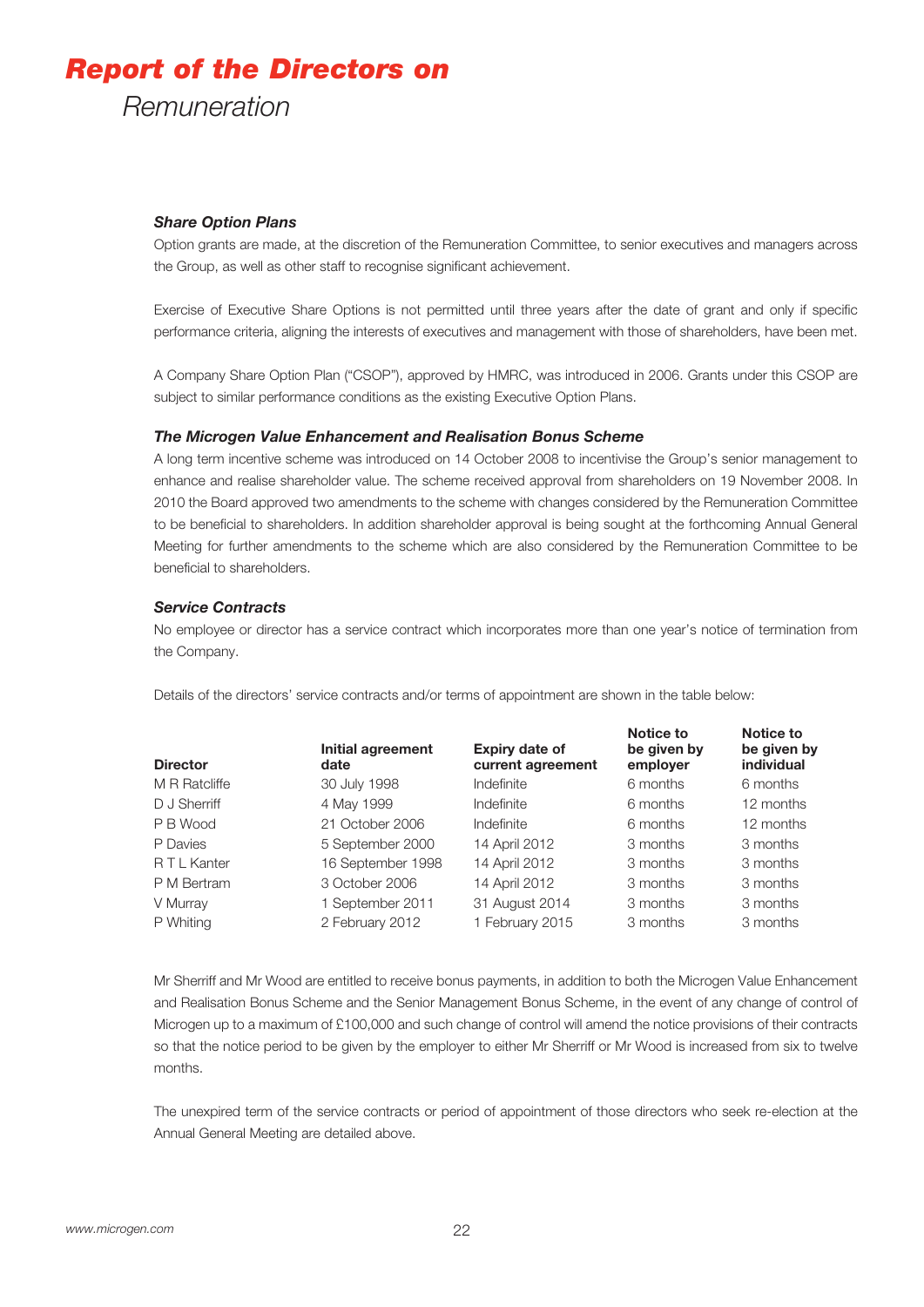# Report of the Directors on

Remuneration

### *Share Option Plans*

Option grants are made, at the discretion of the Remuneration Committee, to senior executives and managers across the Group, as well as other staff to recognise significant achievement.

Exercise of Executive Share Options is not permitted until three years after the date of grant and only if specific performance criteria, aligning the interests of executives and management with those of shareholders, have been met.

A Company Share Option Plan ("CSOP"), approved by HMRC, was introduced in 2006. Grants under this CSOP are subject to similar performance conditions as the existing Executive Option Plans.

### *The Microgen Value Enhancement and Realisation Bonus Scheme*

A long term incentive scheme was introduced on 14 October 2008 to incentivise the Group's senior management to enhance and realise shareholder value. The scheme received approval from shareholders on 19 November 2008. In 2010 the Board approved two amendments to the scheme with changes considered by the Remuneration Committee to be beneficial to shareholders. In addition shareholder approval is being sought at the forthcoming Annual General Meeting for further amendments to the scheme which are also considered by the Remuneration Committee to be beneficial to shareholders.

### *Service Contracts*

No employee or director has a service contract which incorporates more than one year's notice of termination from the Company.

Details of the directors' service contracts and/or terms of appointment are shown in the table below:

| Director | Initial agreement date | Expiry date of current agreement | Notice to be given by employer | Notice to be given by individual |
|---|---|---|---|---|
| M R Ratcliffe | 30 July 1998 | Indefinite | 6 months | 6 months |
| D J Sherriff | 4 May 1999 | Indefinite | 6 months | 12 months |
| P B Wood | 21 October 2006 | Indefinite | 6 months | 12 months |
| P Davies | 5 September 2000 | 14 April 2012 | 3 months | 3 months |
| R T L Kanter | 16 September 1998 | 14 April 2012 | 3 months | 3 months |
| P M Bertram | 3 October 2006 | 14 April 2012 | 3 months | 3 months |
| V Murray | 1 September 2011 | 31 August 2014 | 3 months | 3 months |
| P Whiting | 2 February 2012 | 1 February 2015 | 3 months | 3 months |

Mr Sherriff and Mr Wood are entitled to receive bonus payments, in addition to both the Microgen Value Enhancement and Realisation Bonus Scheme and the Senior Management Bonus Scheme, in the event of any change of control of Microgen up to a maximum of £100,000 and such change of control will amend the notice provisions of their contracts so that the notice period to be given by the employer to either Mr Sherriff or Mr Wood is increased from six to twelve months.

The unexpired term of the service contracts or period of appointment of those directors who seek re-election at the Annual General Meeting are detailed above.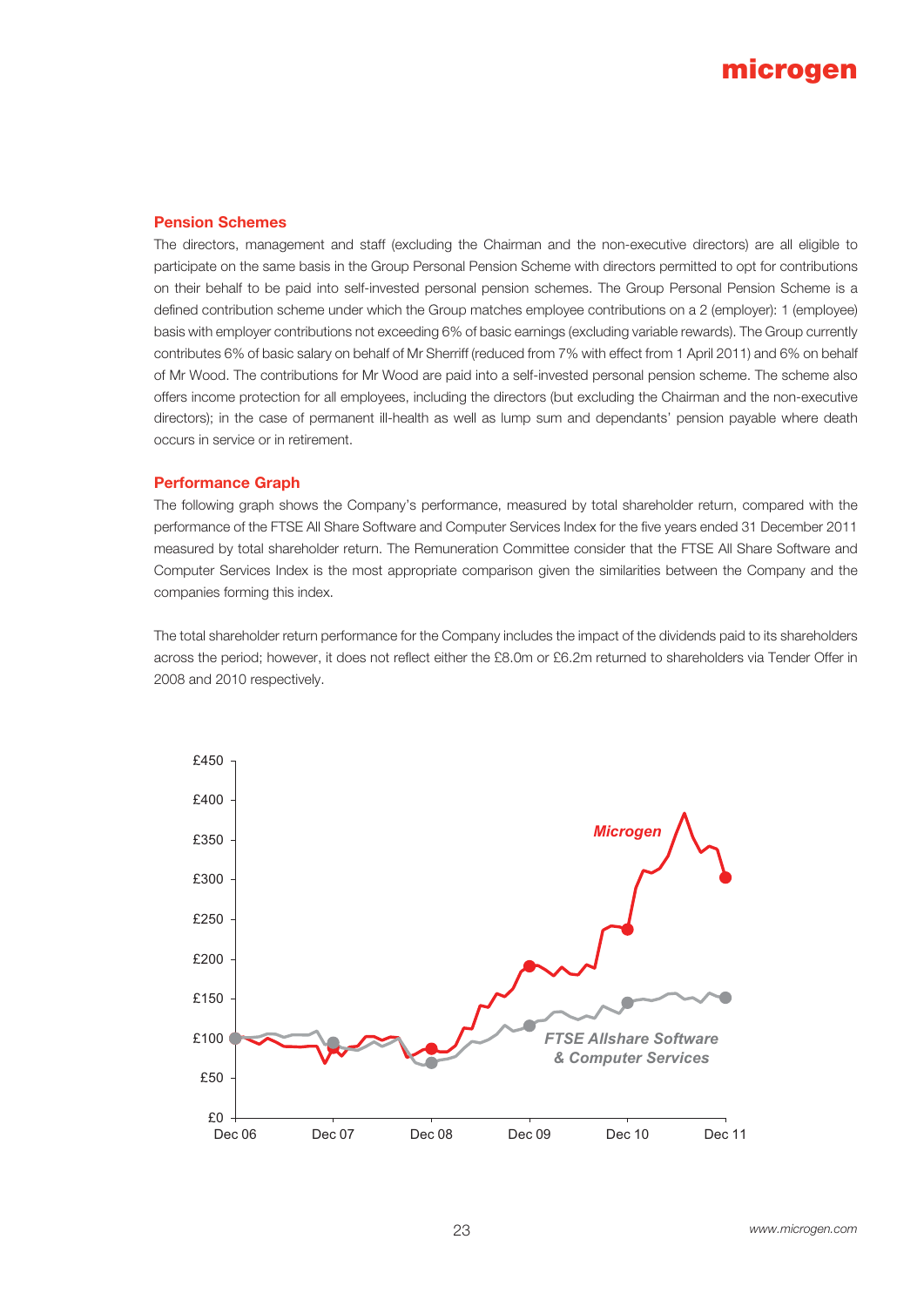## Pension Schemes

The directors, management and staff (excluding the Chairman and the non-executive directors) are all eligible to participate on the same basis in the Group Personal Pension Scheme with directors permitted to opt for contributions on their behalf to be paid into self-invested personal pension schemes. The Group Personal Pension Scheme is a defined contribution scheme under which the Group matches employee contributions on a 2 (employer): 1 (employee) basis with employer contributions not exceeding 6% of basic earnings (excluding variable rewards). The Group currently contributes 6% of basic salary on behalf of Mr Sherriff (reduced from 7% with effect from 1 April 2011) and 6% on behalf of Mr Wood. The contributions for Mr Wood are paid into a self-invested personal pension scheme. The scheme also offers income protection for all employees, including the directors (but excluding the Chairman and the non-executive directors); in the case of permanent ill-health as well as lump sum and dependants' pension payable where death occurs in service or in retirement.

## Performance Graph

The following graph shows the Company's performance, measured by total shareholder return, compared with the performance of the FTSE All Share Software and Computer Services Index for the five years ended 31 December 2011 measured by total shareholder return. The Remuneration Committee consider that the FTSE All Share Software and Computer Services Index is the most appropriate comparison given the similarities between the Company and the companies forming this index.

The total shareholder return performance for the Company includes the impact of the dividends paid to its shareholders across the period; however, it does not reflect either the £8.0m or £6.2m returned to shareholders via Tender Offer in 2008 and 2010 respectively.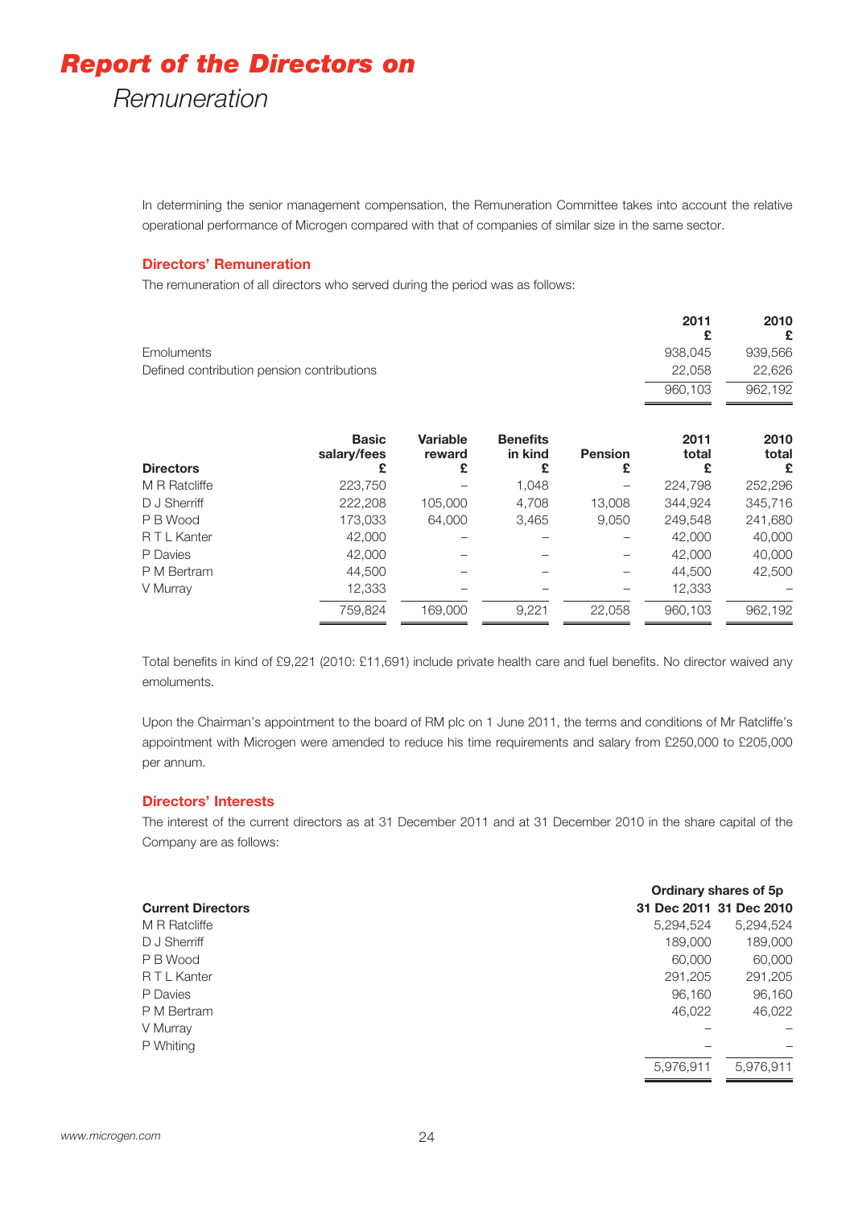# Report of the Directors on
## Remuneration

In determining the senior management compensation, the Remuneration Committee takes into account the relative operational performance of Microgen compared with that of companies of similar size in the same sector.

### Directors' Remuneration

The remuneration of all directors who served during the period was as follows:

| | 2011 £ | 2010 £ |
|---|---|---|
| Emoluments | 938,045 | 939,566 |
| Defined contribution pension contributions | 22,058 | 22,626 |
| | 960,103 | 962,192 |

| Directors | Basic salary/fees £ | Variable reward £ | Benefits in kind £ | Pension £ | 2011 total £ | 2010 total £ |
|---|---|---|---|---|---|---|
| M R Ratcliffe | 223,750 | – | 1,048 | – | 224,798 | 252,296 |
| D J Sherriff | 222,208 | 105,000 | 4,708 | 13,008 | 344,924 | 345,716 |
| P B Wood | 173,033 | 64,000 | 3,465 | 9,050 | 249,548 | 241,680 |
| R T L Kanter | 42,000 | – | – | – | 42,000 | 40,000 |
| P Davies | 42,000 | – | – | – | 42,000 | 40,000 |
| P M Bertram | 44,500 | – | – | – | 44,500 | 42,500 |
| V Murray | 12,333 | – | – | – | 12,333 | – |
| | 759,824 | 169,000 | 9,221 | 22,058 | 960,103 | 962,192 |

Total benefits in kind of £9,221 (2010: £11,691) include private health care and fuel benefits. No director waived any emoluments.

Upon the Chairman's appointment to the board of RM plc on 1 June 2011, the terms and conditions of Mr Ratcliffe's appointment with Microgen were amended to reduce his time requirements and salary from £250,000 to £205,000 per annum.

### Directors' Interests

The interest of the current directors as at 31 December 2011 and at 31 December 2010 in the share capital of the Company are as follows:

| | Ordinary shares of 5p | |
|---|---|---|
| **Current Directors** | **31 Dec 2011** | **31 Dec 2010** |
| M R Ratcliffe | 5,294,524 | 5,294,524 |
| D J Sherriff | 189,000 | 189,000 |
| P B Wood | 60,000 | 60,000 |
| R T L Kanter | 291,205 | 291,205 |
| P Davies | 96,160 | 96,160 |
| P M Bertram | 46,022 | 46,022 |
| V Murray | – | – |
| P Whiting | – | – |
| | 5,976,911 | 5,976,911 |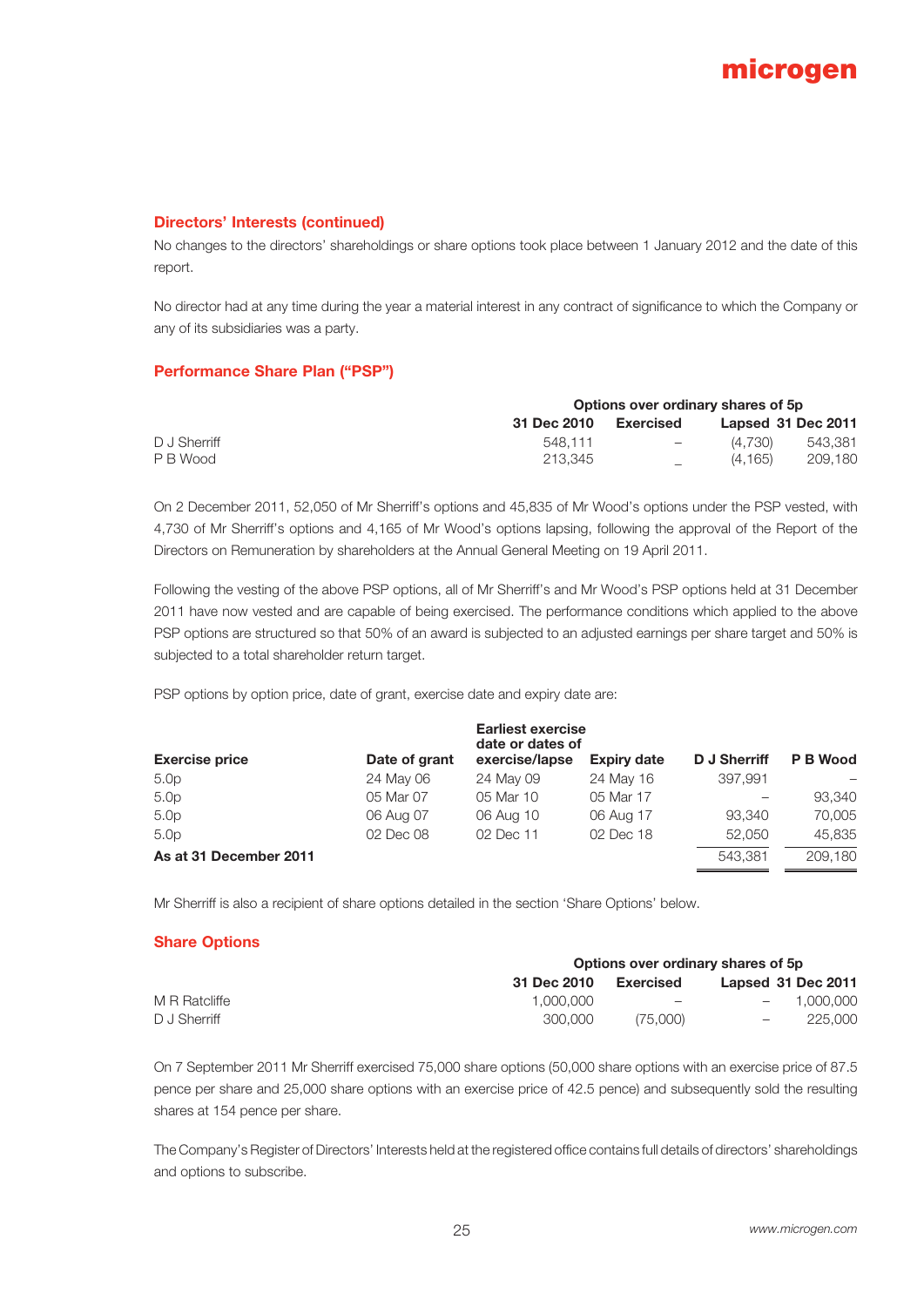## Directors' Interests (continued)

No changes to the directors' shareholdings or share options took place between 1 January 2012 and the date of this report.

No director had at any time during the year a material interest in any contract of significance to which the Company or any of its subsidiaries was a party.

## Performance Share Plan ("PSP")

| | Options over ordinary shares of 5p | | | |
|---|---|---|---|---|
| | 31 Dec 2010 | Exercised | Lapsed | 31 Dec 2011 |
| D J Sherriff | 548,111 | – | (4,730) | 543,381 |
| P B Wood | 213,345 | – | (4,165) | 209,180 |

On 2 December 2011, 52,050 of Mr Sherriff's options and 45,835 of Mr Wood's options under the PSP vested, with 4,730 of Mr Sherriff's options and 4,165 of Mr Wood's options lapsing, following the approval of the Report of the Directors on Remuneration by shareholders at the Annual General Meeting on 19 April 2011.

Following the vesting of the above PSP options, all of Mr Sherriff's and Mr Wood's PSP options held at 31 December 2011 have now vested and are capable of being exercised. The performance conditions which applied to the above PSP options are structured so that 50% of an award is subjected to an adjusted earnings per share target and 50% is subjected to a total shareholder return target.

PSP options by option price, date of grant, exercise date and expiry date are:

| Exercise price | Date of grant | Earliest exercise date or dates of exercise/lapse | Expiry date | D J Sherriff | P B Wood |
|---|---|---|---|---|---|
| 5.0p | 24 May 06 | 24 May 09 | 24 May 16 | 397,991 | – |
| 5.0p | 05 Mar 07 | 05 Mar 10 | 05 Mar 17 | – | 93,340 |
| 5.0p | 06 Aug 07 | 06 Aug 10 | 06 Aug 17 | 93,340 | 70,005 |
| 5.0p | 02 Dec 08 | 02 Dec 11 | 02 Dec 18 | 52,050 | 45,835 |
| **As at 31 December 2011** | | | | 543,381 | 209,180 |

Mr Sherriff is also a recipient of share options detailed in the section 'Share Options' below.

## Share Options

| | Options over ordinary shares of 5p | | | |
|---|---|---|---|---|
| | 31 Dec 2010 | Exercised | Lapsed | 31 Dec 2011 |
| M R Ratcliffe | 1,000,000 | – | – | 1,000,000 |
| D J Sherriff | 300,000 | (75,000) | – | 225,000 |

On 7 September 2011 Mr Sherriff exercised 75,000 share options (50,000 share options with an exercise price of 87.5 pence per share and 25,000 share options with an exercise price of 42.5 pence) and subsequently sold the resulting shares at 154 pence per share.

The Company's Register of Directors' Interests held at the registered office contains full details of directors' shareholdings and options to subscribe.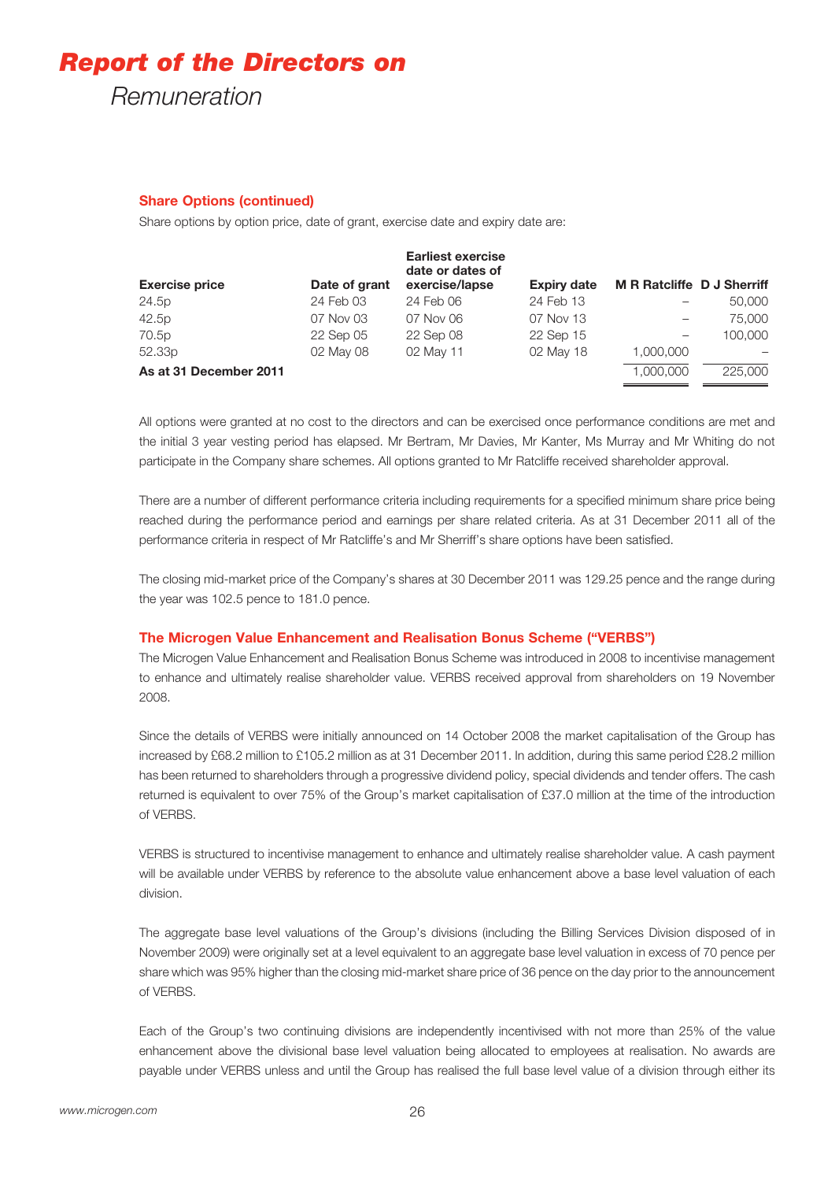# Report of the Directors on Remuneration

### Share Options (continued)

Share options by option price, date of grant, exercise date and expiry date are:

| Exercise price | Date of grant | Earliest exercise date or dates of exercise/lapse | Expiry date | M R Ratcliffe | D J Sherriff |
|---|---|---|---|---|---|
| 24.5p | 24 Feb 03 | 24 Feb 06 | 24 Feb 13 | – | 50,000 |
| 42.5p | 07 Nov 03 | 07 Nov 06 | 07 Nov 13 | – | 75,000 |
| 70.5p | 22 Sep 05 | 22 Sep 08 | 22 Sep 15 | – | 100,000 |
| 52.33p | 02 May 08 | 02 May 11 | 02 May 18 | 1,000,000 | – |
| **As at 31 December 2011** | | | | 1,000,000 | 225,000 |

All options were granted at no cost to the directors and can be exercised once performance conditions are met and the initial 3 year vesting period has elapsed. Mr Bertram, Mr Davies, Mr Kanter, Ms Murray and Mr Whiting do not participate in the Company share schemes. All options granted to Mr Ratcliffe received shareholder approval.

There are a number of different performance criteria including requirements for a specified minimum share price being reached during the performance period and earnings per share related criteria. As at 31 December 2011 all of the performance criteria in respect of Mr Ratcliffe's and Mr Sherriff's share options have been satisfied.

The closing mid-market price of the Company's shares at 30 December 2011 was 129.25 pence and the range during the year was 102.5 pence to 181.0 pence.

### The Microgen Value Enhancement and Realisation Bonus Scheme ("VERBS")

The Microgen Value Enhancement and Realisation Bonus Scheme was introduced in 2008 to incentivise management to enhance and ultimately realise shareholder value. VERBS received approval from shareholders on 19 November 2008.

Since the details of VERBS were initially announced on 14 October 2008 the market capitalisation of the Group has increased by £68.2 million to £105.2 million as at 31 December 2011. In addition, during this same period £28.2 million has been returned to shareholders through a progressive dividend policy, special dividends and tender offers. The cash returned is equivalent to over 75% of the Group's market capitalisation of £37.0 million at the time of the introduction of VERBS.

VERBS is structured to incentivise management to enhance and ultimately realise shareholder value. A cash payment will be available under VERBS by reference to the absolute value enhancement above a base level valuation of each division.

The aggregate base level valuations of the Group's divisions (including the Billing Services Division disposed of in November 2009) were originally set at a level equivalent to an aggregate base level valuation in excess of 70 pence per share which was 95% higher than the closing mid-market share price of 36 pence on the day prior to the announcement of VERBS.

Each of the Group's two continuing divisions are independently incentivised with not more than 25% of the value enhancement above the divisional base level valuation being allocated to employees at realisation. No awards are payable under VERBS unless and until the Group has realised the full base level value of a division through either its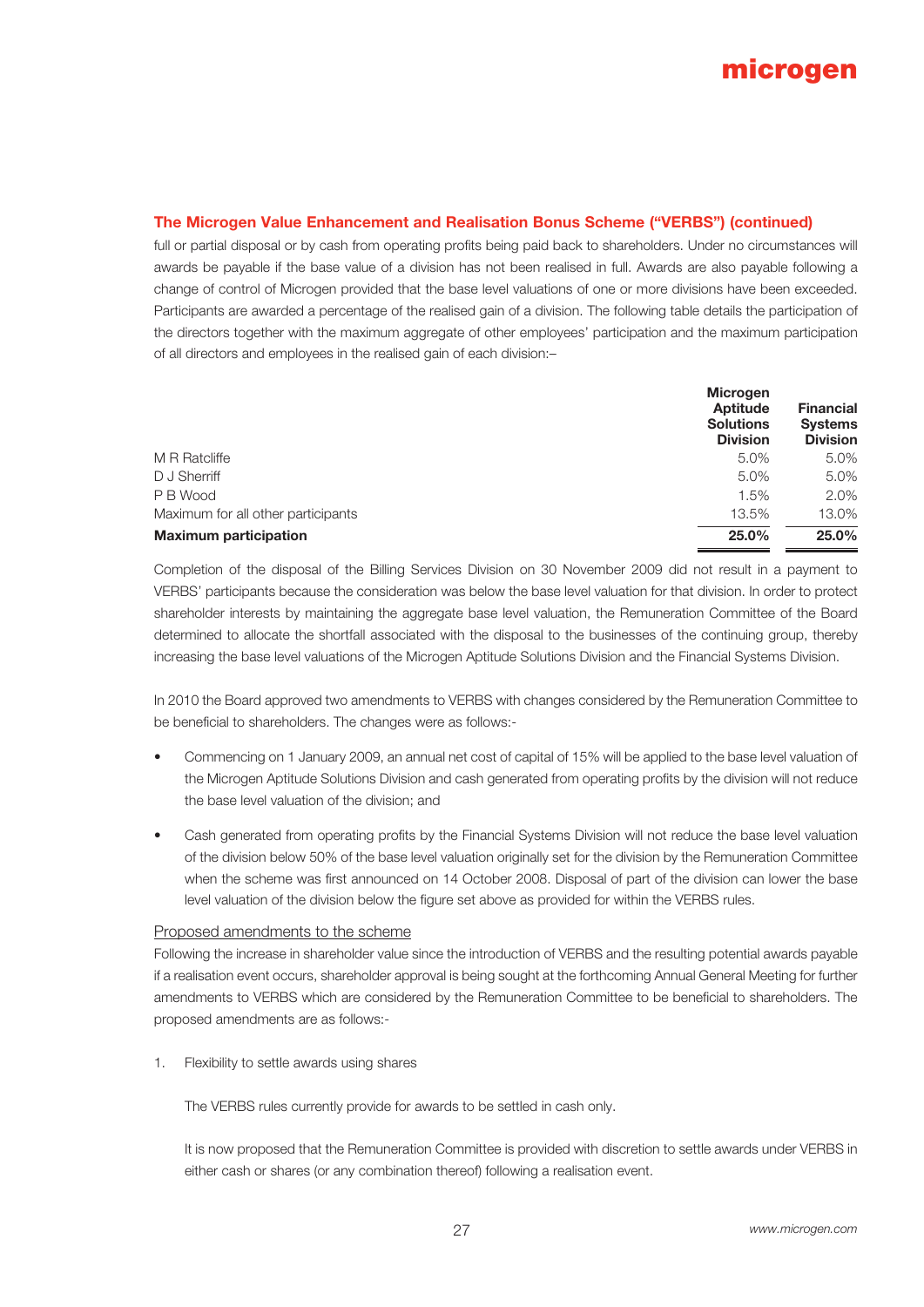### The Microgen Value Enhancement and Realisation Bonus Scheme ("VERBS") (continued)

full or partial disposal or by cash from operating profits being paid back to shareholders. Under no circumstances will awards be payable if the base value of a division has not been realised in full. Awards are also payable following a change of control of Microgen provided that the base level valuations of one or more divisions have been exceeded. Participants are awarded a percentage of the realised gain of a division. The following table details the participation of the directors together with the maximum aggregate of other employees' participation and the maximum participation of all directors and employees in the realised gain of each division:–

| | Microgen Aptitude Solutions Division | Financial Systems Division |
|---|---|---|
| M R Ratcliffe | 5.0% | 5.0% |
| D J Sherriff | 5.0% | 5.0% |
| P B Wood | 1.5% | 2.0% |
| Maximum for all other participants | 13.5% | 13.0% |
| **Maximum participation** | **25.0%** | **25.0%** |

Completion of the disposal of the Billing Services Division on 30 November 2009 did not result in a payment to VERBS' participants because the consideration was below the base level valuation for that division. In order to protect shareholder interests by maintaining the aggregate base level valuation, the Remuneration Committee of the Board determined to allocate the shortfall associated with the disposal to the businesses of the continuing group, thereby increasing the base level valuations of the Microgen Aptitude Solutions Division and the Financial Systems Division.

In 2010 the Board approved two amendments to VERBS with changes considered by the Remuneration Committee to be beneficial to shareholders. The changes were as follows:-

- Commencing on 1 January 2009, an annual net cost of capital of 15% will be applied to the base level valuation of the Microgen Aptitude Solutions Division and cash generated from operating profits by the division will not reduce the base level valuation of the division; and
- Cash generated from operating profits by the Financial Systems Division will not reduce the base level valuation of the division below 50% of the base level valuation originally set for the division by the Remuneration Committee when the scheme was first announced on 14 October 2008. Disposal of part of the division can lower the base level valuation of the division below the figure set above as provided for within the VERBS rules.

#### Proposed amendments to the scheme

Following the increase in shareholder value since the introduction of VERBS and the resulting potential awards payable if a realisation event occurs, shareholder approval is being sought at the forthcoming Annual General Meeting for further amendments to VERBS which are considered by the Remuneration Committee to be beneficial to shareholders. The proposed amendments are as follows:-

1. Flexibility to settle awards using shares

   The VERBS rules currently provide for awards to be settled in cash only.

   It is now proposed that the Remuneration Committee is provided with discretion to settle awards under VERBS in either cash or shares (or any combination thereof) following a realisation event.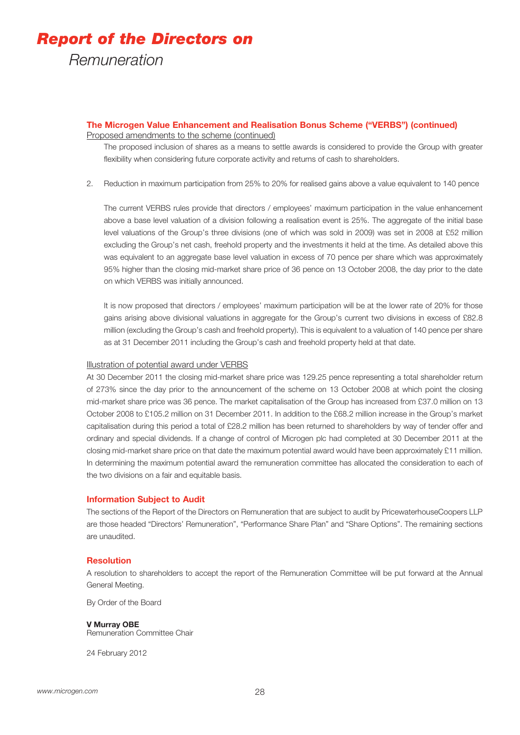# *Report of the Directors on*

*Remuneration*

### The Microgen Value Enhancement and Realisation Bonus Scheme ("VERBS") (continued)

Proposed amendments to the scheme (continued)

The proposed inclusion of shares as a means to settle awards is considered to provide the Group with greater flexibility when considering future corporate activity and returns of cash to shareholders.

2. Reduction in maximum participation from 25% to 20% for realised gains above a value equivalent to 140 pence

   The current VERBS rules provide that directors / employees' maximum participation in the value enhancement above a base level valuation of a division following a realisation event is 25%. The aggregate of the initial base level valuations of the Group's three divisions (one of which was sold in 2009) was set in 2008 at £52 million excluding the Group's net cash, freehold property and the investments it held at the time. As detailed above this was equivalent to an aggregate base level valuation in excess of 70 pence per share which was approximately 95% higher than the closing mid-market share price of 36 pence on 13 October 2008, the day prior to the date on which VERBS was initially announced.

   It is now proposed that directors / employees' maximum participation will be at the lower rate of 20% for those gains arising above divisional valuations in aggregate for the Group's current two divisions in excess of £82.8 million (excluding the Group's cash and freehold property). This is equivalent to a valuation of 140 pence per share as at 31 December 2011 including the Group's cash and freehold property held at that date.

Illustration of potential award under VERBS

At 30 December 2011 the closing mid-market share price was 129.25 pence representing a total shareholder return of 273% since the day prior to the announcement of the scheme on 13 October 2008 at which point the closing mid-market share price was 36 pence. The market capitalisation of the Group has increased from £37.0 million on 13 October 2008 to £105.2 million on 31 December 2011. In addition to the £68.2 million increase in the Group's market capitalisation during this period a total of £28.2 million has been returned to shareholders by way of tender offer and ordinary and special dividends. If a change of control of Microgen plc had completed at 30 December 2011 at the closing mid-market share price on that date the maximum potential award would have been approximately £11 million. In determining the maximum potential award the remuneration committee has allocated the consideration to each of the two divisions on a fair and equitable basis.

### Information Subject to Audit

The sections of the Report of the Directors on Remuneration that are subject to audit by PricewaterhouseCoopers LLP are those headed "Directors' Remuneration", "Performance Share Plan" and "Share Options". The remaining sections are unaudited.

### Resolution

A resolution to shareholders to accept the report of the Remuneration Committee will be put forward at the Annual General Meeting.

By Order of the Board

**V Murray OBE**
Remuneration Committee Chair

24 February 2012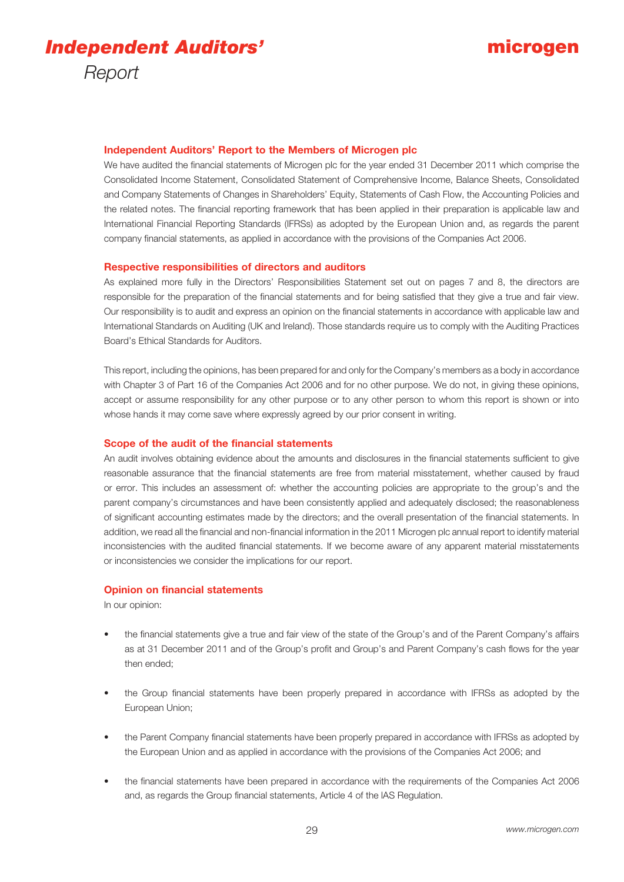# *Independent Auditors' Report*

## Independent Auditors' Report to the Members of Microgen plc

We have audited the financial statements of Microgen plc for the year ended 31 December 2011 which comprise the Consolidated Income Statement, Consolidated Statement of Comprehensive Income, Balance Sheets, Consolidated and Company Statements of Changes in Shareholders' Equity, Statements of Cash Flow, the Accounting Policies and the related notes. The financial reporting framework that has been applied in their preparation is applicable law and International Financial Reporting Standards (IFRSs) as adopted by the European Union and, as regards the parent company financial statements, as applied in accordance with the provisions of the Companies Act 2006.

## Respective responsibilities of directors and auditors

As explained more fully in the Directors' Responsibilities Statement set out on pages 7 and 8, the directors are responsible for the preparation of the financial statements and for being satisfied that they give a true and fair view. Our responsibility is to audit and express an opinion on the financial statements in accordance with applicable law and International Standards on Auditing (UK and Ireland). Those standards require us to comply with the Auditing Practices Board's Ethical Standards for Auditors.

This report, including the opinions, has been prepared for and only for the Company's members as a body in accordance with Chapter 3 of Part 16 of the Companies Act 2006 and for no other purpose. We do not, in giving these opinions, accept or assume responsibility for any other purpose or to any other person to whom this report is shown or into whose hands it may come save where expressly agreed by our prior consent in writing.

## Scope of the audit of the financial statements

An audit involves obtaining evidence about the amounts and disclosures in the financial statements sufficient to give reasonable assurance that the financial statements are free from material misstatement, whether caused by fraud or error. This includes an assessment of: whether the accounting policies are appropriate to the group's and the parent company's circumstances and have been consistently applied and adequately disclosed; the reasonableness of significant accounting estimates made by the directors; and the overall presentation of the financial statements. In addition, we read all the financial and non-financial information in the 2011 Microgen plc annual report to identify material inconsistencies with the audited financial statements. If we become aware of any apparent material misstatements or inconsistencies we consider the implications for our report.

## Opinion on financial statements

In our opinion:

- the financial statements give a true and fair view of the state of the Group's and of the Parent Company's affairs as at 31 December 2011 and of the Group's profit and Group's and Parent Company's cash flows for the year then ended;
- the Group financial statements have been properly prepared in accordance with IFRSs as adopted by the European Union;
- the Parent Company financial statements have been properly prepared in accordance with IFRSs as adopted by the European Union and as applied in accordance with the provisions of the Companies Act 2006; and
- the financial statements have been prepared in accordance with the requirements of the Companies Act 2006 and, as regards the Group financial statements, Article 4 of the IAS Regulation.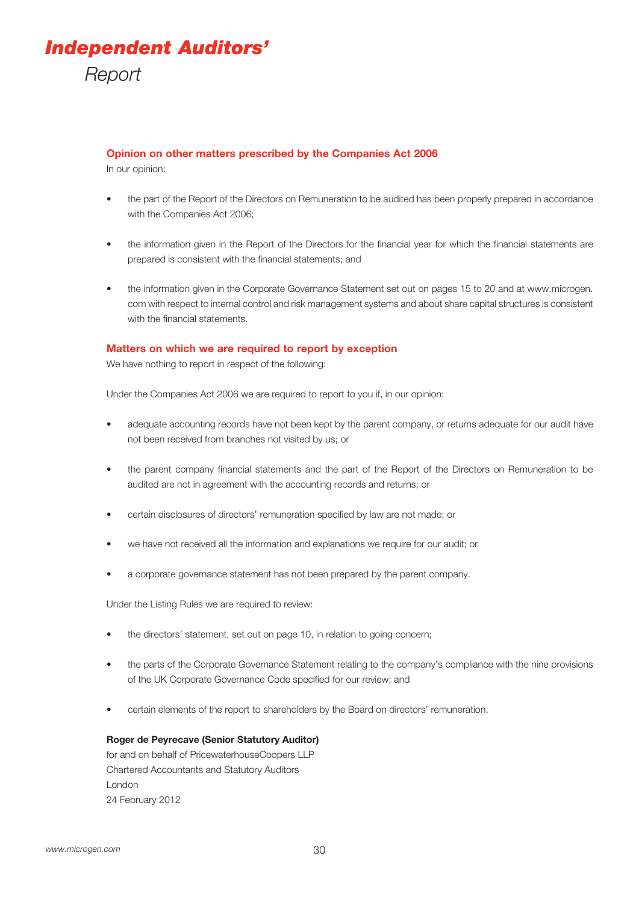# *Independent Auditors'* Report

### Opinion on other matters prescribed by the Companies Act 2006

In our opinion:

- the part of the Report of the Directors on Remuneration to be audited has been properly prepared in accordance with the Companies Act 2006;
- the information given in the Report of the Directors for the financial year for which the financial statements are prepared is consistent with the financial statements; and
- the information given in the Corporate Governance Statement set out on pages 15 to 20 and at www.microgen.com with respect to internal control and risk management systems and about share capital structures is consistent with the financial statements.

### Matters on which we are required to report by exception

We have nothing to report in respect of the following:

Under the Companies Act 2006 we are required to report to you if, in our opinion:

- adequate accounting records have not been kept by the parent company, or returns adequate for our audit have not been received from branches not visited by us; or
- the parent company financial statements and the part of the Report of the Directors on Remuneration to be audited are not in agreement with the accounting records and returns; or
- certain disclosures of directors' remuneration specified by law are not made; or
- we have not received all the information and explanations we require for our audit; or
- a corporate governance statement has not been prepared by the parent company.

Under the Listing Rules we are required to review:

- the directors' statement, set out on page 10, in relation to going concern;
- the parts of the Corporate Governance Statement relating to the company's compliance with the nine provisions of the UK Corporate Governance Code specified for our review; and
- certain elements of the report to shareholders by the Board on directors' remuneration.

**Roger de Peyrecave (Senior Statutory Auditor)**
for and on behalf of PricewaterhouseCoopers LLP
Chartered Accountants and Statutory Auditors
London
24 February 2012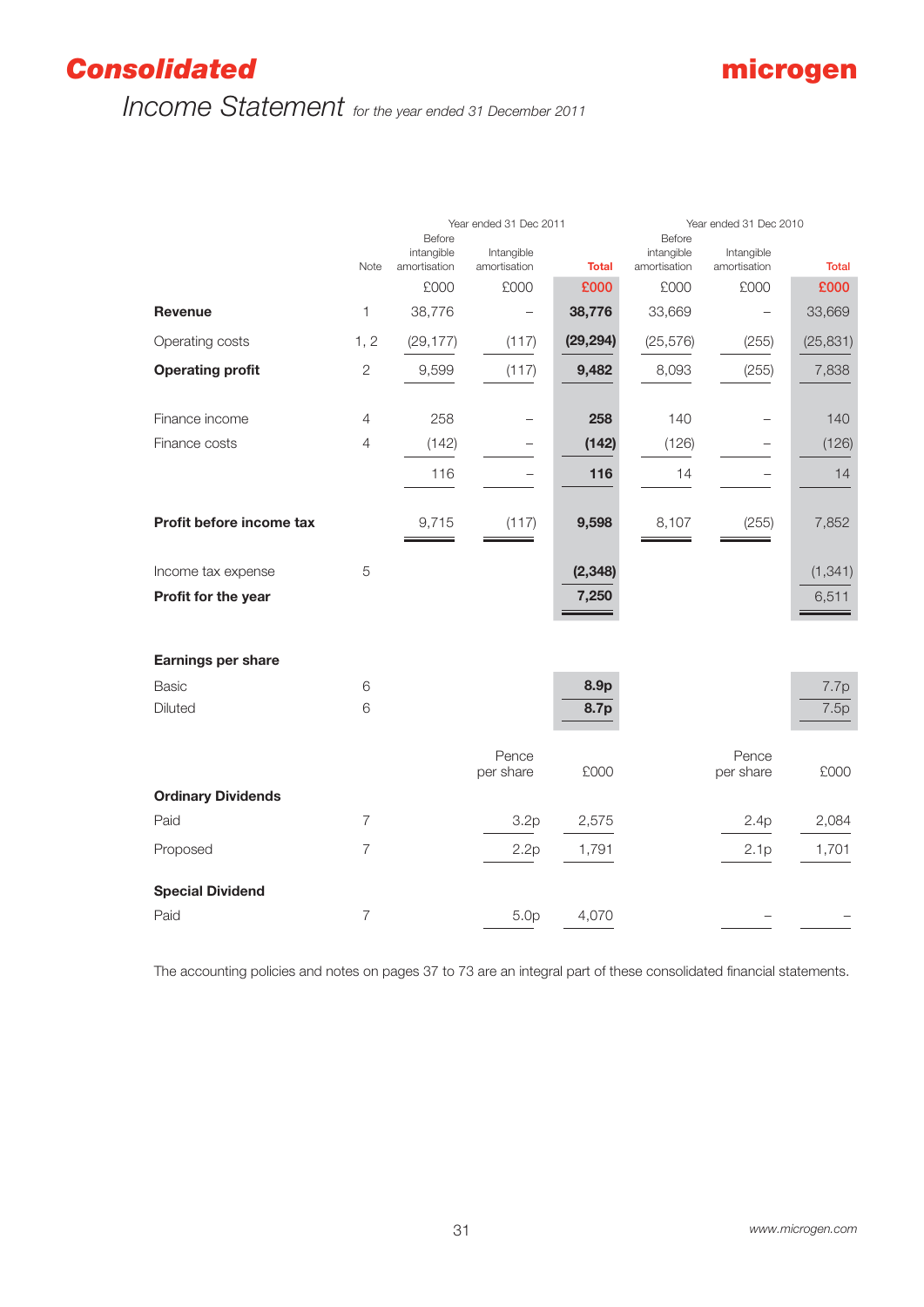# Consolidated

## Income Statement *for the year ended 31 December 2011*

| | Note | Year ended 31 Dec 2011 | | | Year ended 31 Dec 2010 | | |
|---|---|---|---|---|---|---|---|
| | | Before intangible amortisation | Intangible amortisation | **Total** | Before intangible amortisation | Intangible amortisation | **Total** |
| | | £000 | £000 | **£000** | £000 | £000 | **£000** |
| **Revenue** | 1 | 38,776 | – | **38,776** | 33,669 | – | 33,669 |
| Operating costs | 1, 2 | (29,177) | (117) | **(29,294)** | (25,576) | (255) | (25,831) |
| **Operating profit** | 2 | 9,599 | (117) | **9,482** | 8,093 | (255) | 7,838 |
| Finance income | 4 | 258 | – | **258** | 140 | – | 140 |
| Finance costs | 4 | (142) | – | **(142)** | (126) | – | (126) |
| | | 116 | – | **116** | 14 | – | 14 |
| **Profit before income tax** | | 9,715 | (117) | **9,598** | 8,107 | (255) | 7,852 |
| Income tax expense | 5 | | | **(2,348)** | | | (1,341) |
| **Profit for the year** | | | | **7,250** | | | 6,511 |
| **Earnings per share** | | | | | | | |
| Basic | 6 | | | **8.9p** | | | 7.7p |
| Diluted | 6 | | | **8.7p** | | | 7.5p |
| | | | Pence per share | £000 | | Pence per share | £000 |
| **Ordinary Dividends** | | | | | | | |
| Paid | 7 | | 3.2p | 2,575 | | 2.4p | 2,084 |
| Proposed | 7 | | 2.2p | 1,791 | | 2.1p | 1,701 |
| **Special Dividend** | | | | | | | |
| Paid | 7 | | 5.0p | 4,070 | | – | – |

The accounting policies and notes on pages 37 to 73 are an integral part of these consolidated financial statements.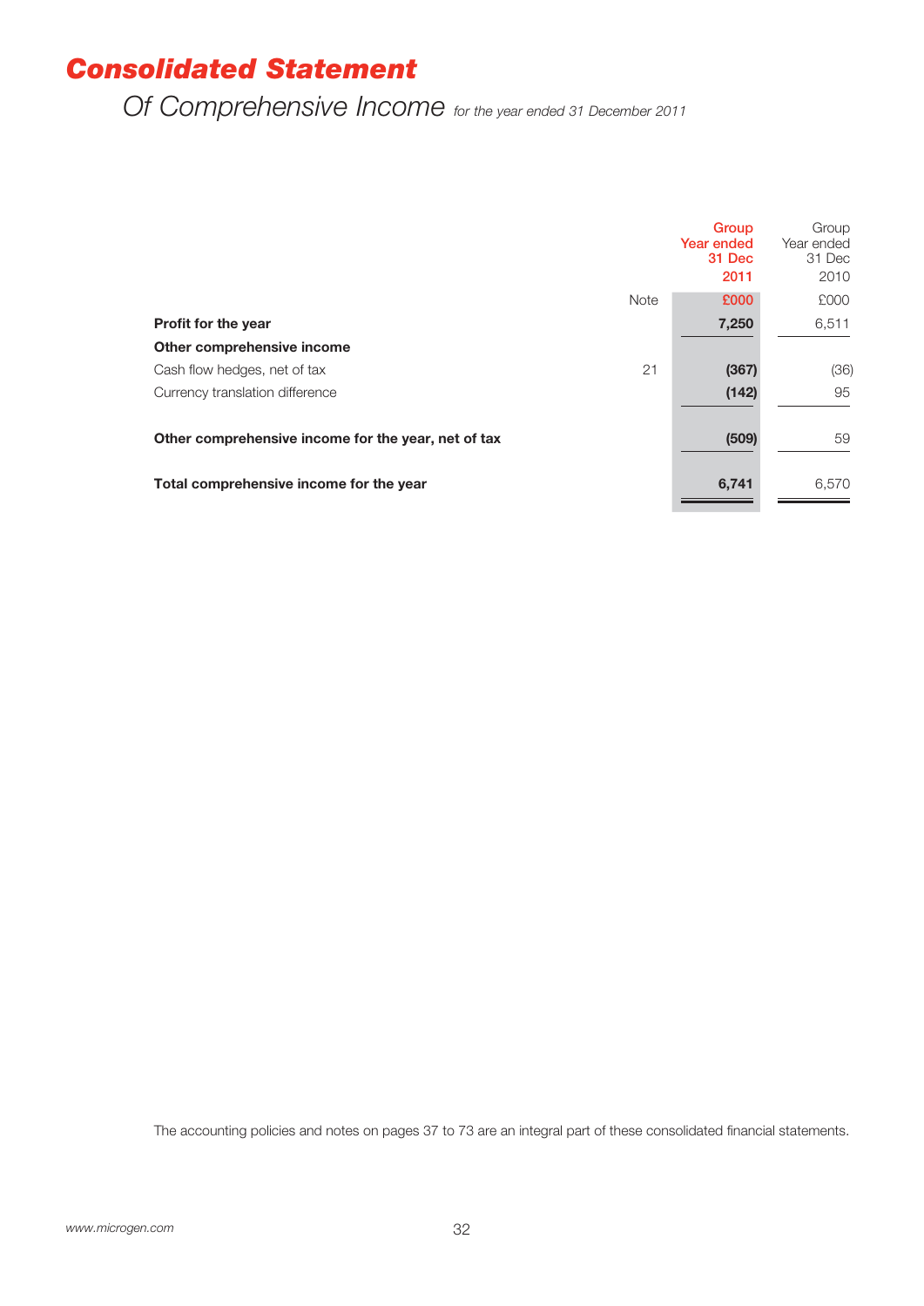# Consolidated Statement

## Of Comprehensive Income *for the year ended 31 December 2011*

| | Note | Group Year ended 31 Dec 2011 £000 | Group Year ended 31 Dec 2010 £000 |
|---|---|---|---|
| **Profit for the year** | | **7,250** | 6,511 |
| **Other comprehensive income** | | | |
| Cash flow hedges, net of tax | 21 | **(367)** | (36) |
| Currency translation difference | | **(142)** | 95 |
| **Other comprehensive income for the year, net of tax** | | **(509)** | 59 |
| **Total comprehensive income for the year** | | **6,741** | 6,570 |

The accounting policies and notes on pages 37 to 73 are an integral part of these consolidated financial statements.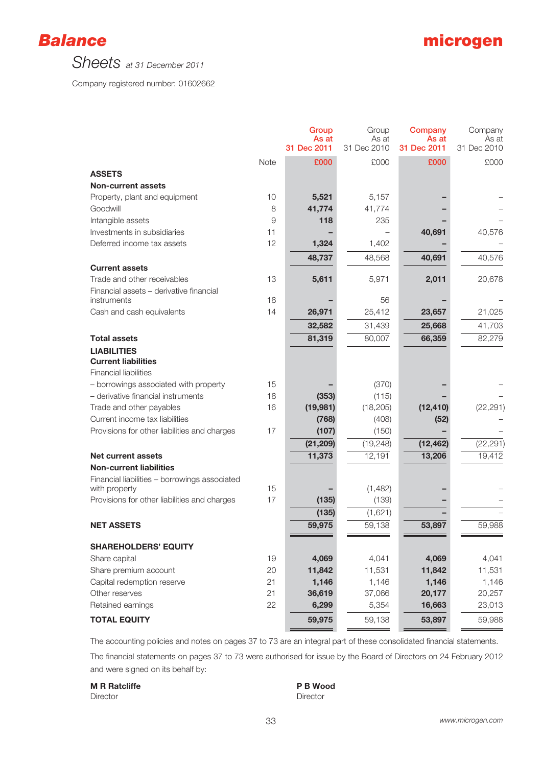# Balance Sheets at 31 December 2011

**microgen**

Company registered number: 01602662

| | Note | Group As at 31 Dec 2011 £000 | Group As at 31 Dec 2010 £000 | Company As at 31 Dec 2011 £000 | Company As at 31 Dec 2010 £000 |
|---|---|---|---|---|---|
| **ASSETS** | | | | | |
| **Non-current assets** | | | | | |
| Property, plant and equipment | 10 | **5,521** | 5,157 | **–** | – |
| Goodwill | 8 | **41,774** | 41,774 | **–** | – |
| Intangible assets | 9 | **118** | 235 | **–** | – |
| Investments in subsidiaries | 11 | **–** | – | **40,691** | 40,576 |
| Deferred income tax assets | 12 | **1,324** | 1,402 | **–** | – |
| | | **48,737** | 48,568 | **40,691** | 40,576 |
| **Current assets** | | | | | |
| Trade and other receivables | 13 | **5,611** | 5,971 | **2,011** | 20,678 |
| Financial assets – derivative financial instruments | 18 | **–** | 56 | **–** | – |
| Cash and cash equivalents | 14 | **26,971** | 25,412 | **23,657** | 21,025 |
| | | **32,582** | 31,439 | **25,668** | 41,703 |
| **Total assets** | | **81,319** | 80,007 | **66,359** | 82,279 |
| **LIABILITIES** | | | | | |
| **Current liabilities** | | | | | |
| Financial liabilities | | | | | |
| – borrowings associated with property | 15 | **–** | (370) | **–** | – |
| – derivative financial instruments | 18 | **(353)** | (115) | **–** | – |
| Trade and other payables | 16 | **(19,981)** | (18,205) | **(12,410)** | (22,291) |
| Current income tax liabilities | | **(768)** | (408) | **(52)** | – |
| Provisions for other liabilities and charges | 17 | **(107)** | (150) | **–** | – |
| | | **(21,209)** | (19,248) | **(12,462)** | (22,291) |
| **Net current assets** | | **11,373** | 12,191 | **13,206** | 19,412 |
| **Non-current liabilities** | | | | | |
| Financial liabilities – borrowings associated with property | 15 | **–** | (1,482) | **–** | – |
| Provisions for other liabilities and charges | 17 | **(135)** | (139) | **–** | – |
| | | **(135)** | (1,621) | **–** | – |
| **NET ASSETS** | | **59,975** | 59,138 | **53,897** | 59,988 |
| **SHAREHOLDERS' EQUITY** | | | | | |
| Share capital | 19 | **4,069** | 4,041 | **4,069** | 4,041 |
| Share premium account | 20 | **11,842** | 11,531 | **11,842** | 11,531 |
| Capital redemption reserve | 21 | **1,146** | 1,146 | **1,146** | 1,146 |
| Other reserves | 21 | **36,619** | 37,066 | **20,177** | 20,257 |
| Retained earnings | 22 | **6,299** | 5,354 | **16,663** | 23,013 |
| **TOTAL EQUITY** | | **59,975** | 59,138 | **53,897** | 59,988 |

The accounting policies and notes on pages 37 to 73 are an integral part of these consolidated financial statements.

The financial statements on pages 37 to 73 were authorised for issue by the Board of Directors on 24 February 2012 and were signed on its behalf by:

**M R Ratcliffe**
Director

**P B Wood**
Director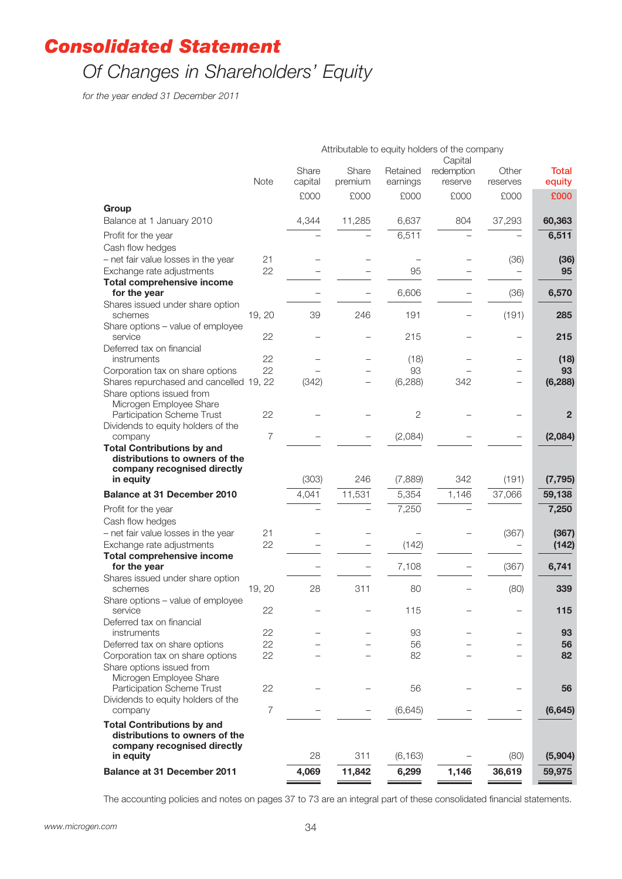# Consolidated Statement

## Of Changes in Shareholders' Equity

*for the year ended 31 December 2011*

| | Note | Share capital | Share premium | Retained earnings | Capital redemption reserve | Other reserves | Total equity |
|---|---|---|---|---|---|---|---|
| | | Attributable to equity holders of the company | | | | | |
| | | £000 | £000 | £000 | £000 | £000 | £000 |
| **Group** | | | | | | | |
| Balance at 1 January 2010 | | 4,344 | 11,285 | 6,637 | 804 | 37,293 | **60,363** |
| Profit for the year | | – | – | 6,511 | – | – | **6,511** |
| Cash flow hedges | | | | | | | |
| – net fair value losses in the year | 21 | – | – | – | – | (36) | **(36)** |
| Exchange rate adjustments | 22 | – | – | 95 | – | – | **95** |
| **Total comprehensive income for the year** | | – | – | 6,606 | – | (36) | **6,570** |
| Shares issued under share option schemes | 19, 20 | 39 | 246 | 191 | – | (191) | **285** |
| Share options – value of employee service | 22 | – | – | 215 | – | – | **215** |
| Deferred tax on financial instruments | 22 | – | – | (18) | – | – | **(18)** |
| Corporation tax on share options | 22 | – | – | 93 | – | – | **93** |
| Shares repurchased and cancelled | 19, 22 | (342) | – | (6,288) | 342 | – | **(6,288)** |
| Share options issued from Microgen Employee Share Participation Scheme Trust | 22 | – | – | 2 | – | – | **2** |
| Dividends to equity holders of the company | 7 | – | – | (2,084) | – | – | **(2,084)** |
| **Total Contributions by and distributions to owners of the company recognised directly in equity** | | (303) | 246 | (7,889) | 342 | (191) | **(7,795)** |
| **Balance at 31 December 2010** | | 4,041 | 11,531 | 5,354 | 1,146 | 37,066 | **59,138** |
| Profit for the year | | – | – | 7,250 | – | | **7,250** |
| Cash flow hedges | | | | | | | |
| – net fair value losses in the year | 21 | – | – | – | – | (367) | **(367)** |
| Exchange rate adjustments | 22 | – | – | (142) | | – | **(142)** |
| **Total comprehensive income for the year** | | – | – | 7,108 | – | (367) | **6,741** |
| Shares issued under share option schemes | 19, 20 | 28 | 311 | 80 | – | (80) | **339** |
| Share options – value of employee service | 22 | – | – | 115 | – | – | **115** |
| Deferred tax on financial instruments | 22 | – | – | 93 | – | – | **93** |
| Deferred tax on share options | 22 | – | – | 56 | – | – | **56** |
| Corporation tax on share options | 22 | – | – | 82 | – | – | **82** |
| Share options issued from Microgen Employee Share Participation Scheme Trust | 22 | – | – | 56 | – | – | **56** |
| Dividends to equity holders of the company | 7 | – | – | (6,645) | – | – | **(6,645)** |
| **Total Contributions by and distributions to owners of the company recognised directly in equity** | | 28 | 311 | (6,163) | – | (80) | **(5,904)** |
| **Balance at 31 December 2011** | | **4,069** | **11,842** | **6,299** | **1,146** | **36,619** | **59,975** |

The accounting policies and notes on pages 37 to 73 are an integral part of these consolidated financial statements.

www.microgen.com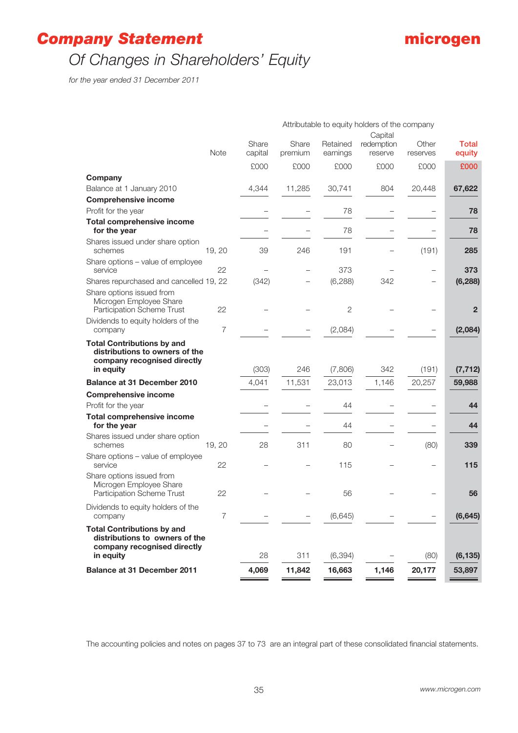# Company Statement

## Of Changes in Shareholders' Equity

*for the year ended 31 December 2011*

| | Note | Share capital | Share premium | Retained earnings | Capital redemption reserve | Other reserves | Total equity |
|---|---|---|---|---|---|---|---|
| | | Attributable to equity holders of the company | | | | | |
| | | £000 | £000 | £000 | £000 | £000 | £000 |
| **Company** | | | | | | | |
| Balance at 1 January 2010 | | 4,344 | 11,285 | 30,741 | 804 | 20,448 | **67,622** |
| **Comprehensive income** | | | | | | | |
| Profit for the year | | – | – | 78 | – | – | **78** |
| **Total comprehensive income for the year** | | – | – | 78 | – | – | **78** |
| Shares issued under share option schemes | 19, 20 | 39 | 246 | 191 | – | (191) | **285** |
| Share options – value of employee service | 22 | – | – | 373 | – | – | **373** |
| Shares repurchased and cancelled | 19, 22 | (342) | – | (6,288) | 342 | – | **(6,288)** |
| Share options issued from Microgen Employee Share Participation Scheme Trust | 22 | – | – | 2 | – | – | **2** |
| Dividends to equity holders of the company | 7 | – | – | (2,084) | – | – | **(2,084)** |
| **Total Contributions by and distributions to owners of the company recognised directly in equity** | | (303) | 246 | (7,806) | 342 | (191) | **(7,712)** |
| **Balance at 31 December 2010** | | 4,041 | 11,531 | 23,013 | 1,146 | 20,257 | **59,988** |
| **Comprehensive income** | | | | | | | |
| Profit for the year | | – | – | 44 | – | – | **44** |
| **Total comprehensive income for the year** | | – | – | 44 | – | – | **44** |
| Shares issued under share option schemes | 19, 20 | 28 | 311 | 80 | – | (80) | **339** |
| Share options – value of employee service | 22 | – | – | 115 | – | – | **115** |
| Share options issued from Microgen Employee Share Participation Scheme Trust | 22 | – | – | 56 | – | – | **56** |
| Dividends to equity holders of the company | 7 | – | – | (6,645) | – | – | **(6,645)** |
| **Total Contributions by and distributions to owners of the company recognised directly in equity** | | 28 | 311 | (6,394) | – | (80) | **(6,135)** |
| **Balance at 31 December 2011** | | **4,069** | **11,842** | **16,663** | **1,146** | **20,177** | **53,897** |

The accounting policies and notes on pages 37 to 73 are an integral part of these consolidated financial statements.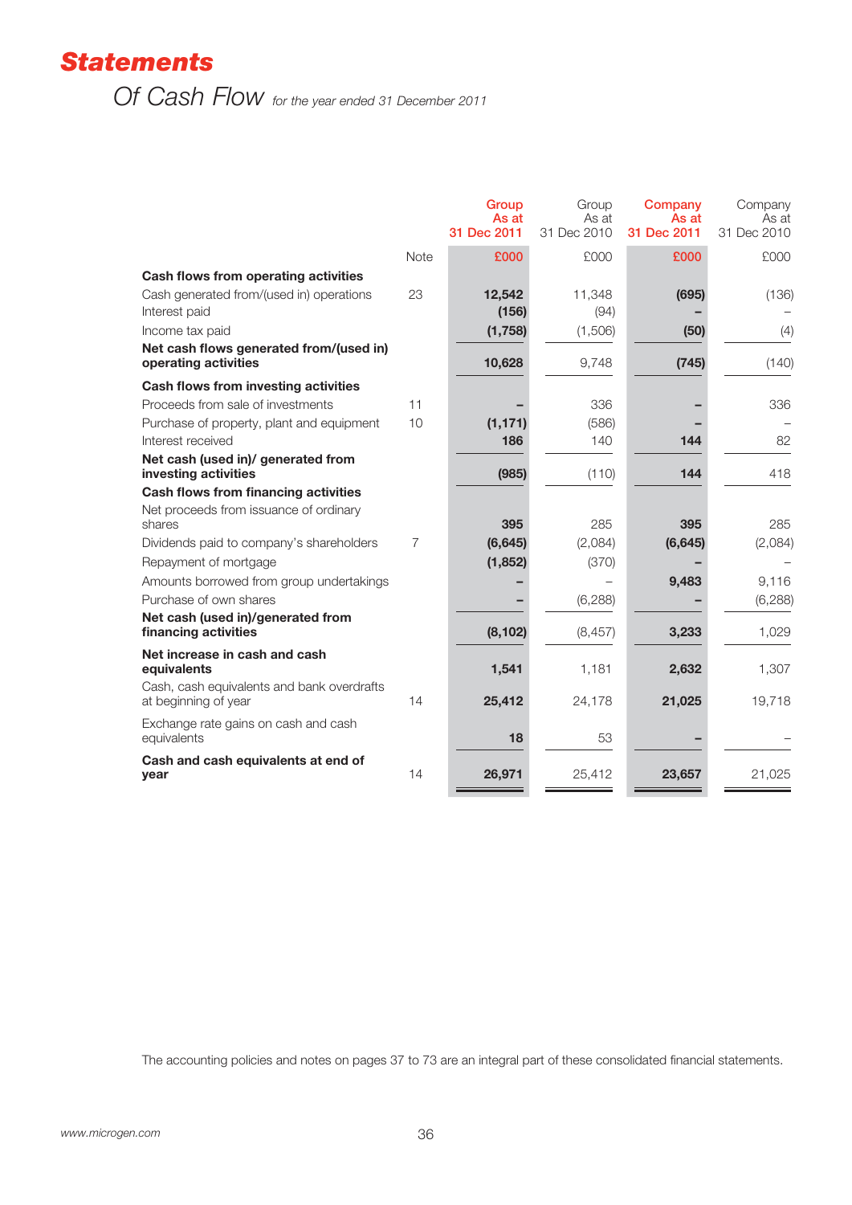# Statements

## Of Cash Flow *for the year ended 31 December 2011*

| | Note | Group As at 31 Dec 2011 | Group As at 31 Dec 2010 | Company As at 31 Dec 2011 | Company As at 31 Dec 2010 |
|---|---|---|---|---|---|
| | | **£000** | £000 | **£000** | £000 |
| **Cash flows from operating activities** | | | | | |
| Cash generated from/(used in) operations | 23 | **12,542** | 11,348 | **(695)** | (136) |
| Interest paid | | **(156)** | (94) | **–** | – |
| Income tax paid | | **(1,758)** | (1,506) | **(50)** | (4) |
| **Net cash flows generated from/(used in) operating activities** | | **10,628** | 9,748 | **(745)** | (140) |
| **Cash flows from investing activities** | | | | | |
| Proceeds from sale of investments | 11 | **–** | 336 | **–** | 336 |
| Purchase of property, plant and equipment | 10 | **(1,171)** | (586) | **–** | – |
| Interest received | | **186** | 140 | **144** | 82 |
| **Net cash (used in)/ generated from investing activities** | | **(985)** | (110) | **144** | 418 |
| **Cash flows from financing activities** | | | | | |
| Net proceeds from issuance of ordinary shares | | **395** | 285 | **395** | 285 |
| Dividends paid to company's shareholders | 7 | **(6,645)** | (2,084) | **(6,645)** | (2,084) |
| Repayment of mortgage | | **(1,852)** | (370) | **–** | – |
| Amounts borrowed from group undertakings | | **–** | – | **9,483** | 9,116 |
| Purchase of own shares | | **–** | (6,288) | **–** | (6,288) |
| **Net cash (used in)/generated from financing activities** | | **(8,102)** | (8,457) | **3,233** | 1,029 |
| **Net increase in cash and cash equivalents** | | **1,541** | 1,181 | **2,632** | 1,307 |
| Cash, cash equivalents and bank overdrafts at beginning of year | 14 | **25,412** | 24,178 | **21,025** | 19,718 |
| Exchange rate gains on cash and cash equivalents | | **18** | 53 | **–** | – |
| **Cash and cash equivalents at end of year** | 14 | **26,971** | 25,412 | **23,657** | 21,025 |

The accounting policies and notes on pages 37 to 73 are an integral part of these consolidated financial statements.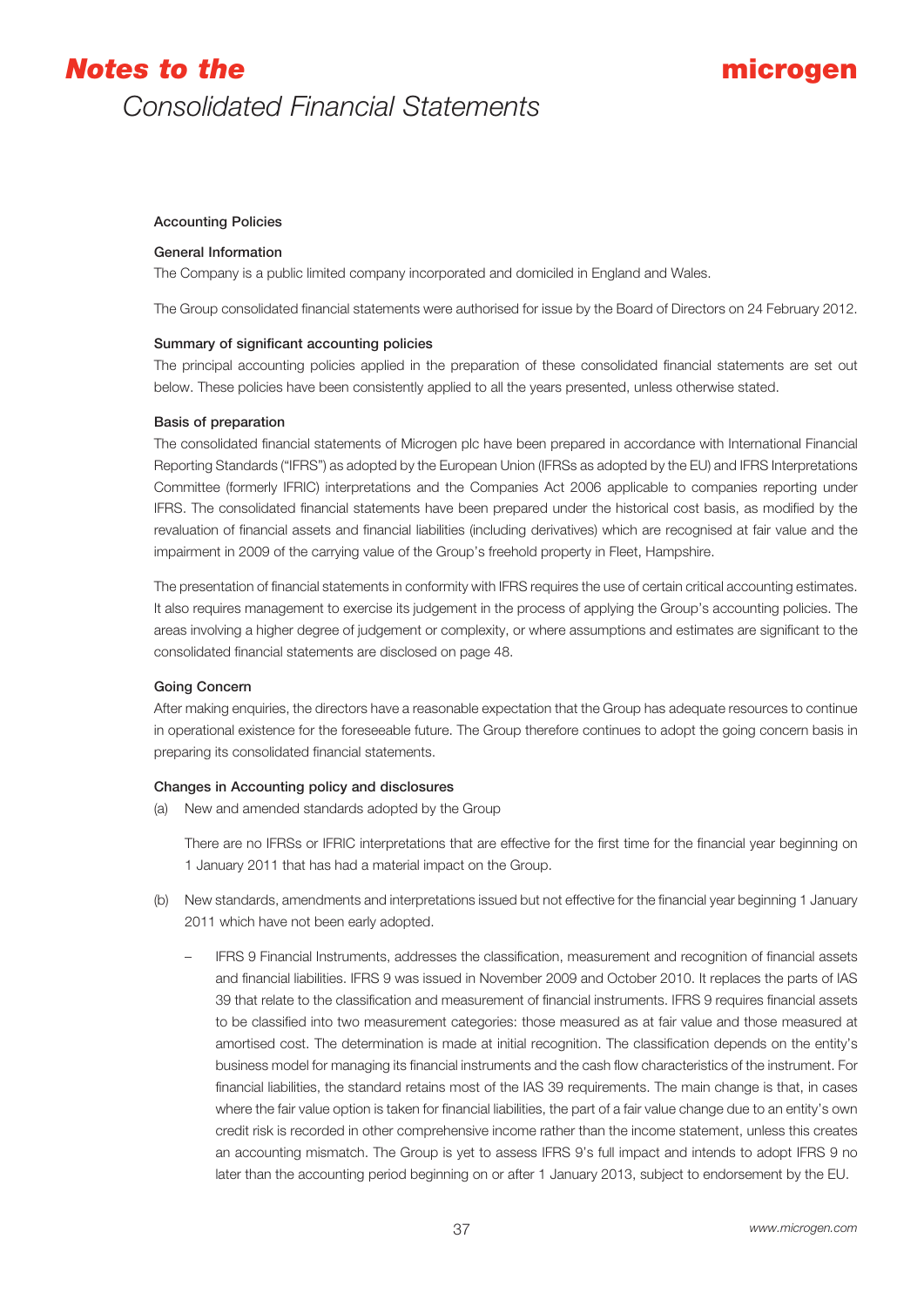# *Notes to the*

## Consolidated Financial Statements

### Accounting Policies

**General Information**

The Company is a public limited company incorporated and domiciled in England and Wales.

The Group consolidated financial statements were authorised for issue by the Board of Directors on 24 February 2012.

**Summary of significant accounting policies**

The principal accounting policies applied in the preparation of these consolidated financial statements are set out below. These policies have been consistently applied to all the years presented, unless otherwise stated.

**Basis of preparation**

The consolidated financial statements of Microgen plc have been prepared in accordance with International Financial Reporting Standards ("IFRS") as adopted by the European Union (IFRSs as adopted by the EU) and IFRS Interpretations Committee (formerly IFRIC) interpretations and the Companies Act 2006 applicable to companies reporting under IFRS. The consolidated financial statements have been prepared under the historical cost basis, as modified by the revaluation of financial assets and financial liabilities (including derivatives) which are recognised at fair value and the impairment in 2009 of the carrying value of the Group's freehold property in Fleet, Hampshire.

The presentation of financial statements in conformity with IFRS requires the use of certain critical accounting estimates. It also requires management to exercise its judgement in the process of applying the Group's accounting policies. The areas involving a higher degree of judgement or complexity, or where assumptions and estimates are significant to the consolidated financial statements are disclosed on page 48.

**Going Concern**

After making enquiries, the directors have a reasonable expectation that the Group has adequate resources to continue in operational existence for the foreseeable future. The Group therefore continues to adopt the going concern basis in preparing its consolidated financial statements.

**Changes in Accounting policy and disclosures**

(a) New and amended standards adopted by the Group

There are no IFRSs or IFRIC interpretations that are effective for the first time for the financial year beginning on 1 January 2011 that has had a material impact on the Group.

(b) New standards, amendments and interpretations issued but not effective for the financial year beginning 1 January 2011 which have not been early adopted.

– IFRS 9 Financial Instruments, addresses the classification, measurement and recognition of financial assets and financial liabilities. IFRS 9 was issued in November 2009 and October 2010. It replaces the parts of IAS 39 that relate to the classification and measurement of financial instruments. IFRS 9 requires financial assets to be classified into two measurement categories: those measured as at fair value and those measured at amortised cost. The determination is made at initial recognition. The classification depends on the entity's business model for managing its financial instruments and the cash flow characteristics of the instrument. For financial liabilities, the standard retains most of the IAS 39 requirements. The main change is that, in cases where the fair value option is taken for financial liabilities, the part of a fair value change due to an entity's own credit risk is recorded in other comprehensive income rather than the income statement, unless this creates an accounting mismatch. The Group is yet to assess IFRS 9's full impact and intends to adopt IFRS 9 no later than the accounting period beginning on or after 1 January 2013, subject to endorsement by the EU.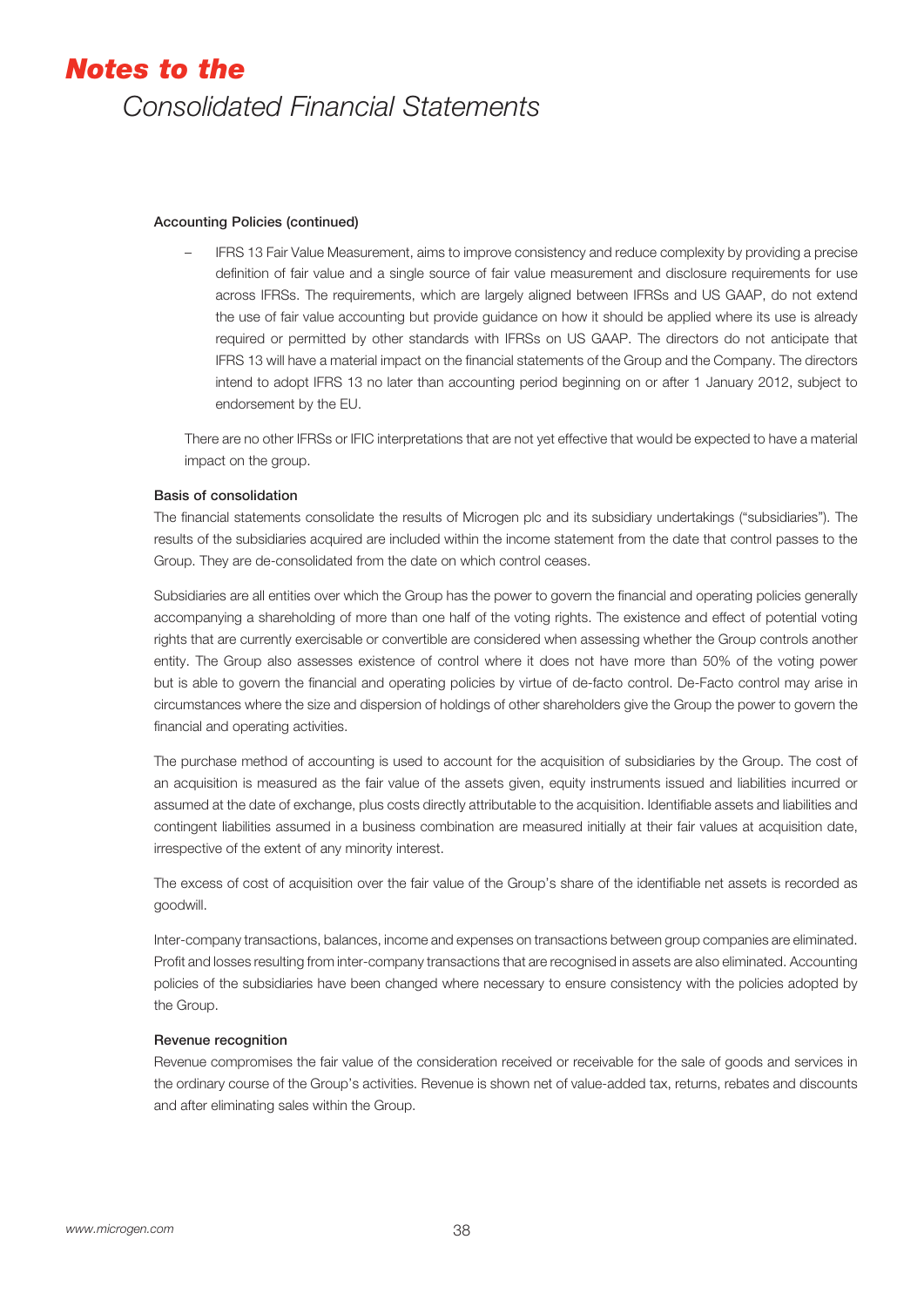#### Accounting Policies (continued)

- IFRS 13 Fair Value Measurement, aims to improve consistency and reduce complexity by providing a precise definition of fair value and a single source of fair value measurement and disclosure requirements for use across IFRSs. The requirements, which are largely aligned between IFRSs and US GAAP, do not extend the use of fair value accounting but provide guidance on how it should be applied where its use is already required or permitted by other standards with IFRSs on US GAAP. The directors do not anticipate that IFRS 13 will have a material impact on the financial statements of the Group and the Company. The directors intend to adopt IFRS 13 no later than accounting period beginning on or after 1 January 2012, subject to endorsement by the EU.

There are no other IFRSs or IFIC interpretations that are not yet effective that would be expected to have a material impact on the group.

#### Basis of consolidation

The financial statements consolidate the results of Microgen plc and its subsidiary undertakings ("subsidiaries"). The results of the subsidiaries acquired are included within the income statement from the date that control passes to the Group. They are de-consolidated from the date on which control ceases.

Subsidiaries are all entities over which the Group has the power to govern the financial and operating policies generally accompanying a shareholding of more than one half of the voting rights. The existence and effect of potential voting rights that are currently exercisable or convertible are considered when assessing whether the Group controls another entity. The Group also assesses existence of control where it does not have more than 50% of the voting power but is able to govern the financial and operating policies by virtue of de-facto control. De-Facto control may arise in circumstances where the size and dispersion of holdings of other shareholders give the Group the power to govern the financial and operating activities.

The purchase method of accounting is used to account for the acquisition of subsidiaries by the Group. The cost of an acquisition is measured as the fair value of the assets given, equity instruments issued and liabilities incurred or assumed at the date of exchange, plus costs directly attributable to the acquisition. Identifiable assets and liabilities and contingent liabilities assumed in a business combination are measured initially at their fair values at acquisition date, irrespective of the extent of any minority interest.

The excess of cost of acquisition over the fair value of the Group's share of the identifiable net assets is recorded as goodwill.

Inter-company transactions, balances, income and expenses on transactions between group companies are eliminated. Profit and losses resulting from inter-company transactions that are recognised in assets are also eliminated. Accounting policies of the subsidiaries have been changed where necessary to ensure consistency with the policies adopted by the Group.

#### Revenue recognition

Revenue compromises the fair value of the consideration received or receivable for the sale of goods and services in the ordinary course of the Group's activities. Revenue is shown net of value-added tax, returns, rebates and discounts and after eliminating sales within the Group.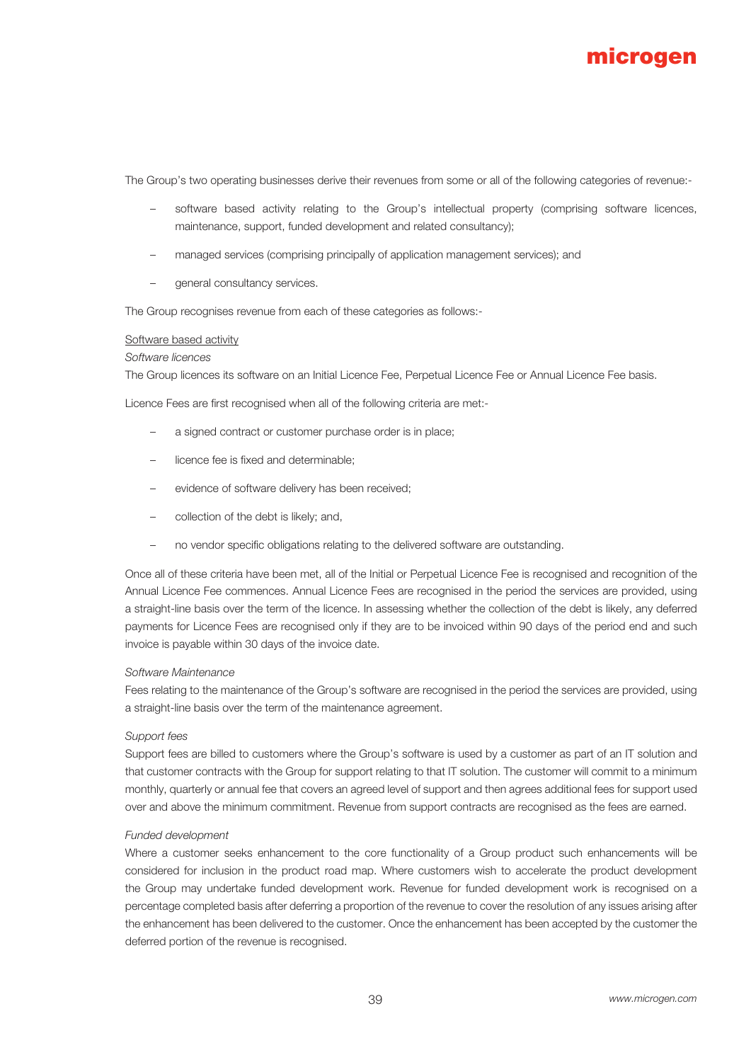The Group's two operating businesses derive their revenues from some or all of the following categories of revenue:-

- software based activity relating to the Group's intellectual property (comprising software licences, maintenance, support, funded development and related consultancy);
- managed services (comprising principally of application management services); and
- general consultancy services.

The Group recognises revenue from each of these categories as follows:-

<u>Software based activity</u>

*Software licences*

The Group licences its software on an Initial Licence Fee, Perpetual Licence Fee or Annual Licence Fee basis.

Licence Fees are first recognised when all of the following criteria are met:-

- a signed contract or customer purchase order is in place;
- licence fee is fixed and determinable;
- evidence of software delivery has been received;
- collection of the debt is likely; and,
- no vendor specific obligations relating to the delivered software are outstanding.

Once all of these criteria have been met, all of the Initial or Perpetual Licence Fee is recognised and recognition of the Annual Licence Fee commences. Annual Licence Fees are recognised in the period the services are provided, using a straight-line basis over the term of the licence. In assessing whether the collection of the debt is likely, any deferred payments for Licence Fees are recognised only if they are to be invoiced within 90 days of the period end and such invoice is payable within 30 days of the invoice date.

*Software Maintenance*

Fees relating to the maintenance of the Group's software are recognised in the period the services are provided, using a straight-line basis over the term of the maintenance agreement.

*Support fees*

Support fees are billed to customers where the Group's software is used by a customer as part of an IT solution and that customer contracts with the Group for support relating to that IT solution. The customer will commit to a minimum monthly, quarterly or annual fee that covers an agreed level of support and then agrees additional fees for support used over and above the minimum commitment. Revenue from support contracts are recognised as the fees are earned.

*Funded development*

Where a customer seeks enhancement to the core functionality of a Group product such enhancements will be considered for inclusion in the product road map. Where customers wish to accelerate the product development the Group may undertake funded development work. Revenue for funded development work is recognised on a percentage completed basis after deferring a proportion of the revenue to cover the resolution of any issues arising after the enhancement has been delivered to the customer. Once the enhancement has been accepted by the customer the deferred portion of the revenue is recognised.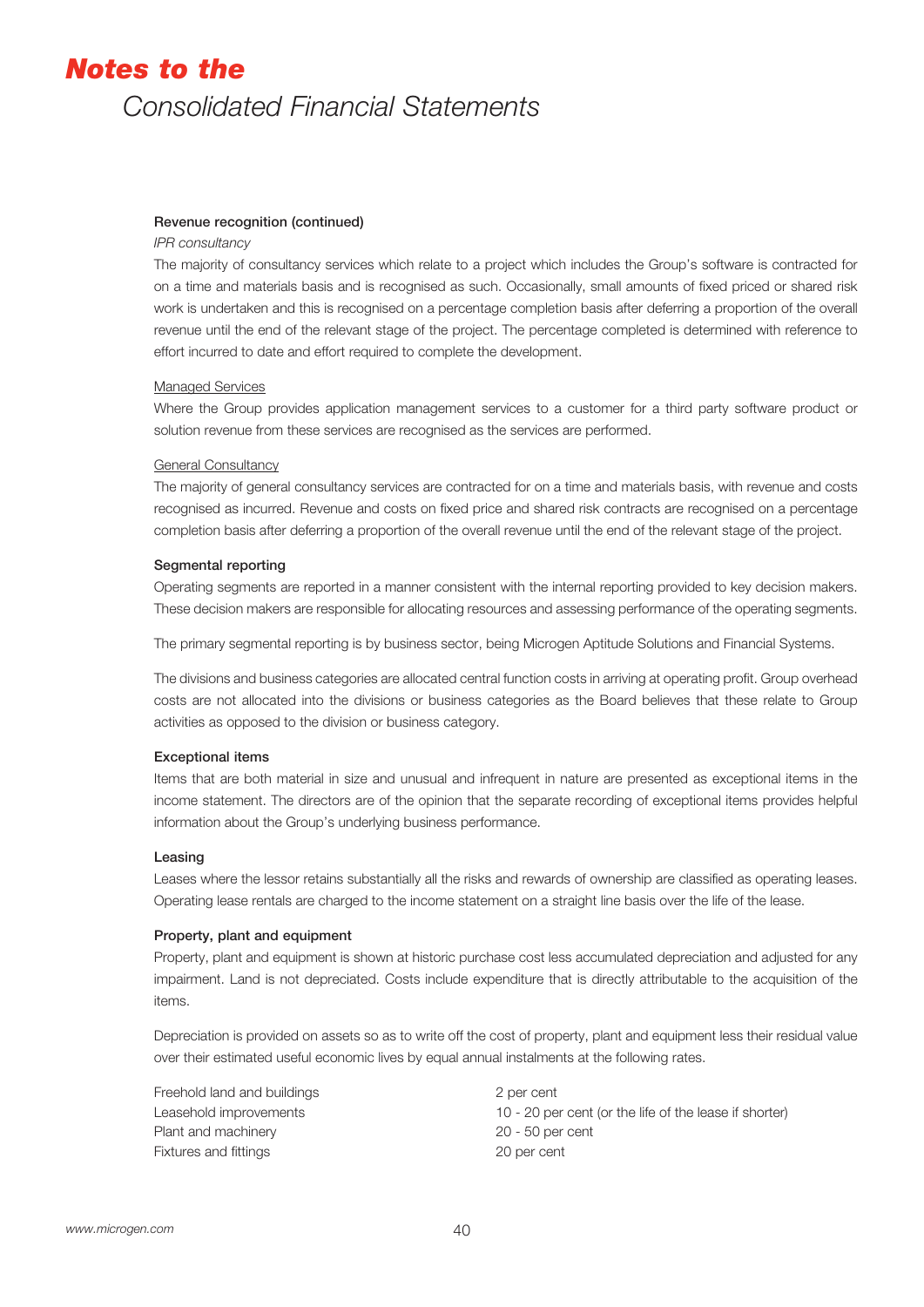# *Notes to the*
## *Consolidated Financial Statements*

**Revenue recognition (continued)**

*IPR consultancy*

The majority of consultancy services which relate to a project which includes the Group's software is contracted for on a time and materials basis and is recognised as such. Occasionally, small amounts of fixed priced or shared risk work is undertaken and this is recognised on a percentage completion basis after deferring a proportion of the overall revenue until the end of the relevant stage of the project. The percentage completed is determined with reference to effort incurred to date and effort required to complete the development.

<u>Managed Services</u>

Where the Group provides application management services to a customer for a third party software product or solution revenue from these services are recognised as the services are performed.

<u>General Consultancy</u>

The majority of general consultancy services are contracted for on a time and materials basis, with revenue and costs recognised as incurred. Revenue and costs on fixed price and shared risk contracts are recognised on a percentage completion basis after deferring a proportion of the overall revenue until the end of the relevant stage of the project.

**Segmental reporting**

Operating segments are reported in a manner consistent with the internal reporting provided to key decision makers. These decision makers are responsible for allocating resources and assessing performance of the operating segments.

The primary segmental reporting is by business sector, being Microgen Aptitude Solutions and Financial Systems.

The divisions and business categories are allocated central function costs in arriving at operating profit. Group overhead costs are not allocated into the divisions or business categories as the Board believes that these relate to Group activities as opposed to the division or business category.

**Exceptional items**

Items that are both material in size and unusual and infrequent in nature are presented as exceptional items in the income statement. The directors are of the opinion that the separate recording of exceptional items provides helpful information about the Group's underlying business performance.

**Leasing**

Leases where the lessor retains substantially all the risks and rewards of ownership are classified as operating leases. Operating lease rentals are charged to the income statement on a straight line basis over the life of the lease.

**Property, plant and equipment**

Property, plant and equipment is shown at historic purchase cost less accumulated depreciation and adjusted for any impairment. Land is not depreciated. Costs include expenditure that is directly attributable to the acquisition of the items.

Depreciation is provided on assets so as to write off the cost of property, plant and equipment less their residual value over their estimated useful economic lives by equal annual instalments at the following rates.

| | |
|---|---|
| Freehold land and buildings | 2 per cent |
| Leasehold improvements | 10 - 20 per cent (or the life of the lease if shorter) |
| Plant and machinery | 20 - 50 per cent |
| Fixtures and fittings | 20 per cent |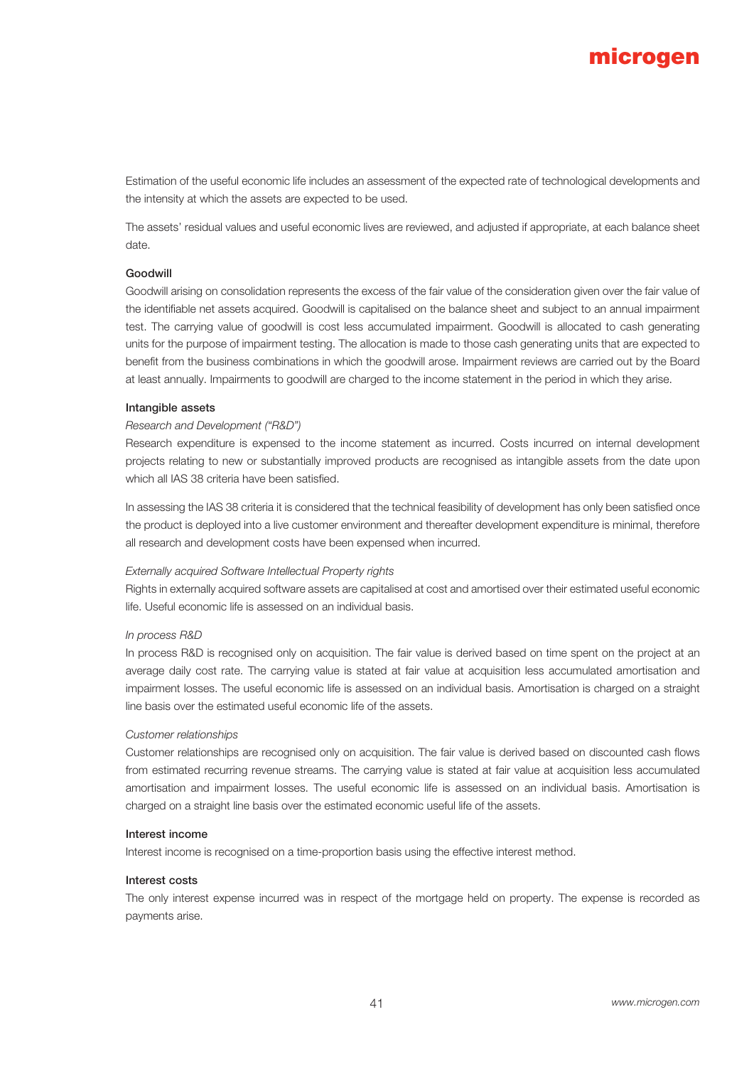Estimation of the useful economic life includes an assessment of the expected rate of technological developments and the intensity at which the assets are expected to be used.

The assets' residual values and useful economic lives are reviewed, and adjusted if appropriate, at each balance sheet date.

**Goodwill**

Goodwill arising on consolidation represents the excess of the fair value of the consideration given over the fair value of the identifiable net assets acquired. Goodwill is capitalised on the balance sheet and subject to an annual impairment test. The carrying value of goodwill is cost less accumulated impairment. Goodwill is allocated to cash generating units for the purpose of impairment testing. The allocation is made to those cash generating units that are expected to benefit from the business combinations in which the goodwill arose. Impairment reviews are carried out by the Board at least annually. Impairments to goodwill are charged to the income statement in the period in which they arise.

**Intangible assets**

*Research and Development ("R&D")*

Research expenditure is expensed to the income statement as incurred. Costs incurred on internal development projects relating to new or substantially improved products are recognised as intangible assets from the date upon which all IAS 38 criteria have been satisfied.

In assessing the IAS 38 criteria it is considered that the technical feasibility of development has only been satisfied once the product is deployed into a live customer environment and thereafter development expenditure is minimal, therefore all research and development costs have been expensed when incurred.

*Externally acquired Software Intellectual Property rights*

Rights in externally acquired software assets are capitalised at cost and amortised over their estimated useful economic life. Useful economic life is assessed on an individual basis.

*In process R&D*

In process R&D is recognised only on acquisition. The fair value is derived based on time spent on the project at an average daily cost rate. The carrying value is stated at fair value at acquisition less accumulated amortisation and impairment losses. The useful economic life is assessed on an individual basis. Amortisation is charged on a straight line basis over the estimated useful economic life of the assets.

*Customer relationships*

Customer relationships are recognised only on acquisition. The fair value is derived based on discounted cash flows from estimated recurring revenue streams. The carrying value is stated at fair value at acquisition less accumulated amortisation and impairment losses. The useful economic life is assessed on an individual basis. Amortisation is charged on a straight line basis over the estimated economic useful life of the assets.

**Interest income**

Interest income is recognised on a time-proportion basis using the effective interest method.

**Interest costs**

The only interest expense incurred was in respect of the mortgage held on property. The expense is recorded as payments arise.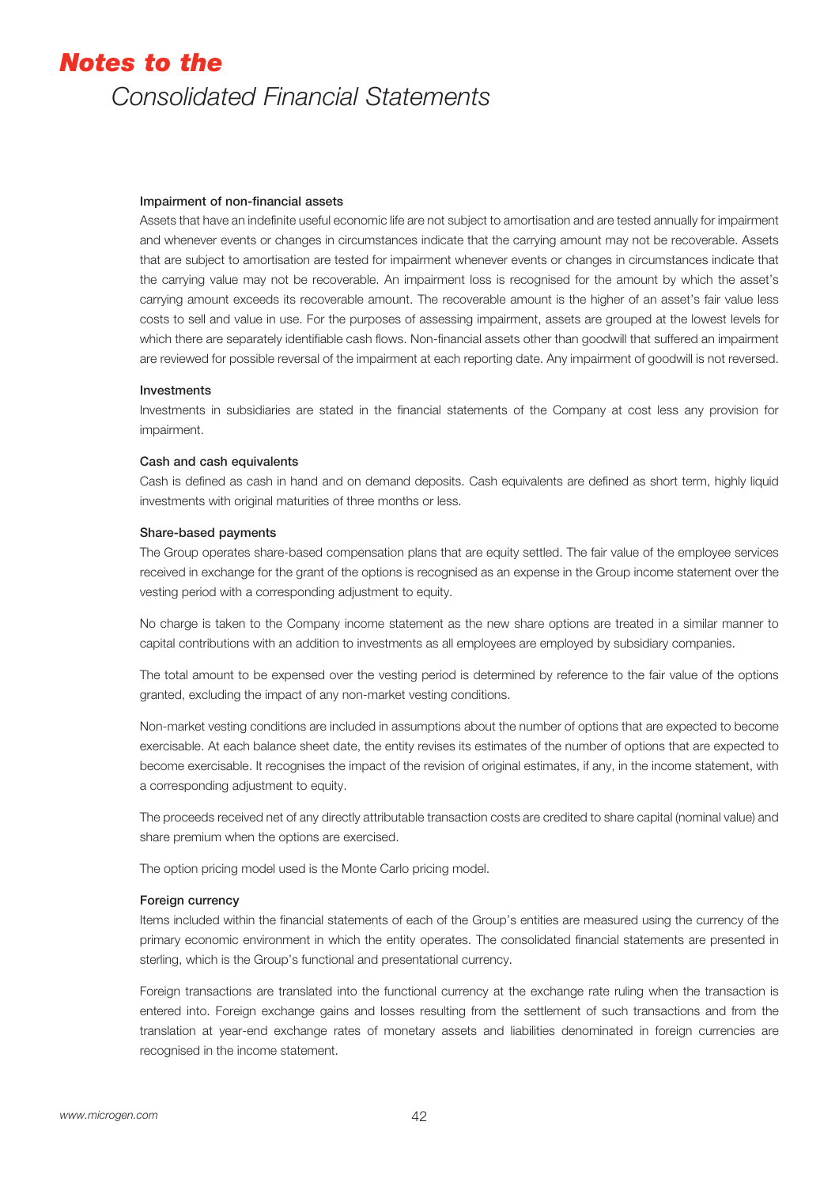#### Impairment of non-financial assets

Assets that have an indefinite useful economic life are not subject to amortisation and are tested annually for impairment and whenever events or changes in circumstances indicate that the carrying amount may not be recoverable. Assets that are subject to amortisation are tested for impairment whenever events or changes in circumstances indicate that the carrying value may not be recoverable. An impairment loss is recognised for the amount by which the asset's carrying amount exceeds its recoverable amount. The recoverable amount is the higher of an asset's fair value less costs to sell and value in use. For the purposes of assessing impairment, assets are grouped at the lowest levels for which there are separately identifiable cash flows. Non-financial assets other than goodwill that suffered an impairment are reviewed for possible reversal of the impairment at each reporting date. Any impairment of goodwill is not reversed.

#### Investments

Investments in subsidiaries are stated in the financial statements of the Company at cost less any provision for impairment.

#### Cash and cash equivalents

Cash is defined as cash in hand and on demand deposits. Cash equivalents are defined as short term, highly liquid investments with original maturities of three months or less.

#### Share-based payments

The Group operates share-based compensation plans that are equity settled. The fair value of the employee services received in exchange for the grant of the options is recognised as an expense in the Group income statement over the vesting period with a corresponding adjustment to equity.

No charge is taken to the Company income statement as the new share options are treated in a similar manner to capital contributions with an addition to investments as all employees are employed by subsidiary companies.

The total amount to be expensed over the vesting period is determined by reference to the fair value of the options granted, excluding the impact of any non-market vesting conditions.

Non-market vesting conditions are included in assumptions about the number of options that are expected to become exercisable. At each balance sheet date, the entity revises its estimates of the number of options that are expected to become exercisable. It recognises the impact of the revision of original estimates, if any, in the income statement, with a corresponding adjustment to equity.

The proceeds received net of any directly attributable transaction costs are credited to share capital (nominal value) and share premium when the options are exercised.

The option pricing model used is the Monte Carlo pricing model.

#### Foreign currency

Items included within the financial statements of each of the Group's entities are measured using the currency of the primary economic environment in which the entity operates. The consolidated financial statements are presented in sterling, which is the Group's functional and presentational currency.

Foreign transactions are translated into the functional currency at the exchange rate ruling when the transaction is entered into. Foreign exchange gains and losses resulting from the settlement of such transactions and from the translation at year-end exchange rates of monetary assets and liabilities denominated in foreign currencies are recognised in the income statement.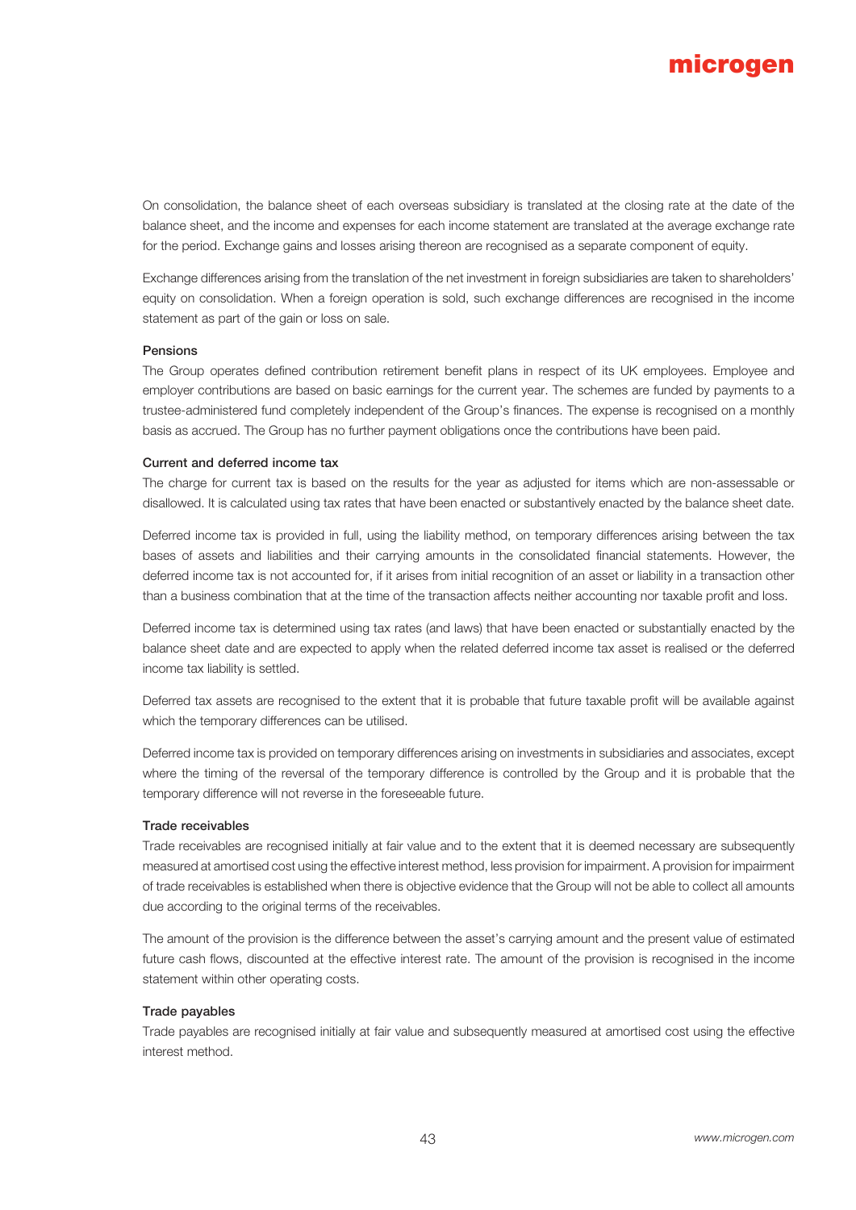On consolidation, the balance sheet of each overseas subsidiary is translated at the closing rate at the date of the balance sheet, and the income and expenses for each income statement are translated at the average exchange rate for the period. Exchange gains and losses arising thereon are recognised as a separate component of equity.

Exchange differences arising from the translation of the net investment in foreign subsidiaries are taken to shareholders' equity on consolidation. When a foreign operation is sold, such exchange differences are recognised in the income statement as part of the gain or loss on sale.

#### Pensions

The Group operates defined contribution retirement benefit plans in respect of its UK employees. Employee and employer contributions are based on basic earnings for the current year. The schemes are funded by payments to a trustee-administered fund completely independent of the Group's finances. The expense is recognised on a monthly basis as accrued. The Group has no further payment obligations once the contributions have been paid.

#### Current and deferred income tax

The charge for current tax is based on the results for the year as adjusted for items which are non-assessable or disallowed. It is calculated using tax rates that have been enacted or substantively enacted by the balance sheet date.

Deferred income tax is provided in full, using the liability method, on temporary differences arising between the tax bases of assets and liabilities and their carrying amounts in the consolidated financial statements. However, the deferred income tax is not accounted for, if it arises from initial recognition of an asset or liability in a transaction other than a business combination that at the time of the transaction affects neither accounting nor taxable profit and loss.

Deferred income tax is determined using tax rates (and laws) that have been enacted or substantially enacted by the balance sheet date and are expected to apply when the related deferred income tax asset is realised or the deferred income tax liability is settled.

Deferred tax assets are recognised to the extent that it is probable that future taxable profit will be available against which the temporary differences can be utilised.

Deferred income tax is provided on temporary differences arising on investments in subsidiaries and associates, except where the timing of the reversal of the temporary difference is controlled by the Group and it is probable that the temporary difference will not reverse in the foreseeable future.

#### Trade receivables

Trade receivables are recognised initially at fair value and to the extent that it is deemed necessary are subsequently measured at amortised cost using the effective interest method, less provision for impairment. A provision for impairment of trade receivables is established when there is objective evidence that the Group will not be able to collect all amounts due according to the original terms of the receivables.

The amount of the provision is the difference between the asset's carrying amount and the present value of estimated future cash flows, discounted at the effective interest rate. The amount of the provision is recognised in the income statement within other operating costs.

#### Trade payables

Trade payables are recognised initially at fair value and subsequently measured at amortised cost using the effective interest method.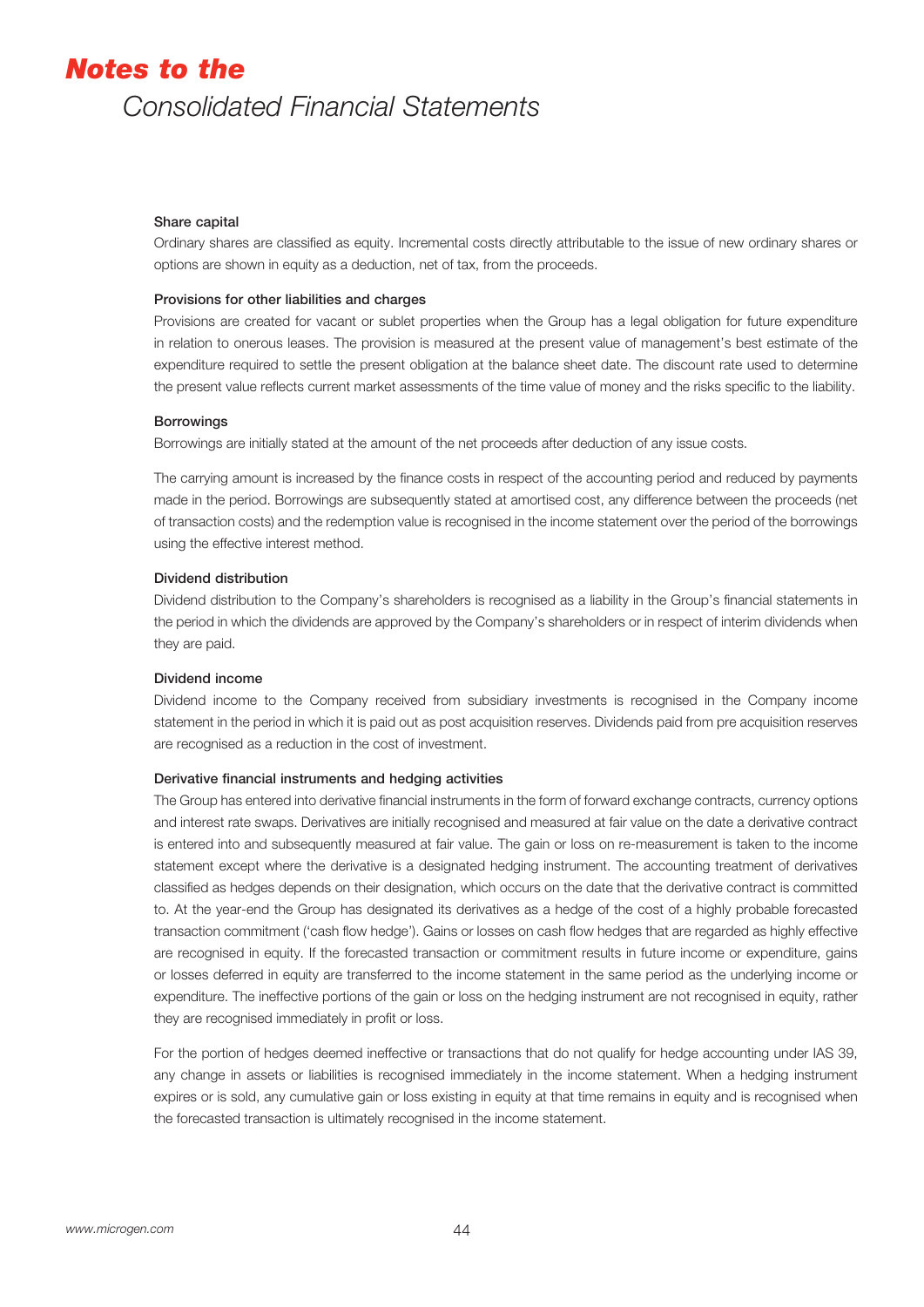#### Share capital

Ordinary shares are classified as equity. Incremental costs directly attributable to the issue of new ordinary shares or options are shown in equity as a deduction, net of tax, from the proceeds.

#### Provisions for other liabilities and charges

Provisions are created for vacant or sublet properties when the Group has a legal obligation for future expenditure in relation to onerous leases. The provision is measured at the present value of management's best estimate of the expenditure required to settle the present obligation at the balance sheet date. The discount rate used to determine the present value reflects current market assessments of the time value of money and the risks specific to the liability.

#### Borrowings

Borrowings are initially stated at the amount of the net proceeds after deduction of any issue costs.

The carrying amount is increased by the finance costs in respect of the accounting period and reduced by payments made in the period. Borrowings are subsequently stated at amortised cost, any difference between the proceeds (net of transaction costs) and the redemption value is recognised in the income statement over the period of the borrowings using the effective interest method.

#### Dividend distribution

Dividend distribution to the Company's shareholders is recognised as a liability in the Group's financial statements in the period in which the dividends are approved by the Company's shareholders or in respect of interim dividends when they are paid.

#### Dividend income

Dividend income to the Company received from subsidiary investments is recognised in the Company income statement in the period in which it is paid out as post acquisition reserves. Dividends paid from pre acquisition reserves are recognised as a reduction in the cost of investment.

#### Derivative financial instruments and hedging activities

The Group has entered into derivative financial instruments in the form of forward exchange contracts, currency options and interest rate swaps. Derivatives are initially recognised and measured at fair value on the date a derivative contract is entered into and subsequently measured at fair value. The gain or loss on re-measurement is taken to the income statement except where the derivative is a designated hedging instrument. The accounting treatment of derivatives classified as hedges depends on their designation, which occurs on the date that the derivative contract is committed to. At the year-end the Group has designated its derivatives as a hedge of the cost of a highly probable forecasted transaction commitment ('cash flow hedge'). Gains or losses on cash flow hedges that are regarded as highly effective are recognised in equity. If the forecasted transaction or commitment results in future income or expenditure, gains or losses deferred in equity are transferred to the income statement in the same period as the underlying income or expenditure. The ineffective portions of the gain or loss on the hedging instrument are not recognised in equity, rather they are recognised immediately in profit or loss.

For the portion of hedges deemed ineffective or transactions that do not qualify for hedge accounting under IAS 39, any change in assets or liabilities is recognised immediately in the income statement. When a hedging instrument expires or is sold, any cumulative gain or loss existing in equity at that time remains in equity and is recognised when the forecasted transaction is ultimately recognised in the income statement.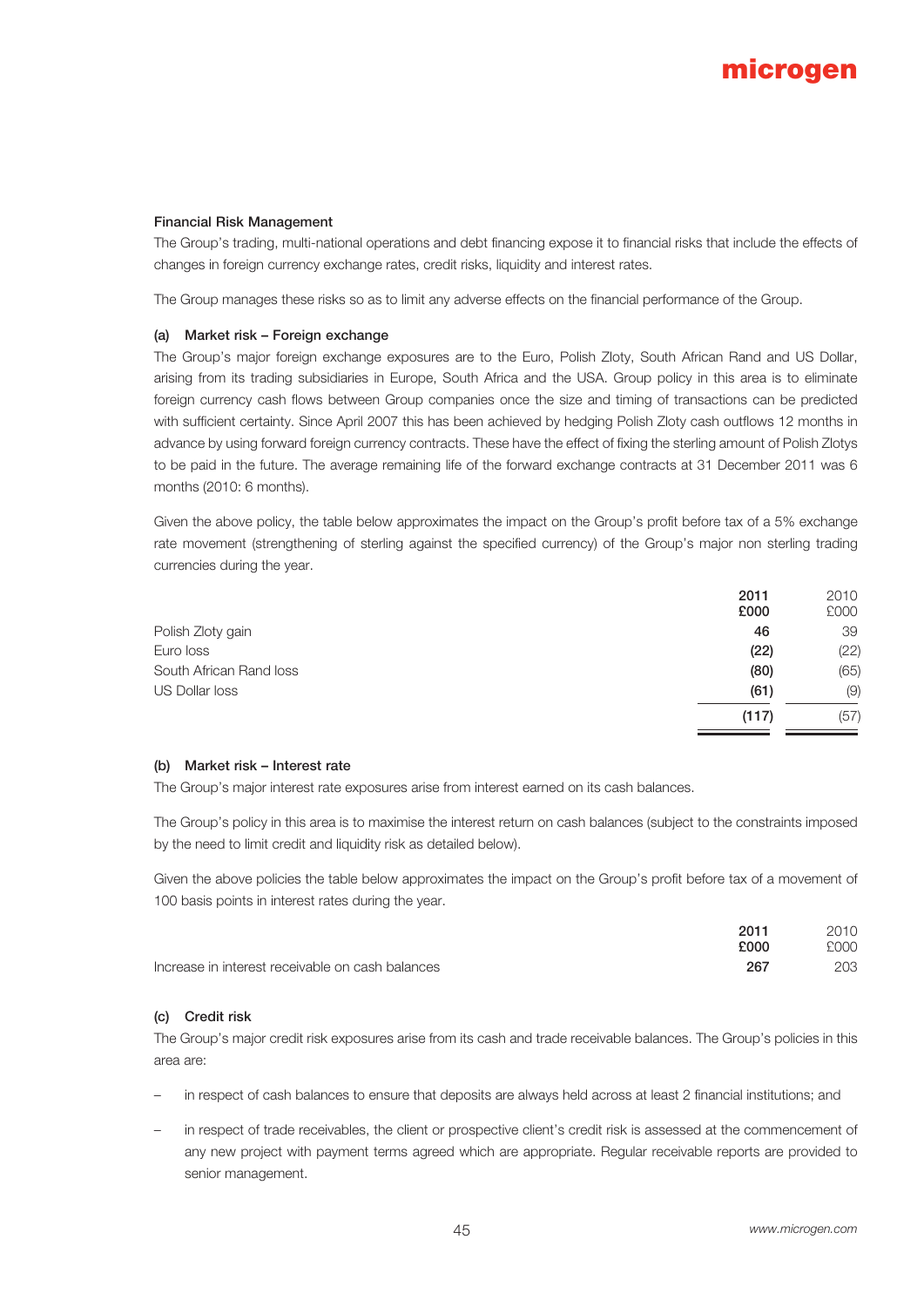## Financial Risk Management

The Group's trading, multi-national operations and debt financing expose it to financial risks that include the effects of changes in foreign currency exchange rates, credit risks, liquidity and interest rates.

The Group manages these risks so as to limit any adverse effects on the financial performance of the Group.

### (a) Market risk – Foreign exchange

The Group's major foreign exchange exposures are to the Euro, Polish Zloty, South African Rand and US Dollar, arising from its trading subsidiaries in Europe, South Africa and the USA. Group policy in this area is to eliminate foreign currency cash flows between Group companies once the size and timing of transactions can be predicted with sufficient certainty. Since April 2007 this has been achieved by hedging Polish Zloty cash outflows 12 months in advance by using forward foreign currency contracts. These have the effect of fixing the sterling amount of Polish Zlotys to be paid in the future. The average remaining life of the forward exchange contracts at 31 December 2011 was 6 months (2010: 6 months).

Given the above policy, the table below approximates the impact on the Group's profit before tax of a 5% exchange rate movement (strengthening of sterling against the specified currency) of the Group's major non sterling trading currencies during the year.

| | 2011 £000 | 2010 £000 |
|---|---|---|
| Polish Zloty gain | 46 | 39 |
| Euro loss | (22) | (22) |
| South African Rand loss | (80) | (65) |
| US Dollar loss | (61) | (9) |
| | (117) | (57) |

### (b) Market risk – Interest rate

The Group's major interest rate exposures arise from interest earned on its cash balances.

The Group's policy in this area is to maximise the interest return on cash balances (subject to the constraints imposed by the need to limit credit and liquidity risk as detailed below).

Given the above policies the table below approximates the impact on the Group's profit before tax of a movement of 100 basis points in interest rates during the year.

| | 2011 £000 | 2010 £000 |
|---|---|---|
| Increase in interest receivable on cash balances | 267 | 203 |

### (c) Credit risk

The Group's major credit risk exposures arise from its cash and trade receivable balances. The Group's policies in this area are:

- in respect of cash balances to ensure that deposits are always held across at least 2 financial institutions; and
- in respect of trade receivables, the client or prospective client's credit risk is assessed at the commencement of any new project with payment terms agreed which are appropriate. Regular receivable reports are provided to senior management.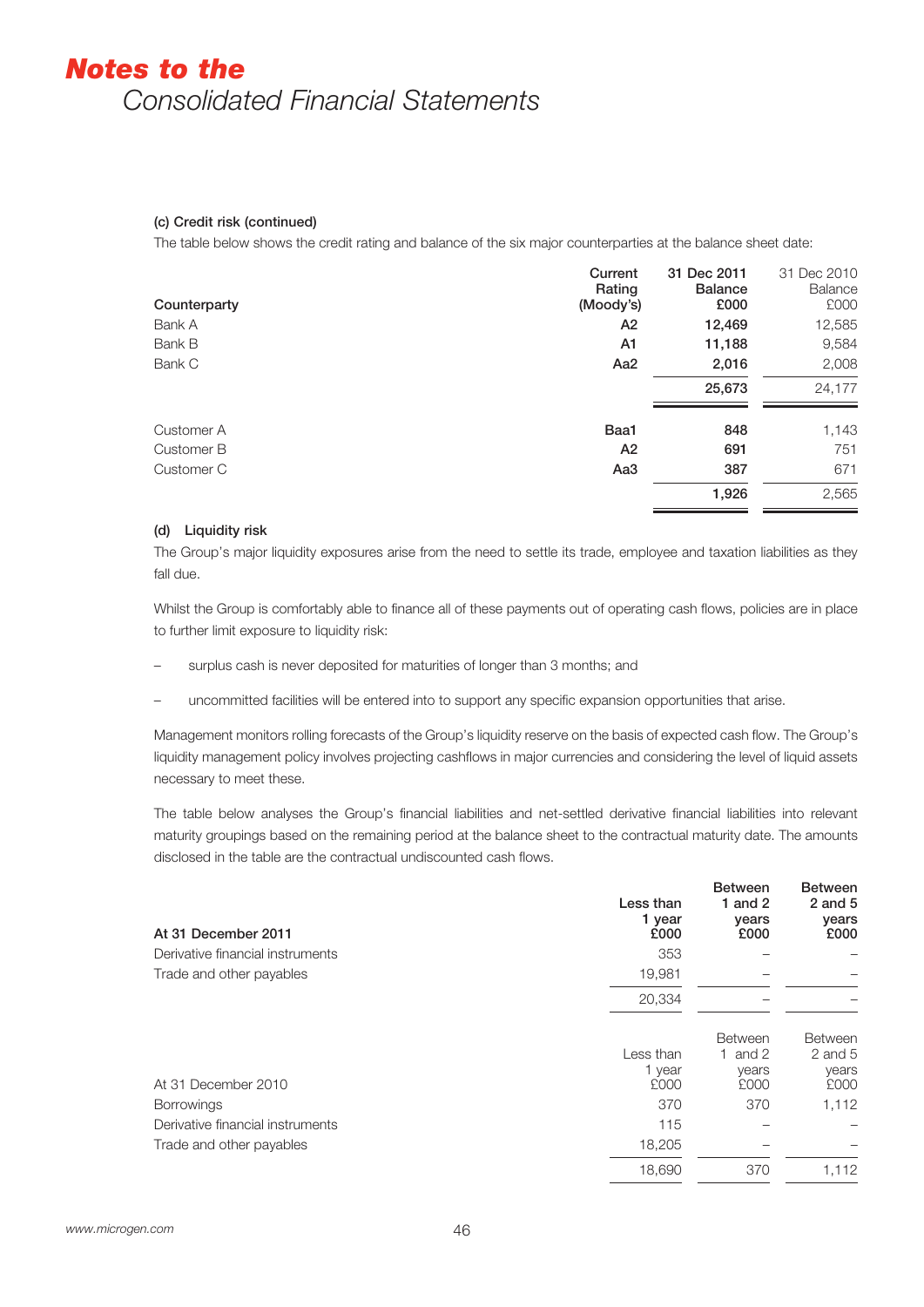# Notes to the Consolidated Financial Statements

### (c) Credit risk (continued)

The table below shows the credit rating and balance of the six major counterparties at the balance sheet date:

| Counterparty | Current Rating (Moody's) | 31 Dec 2011 Balance £000 | 31 Dec 2010 Balance £000 |
|---|---|---|---|
| Bank A | A2 | 12,469 | 12,585 |
| Bank B | A1 | 11,188 | 9,584 |
| Bank C | Aa2 | 2,016 | 2,008 |
| | | **25,673** | 24,177 |
| Customer A | Baa1 | 848 | 1,143 |
| Customer B | A2 | 691 | 751 |
| Customer C | Aa3 | 387 | 671 |
| | | **1,926** | 2,565 |

### (d) Liquidity risk

The Group's major liquidity exposures arise from the need to settle its trade, employee and taxation liabilities as they fall due.

Whilst the Group is comfortably able to finance all of these payments out of operating cash flows, policies are in place to further limit exposure to liquidity risk:

- surplus cash is never deposited for maturities of longer than 3 months; and
- uncommitted facilities will be entered into to support any specific expansion opportunities that arise.

Management monitors rolling forecasts of the Group's liquidity reserve on the basis of expected cash flow. The Group's liquidity management policy involves projecting cashflows in major currencies and considering the level of liquid assets necessary to meet these.

The table below analyses the Group's financial liabilities and net-settled derivative financial liabilities into relevant maturity groupings based on the remaining period at the balance sheet to the contractual maturity date. The amounts disclosed in the table are the contractual undiscounted cash flows.

| At 31 December 2011 | Less than 1 year £000 | Between 1 and 2 years £000 | Between 2 and 5 years £000 |
|---|---|---|---|
| Derivative financial instruments | 353 | – | – |
| Trade and other payables | 19,981 | – | – |
| | 20,334 | – | – |

| At 31 December 2010 | Less than 1 year £000 | Between 1 and 2 years £000 | Between 2 and 5 years £000 |
|---|---|---|---|
| Borrowings | 370 | 370 | 1,112 |
| Derivative financial instruments | 115 | – | – |
| Trade and other payables | 18,205 | – | – |
| | 18,690 | 370 | 1,112 |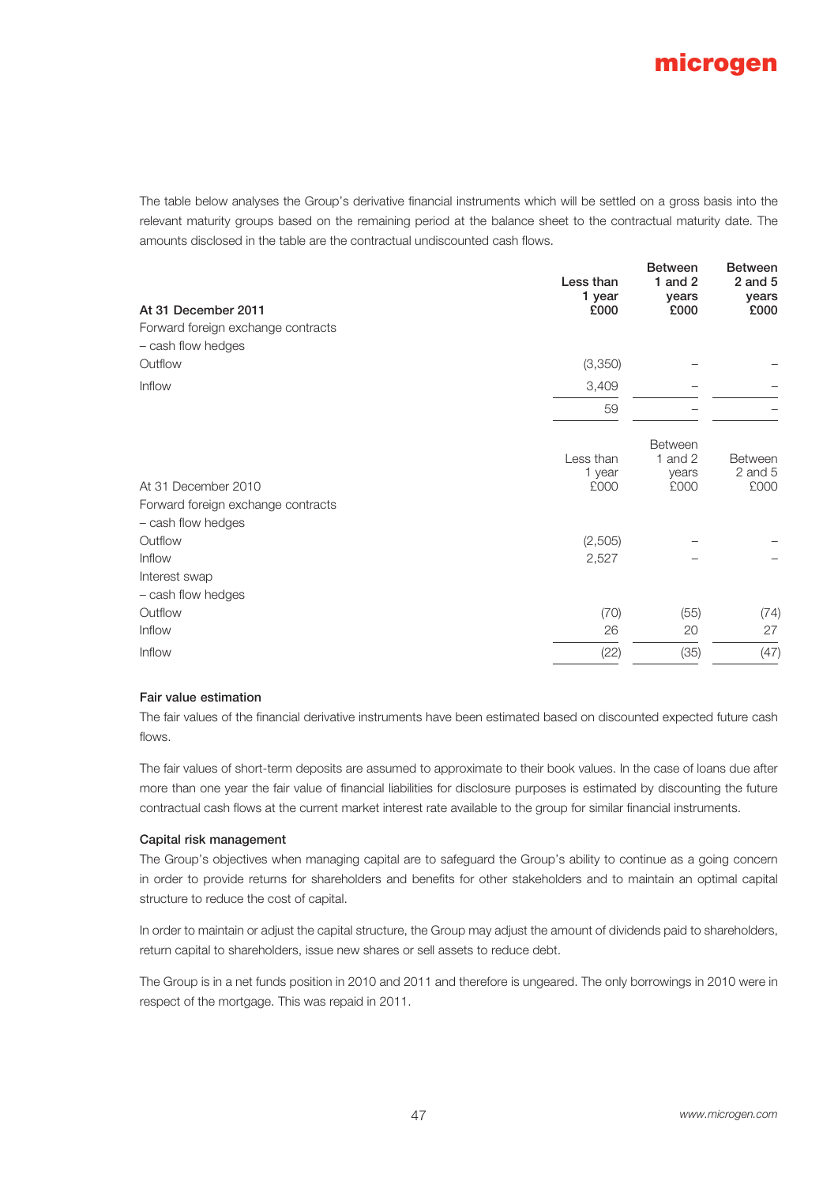The table below analyses the Group's derivative financial instruments which will be settled on a gross basis into the relevant maturity groups based on the remaining period at the balance sheet to the contractual maturity date. The amounts disclosed in the table are the contractual undiscounted cash flows.

| At 31 December 2011 | Less than 1 year £000 | Between 1 and 2 years £000 | Between 2 and 5 years £000 |
|---|---|---|---|
| Forward foreign exchange contracts | | | |
| – cash flow hedges | | | |
| Outflow | (3,350) | – | – |
| Inflow | 3,409 | – | – |
| | 59 | – | – |

| At 31 December 2010 | Less than 1 year £000 | Between 1 and 2 years £000 | Between 2 and 5 £000 |
|---|---|---|---|
| Forward foreign exchange contracts | | | |
| – cash flow hedges | | | |
| Outflow | (2,505) | – | – |
| Inflow | 2,527 | – | – |
| Interest swap | | | |
| – cash flow hedges | | | |
| Outflow | (70) | (55) | (74) |
| Inflow | 26 | 20 | 27 |
| Inflow | (22) | (35) | (47) |

**Fair value estimation**

The fair values of the financial derivative instruments have been estimated based on discounted expected future cash flows.

The fair values of short-term deposits are assumed to approximate to their book values. In the case of loans due after more than one year the fair value of financial liabilities for disclosure purposes is estimated by discounting the future contractual cash flows at the current market interest rate available to the group for similar financial instruments.

**Capital risk management**

The Group's objectives when managing capital are to safeguard the Group's ability to continue as a going concern in order to provide returns for shareholders and benefits for other stakeholders and to maintain an optimal capital structure to reduce the cost of capital.

In order to maintain or adjust the capital structure, the Group may adjust the amount of dividends paid to shareholders, return capital to shareholders, issue new shares or sell assets to reduce debt.

The Group is in a net funds position in 2010 and 2011 and therefore is ungeared. The only borrowings in 2010 were in respect of the mortgage. This was repaid in 2011.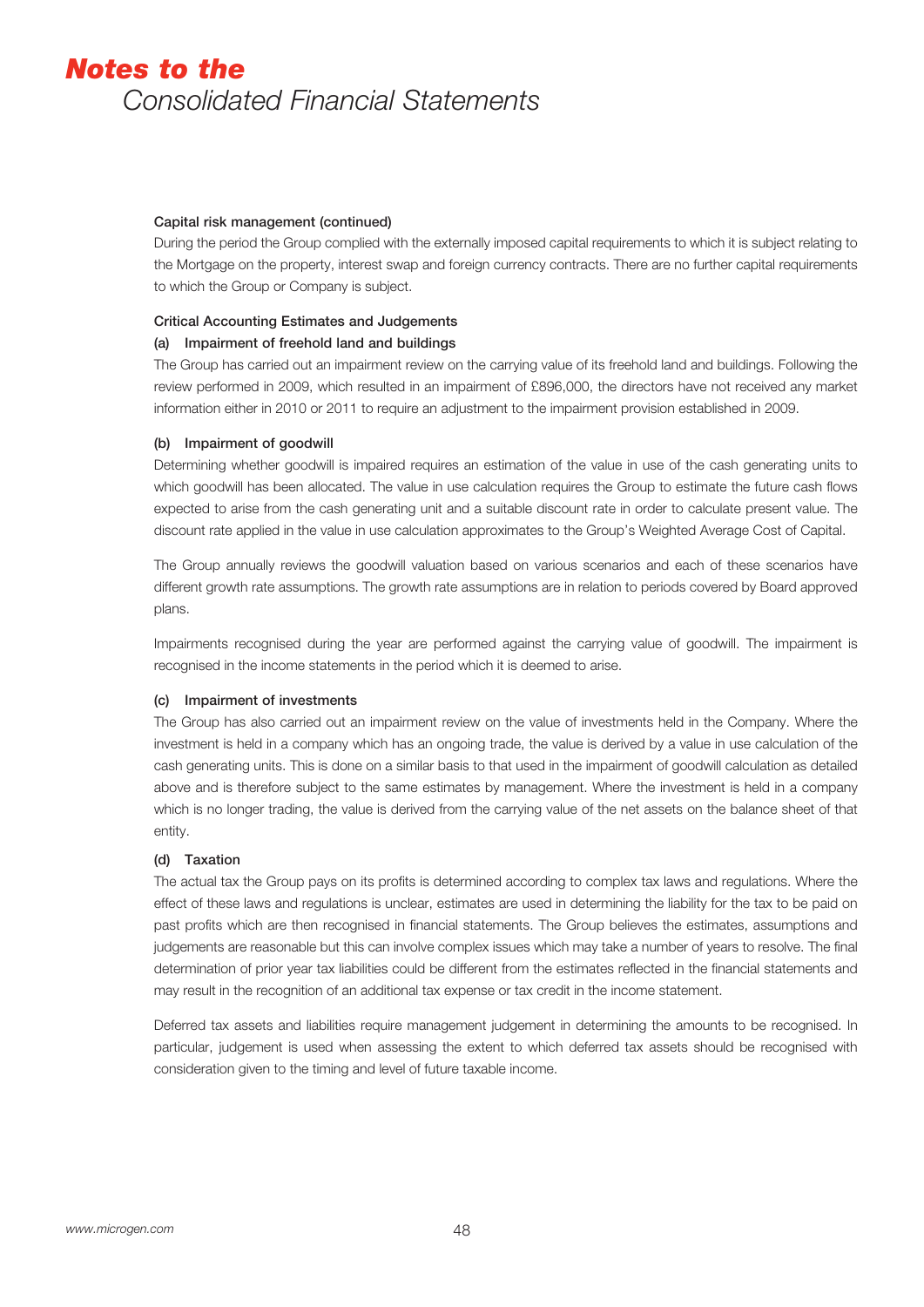#### Capital risk management (continued)

During the period the Group complied with the externally imposed capital requirements to which it is subject relating to the Mortgage on the property, interest swap and foreign currency contracts. There are no further capital requirements to which the Group or Company is subject.

#### Critical Accounting Estimates and Judgements

#### (a) Impairment of freehold land and buildings

The Group has carried out an impairment review on the carrying value of its freehold land and buildings. Following the review performed in 2009, which resulted in an impairment of £896,000, the directors have not received any market information either in 2010 or 2011 to require an adjustment to the impairment provision established in 2009.

#### (b) Impairment of goodwill

Determining whether goodwill is impaired requires an estimation of the value in use of the cash generating units to which goodwill has been allocated. The value in use calculation requires the Group to estimate the future cash flows expected to arise from the cash generating unit and a suitable discount rate in order to calculate present value. The discount rate applied in the value in use calculation approximates to the Group's Weighted Average Cost of Capital.

The Group annually reviews the goodwill valuation based on various scenarios and each of these scenarios have different growth rate assumptions. The growth rate assumptions are in relation to periods covered by Board approved plans.

Impairments recognised during the year are performed against the carrying value of goodwill. The impairment is recognised in the income statements in the period which it is deemed to arise.

#### (c) Impairment of investments

The Group has also carried out an impairment review on the value of investments held in the Company. Where the investment is held in a company which has an ongoing trade, the value is derived by a value in use calculation of the cash generating units. This is done on a similar basis to that used in the impairment of goodwill calculation as detailed above and is therefore subject to the same estimates by management. Where the investment is held in a company which is no longer trading, the value is derived from the carrying value of the net assets on the balance sheet of that entity.

#### (d) Taxation

The actual tax the Group pays on its profits is determined according to complex tax laws and regulations. Where the effect of these laws and regulations is unclear, estimates are used in determining the liability for the tax to be paid on past profits which are then recognised in financial statements. The Group believes the estimates, assumptions and judgements are reasonable but this can involve complex issues which may take a number of years to resolve. The final determination of prior year tax liabilities could be different from the estimates reflected in the financial statements and may result in the recognition of an additional tax expense or tax credit in the income statement.

Deferred tax assets and liabilities require management judgement in determining the amounts to be recognised. In particular, judgement is used when assessing the extent to which deferred tax assets should be recognised with consideration given to the timing and level of future taxable income.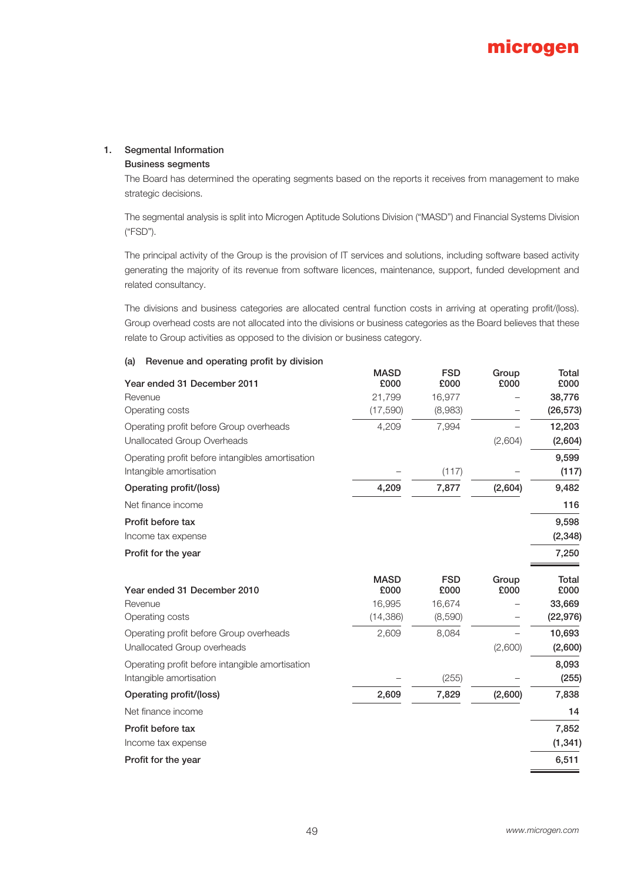## 1. Segmental Information

### Business segments

The Board has determined the operating segments based on the reports it receives from management to make strategic decisions.

The segmental analysis is split into Microgen Aptitude Solutions Division ("MASD") and Financial Systems Division ("FSD").

The principal activity of the Group is the provision of IT services and solutions, including software based activity generating the majority of its revenue from software licences, maintenance, support, funded development and related consultancy.

The divisions and business categories are allocated central function costs in arriving at operating profit/(loss). Group overhead costs are not allocated into the divisions or business categories as the Board believes that these relate to Group activities as opposed to the division or business category.

#### (a) Revenue and operating profit by division

| Year ended 31 December 2011 | MASD £000 | FSD £000 | Group £000 | Total £000 |
|---|---|---|---|---|
| Revenue | 21,799 | 16,977 | – | **38,776** |
| Operating costs | (17,590) | (8,983) | – | **(26,573)** |
| Operating profit before Group overheads | 4,209 | 7,994 | – | **12,203** |
| Unallocated Group Overheads | | | (2,604) | **(2,604)** |
| Operating profit before intangibles amortisation | | | | **9,599** |
| Intangible amortisation | – | (117) | – | **(117)** |
| **Operating profit/(loss)** | **4,209** | **7,877** | **(2,604)** | **9,482** |
| Net finance income | | | | **116** |
| **Profit before tax** | | | | **9,598** |
| Income tax expense | | | | **(2,348)** |
| **Profit for the year** | | | | **7,250** |

| Year ended 31 December 2010 | MASD £000 | FSD £000 | Group £000 | Total £000 |
|---|---|---|---|---|
| Revenue | 16,995 | 16,674 | – | **33,669** |
| Operating costs | (14,386) | (8,590) | – | **(22,976)** |
| Operating profit before Group overheads | 2,609 | 8,084 | – | **10,693** |
| Unallocated Group overheads | | | (2,600) | **(2,600)** |
| Operating profit before intangible amortisation | | | | **8,093** |
| Intangible amortisation | – | (255) | – | **(255)** |
| **Operating profit/(loss)** | **2,609** | **7,829** | **(2,600)** | **7,838** |
| Net finance income | | | | **14** |
| **Profit before tax** | | | | **7,852** |
| Income tax expense | | | | **(1,341)** |
| **Profit for the year** | | | | **6,511** |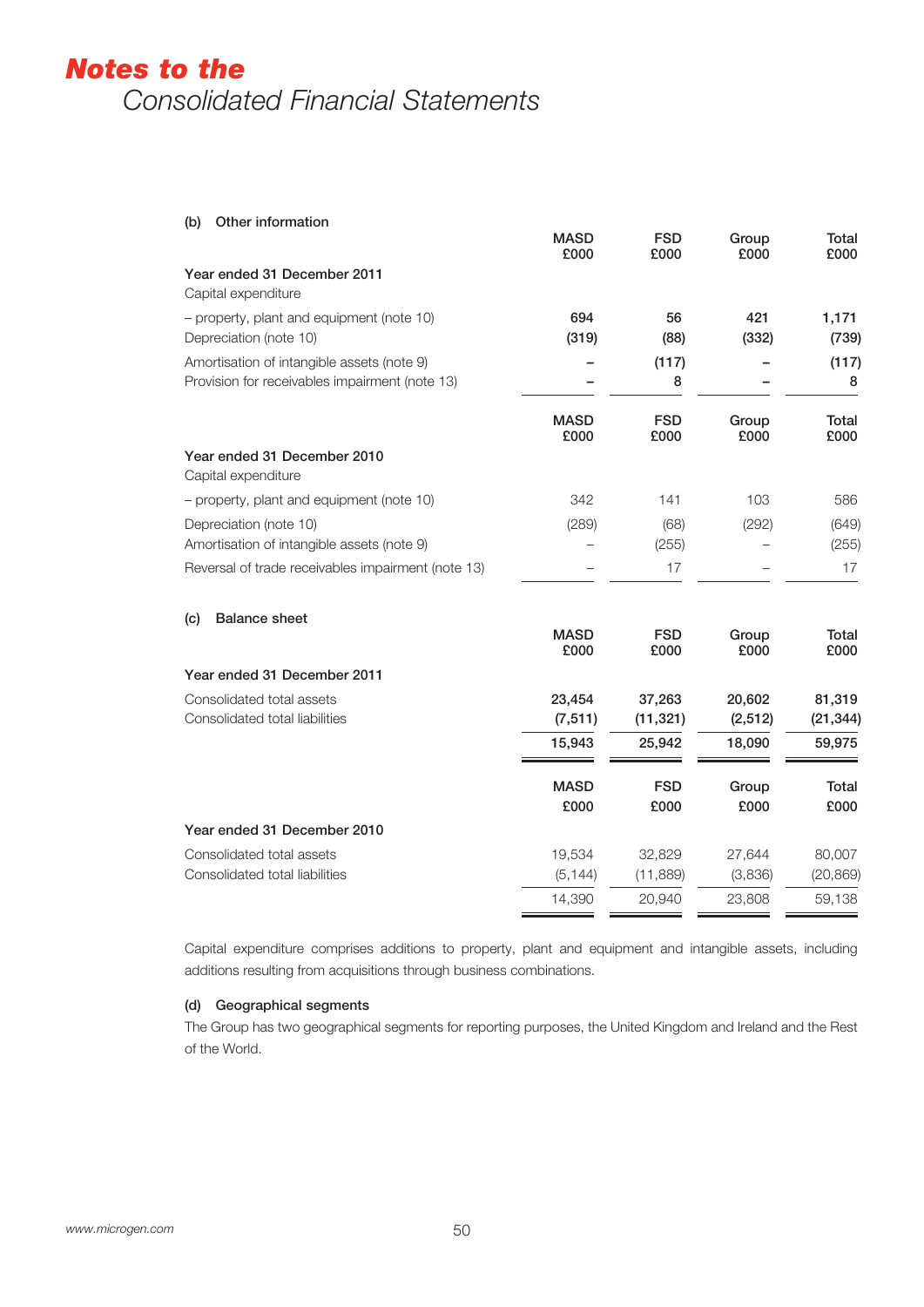# Notes to the Consolidated Financial Statements

**(b) Other information**

| | MASD £000 | FSD £000 | Group £000 | Total £000 |
|---|---|---|---|---|
| **Year ended 31 December 2011** | | | | |
| Capital expenditure | | | | |
| – property, plant and equipment (note 10) | **694** | **56** | **421** | **1,171** |
| Depreciation (note 10) | **(319)** | **(88)** | **(332)** | **(739)** |
| Amortisation of intangible assets (note 9) | **–** | **(117)** | **–** | **(117)** |
| Provision for receivables impairment (note 13) | **–** | **8** | **–** | **8** |

| | MASD £000 | FSD £000 | Group £000 | Total £000 |
|---|---|---|---|---|
| **Year ended 31 December 2010** | | | | |
| Capital expenditure | | | | |
| – property, plant and equipment (note 10) | 342 | 141 | 103 | 586 |
| Depreciation (note 10) | (289) | (68) | (292) | (649) |
| Amortisation of intangible assets (note 9) | – | (255) | – | (255) |
| Reversal of trade receivables impairment (note 13) | – | 17 | – | 17 |

**(c) Balance sheet**

| | MASD £000 | FSD £000 | Group £000 | Total £000 |
|---|---|---|---|---|
| **Year ended 31 December 2011** | | | | |
| Consolidated total assets | **23,454** | **37,263** | **20,602** | **81,319** |
| Consolidated total liabilities | **(7,511)** | **(11,321)** | **(2,512)** | **(21,344)** |
| | **15,943** | **25,942** | **18,090** | **59,975** |

| | MASD £000 | FSD £000 | Group £000 | Total £000 |
|---|---|---|---|---|
| **Year ended 31 December 2010** | | | | |
| Consolidated total assets | 19,534 | 32,829 | 27,644 | 80,007 |
| Consolidated total liabilities | (5,144) | (11,889) | (3,836) | (20,869) |
| | 14,390 | 20,940 | 23,808 | 59,138 |

Capital expenditure comprises additions to property, plant and equipment and intangible assets, including additions resulting from acquisitions through business combinations.

**(d) Geographical segments**

The Group has two geographical segments for reporting purposes, the United Kingdom and Ireland and the Rest of the World.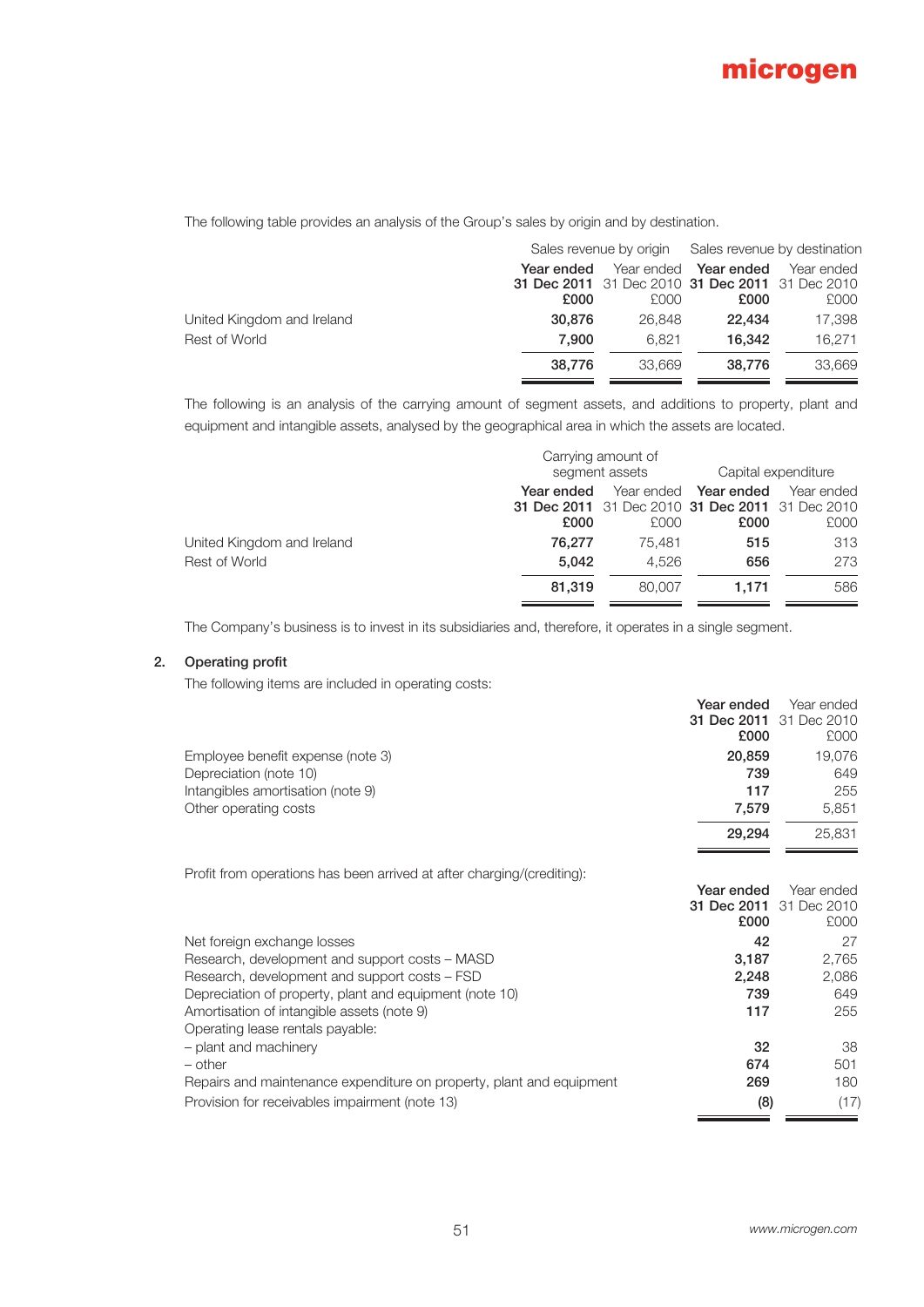The following table provides an analysis of the Group's sales by origin and by destination.

| | Sales revenue by origin | | Sales revenue by destination | |
|---|---|---|---|---|
| | **Year ended 31 Dec 2011 £000** | Year ended 31 Dec 2010 £000 | **Year ended 31 Dec 2011 £000** | Year ended 31 Dec 2010 £000 |
| United Kingdom and Ireland | **30,876** | 26,848 | **22,434** | 17,398 |
| Rest of World | **7,900** | 6,821 | **16,342** | 16,271 |
| | **38,776** | 33,669 | **38,776** | 33,669 |

The following is an analysis of the carrying amount of segment assets, and additions to property, plant and equipment and intangible assets, analysed by the geographical area in which the assets are located.

| | Carrying amount of segment assets | | Capital expenditure | |
|---|---|---|---|---|
| | **Year ended 31 Dec 2011 £000** | Year ended 31 Dec 2010 £000 | **Year ended 31 Dec 2011 £000** | Year ended 31 Dec 2010 £000 |
| United Kingdom and Ireland | **76,277** | 75,481 | **515** | 313 |
| Rest of World | **5,042** | 4,526 | **656** | 273 |
| | **81,319** | 80,007 | **1,171** | 586 |

The Company's business is to invest in its subsidiaries and, therefore, it operates in a single segment.

## 2. Operating profit

The following items are included in operating costs:

| | **Year ended 31 Dec 2011 £000** | Year ended 31 Dec 2010 £000 |
|---|---|---|
| Employee benefit expense (note 3) | **20,859** | 19,076 |
| Depreciation (note 10) | **739** | 649 |
| Intangibles amortisation (note 9) | **117** | 255 |
| Other operating costs | **7,579** | 5,851 |
| | **29,294** | 25,831 |

Profit from operations has been arrived at after charging/(crediting):

| | **Year ended 31 Dec 2011 £000** | Year ended 31 Dec 2010 £000 |
|---|---|---|
| Net foreign exchange losses | **42** | 27 |
| Research, development and support costs – MASD | **3,187** | 2,765 |
| Research, development and support costs – FSD | **2,248** | 2,086 |
| Depreciation of property, plant and equipment (note 10) | **739** | 649 |
| Amortisation of intangible assets (note 9) | **117** | 255 |
| Operating lease rentals payable: | | |
| – plant and machinery | **32** | 38 |
| – other | **674** | 501 |
| Repairs and maintenance expenditure on property, plant and equipment | **269** | 180 |
| Provision for receivables impairment (note 13) | **(8)** | (17) |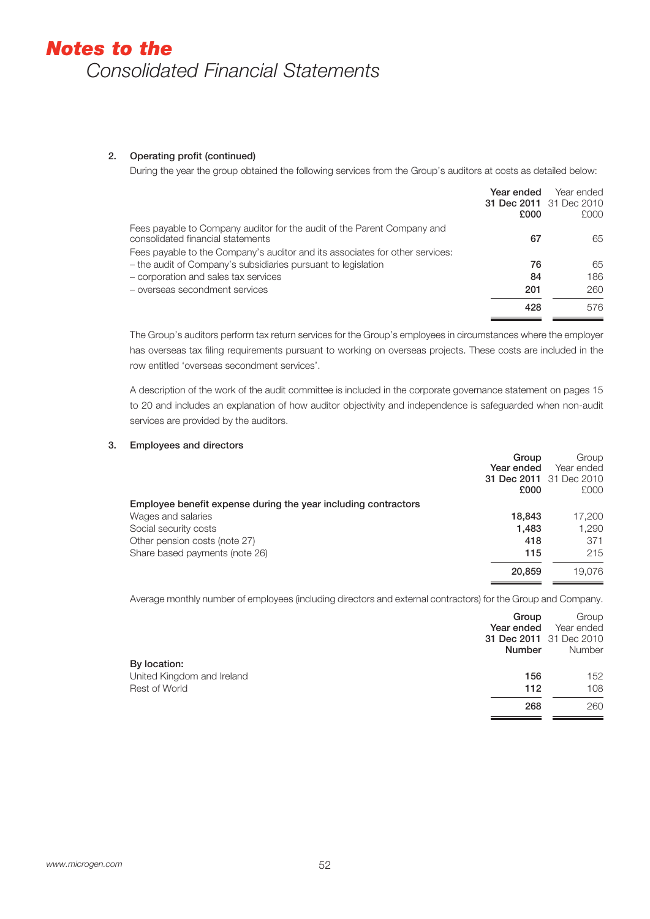# Notes to the Consolidated Financial Statements

### 2. Operating profit (continued)

During the year the group obtained the following services from the Group's auditors at costs as detailed below:

| | Year ended 31 Dec 2011 £000 | Year ended 31 Dec 2010 £000 |
|---|---|---|
| Fees payable to Company auditor for the audit of the Parent Company and consolidated financial statements | **67** | 65 |
| Fees payable to the Company's auditor and its associates for other services: | | |
| – the audit of Company's subsidiaries pursuant to legislation | **76** | 65 |
| – corporation and sales tax services | **84** | 186 |
| – overseas secondment services | **201** | 260 |
| | **428** | 576 |

The Group's auditors perform tax return services for the Group's employees in circumstances where the employer has overseas tax filing requirements pursuant to working on overseas projects. These costs are included in the row entitled 'overseas secondment services'.

A description of the work of the audit committee is included in the corporate governance statement on pages 15 to 20 and includes an explanation of how auditor objectivity and independence is safeguarded when non-audit services are provided by the auditors.

### 3. Employees and directors

| | Group Year ended 31 Dec 2011 £000 | Group Year ended 31 Dec 2010 £000 |
|---|---|---|
| **Employee benefit expense during the year including contractors** | | |
| Wages and salaries | **18,843** | 17,200 |
| Social security costs | **1,483** | 1,290 |
| Other pension costs (note 27) | **418** | 371 |
| Share based payments (note 26) | **115** | 215 |
| | **20,859** | 19,076 |

Average monthly number of employees (including directors and external contractors) for the Group and Company.

| | Group Year ended 31 Dec 2011 Number | Group Year ended 31 Dec 2010 Number |
|---|---|---|
| **By location:** | | |
| United Kingdom and Ireland | **156** | 152 |
| Rest of World | **112** | 108 |
| | **268** | 260 |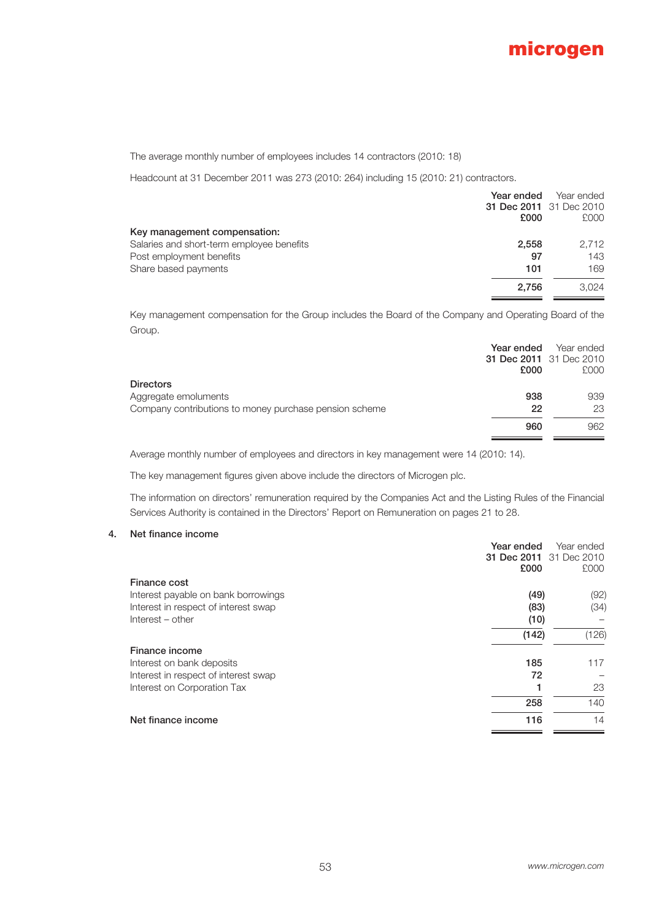The average monthly number of employees includes 14 contractors (2010: 18)

Headcount at 31 December 2011 was 273 (2010: 264) including 15 (2010: 21) contractors.

| | Year ended 31 Dec 2011 £000 | Year ended 31 Dec 2010 £000 |
|---|---|---|
| **Key management compensation:** | | |
| Salaries and short-term employee benefits | **2,558** | 2,712 |
| Post employment benefits | **97** | 143 |
| Share based payments | **101** | 169 |
| | **2,756** | 3,024 |

Key management compensation for the Group includes the Board of the Company and Operating Board of the Group.

| | Year ended 31 Dec 2011 £000 | Year ended 31 Dec 2010 £000 |
|---|---|---|
| **Directors** | | |
| Aggregate emoluments | **938** | 939 |
| Company contributions to money purchase pension scheme | **22** | 23 |
| | **960** | 962 |

Average monthly number of employees and directors in key management were 14 (2010: 14).

The key management figures given above include the directors of Microgen plc.

The information on directors' remuneration required by the Companies Act and the Listing Rules of the Financial Services Authority is contained in the Directors' Report on Remuneration on pages 21 to 28.

## 4. Net finance income

| | Year ended 31 Dec 2011 £000 | Year ended 31 Dec 2010 £000 |
|---|---|---|
| **Finance cost** | | |
| Interest payable on bank borrowings | **(49)** | (92) |
| Interest in respect of interest swap | **(83)** | (34) |
| Interest – other | **(10)** | – |
| | **(142)** | (126) |
| **Finance income** | | |
| Interest on bank deposits | **185** | 117 |
| Interest in respect of interest swap | **72** | – |
| Interest on Corporation Tax | **1** | 23 |
| | **258** | 140 |
| **Net finance income** | **116** | 14 |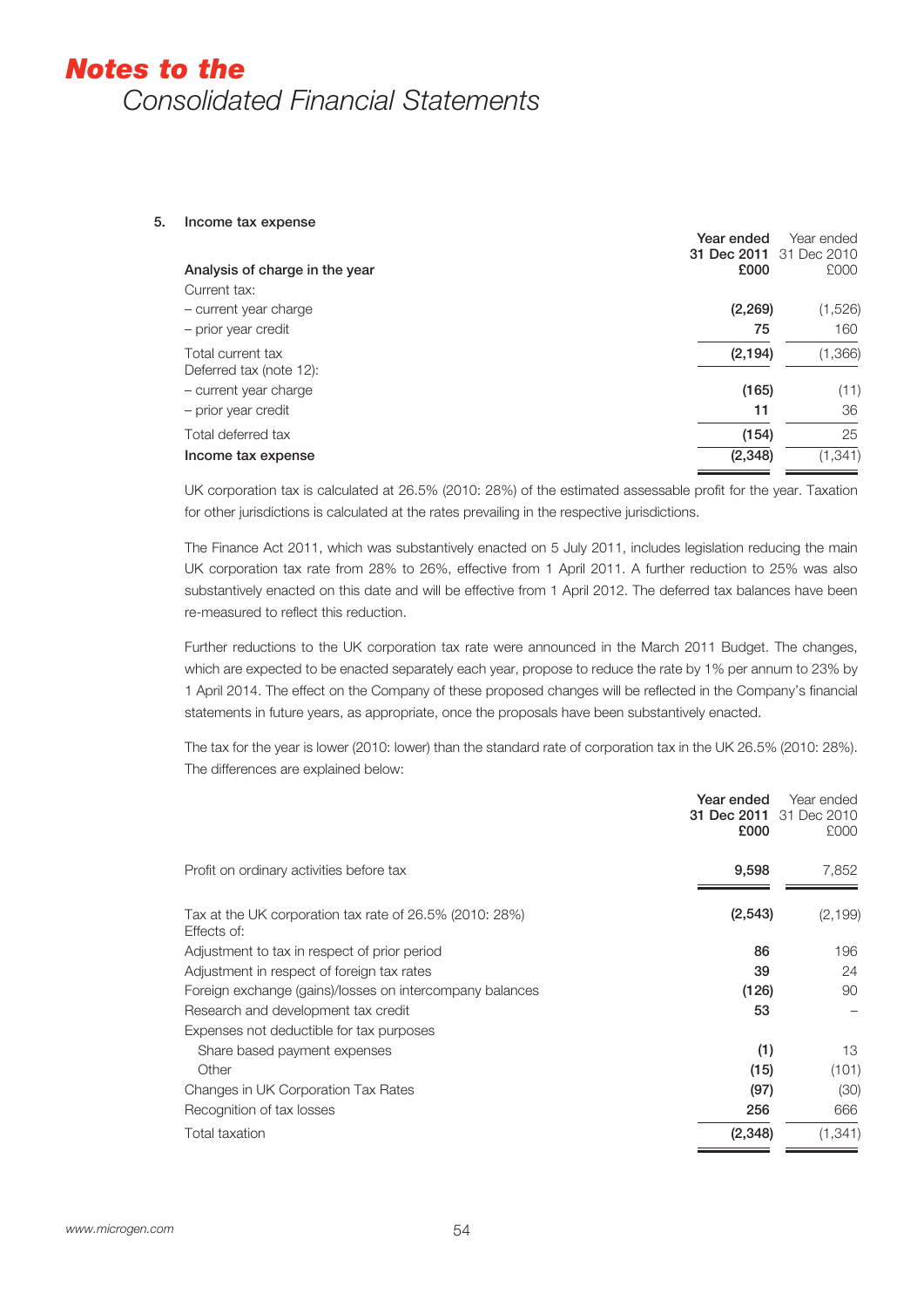# Notes to the Consolidated Financial Statements

### 5. Income tax expense

| Analysis of charge in the year | Year ended 31 Dec 2011 £000 | Year ended 31 Dec 2010 £000 |
|---|---|---|
| Current tax: | | |
| – current year charge | **(2,269)** | (1,526) |
| – prior year credit | **75** | 160 |
| Total current tax | **(2,194)** | (1,366) |
| Deferred tax (note 12): | | |
| – current year charge | **(165)** | (11) |
| – prior year credit | **11** | 36 |
| Total deferred tax | **(154)** | 25 |
| **Income tax expense** | **(2,348)** | (1,341) |

UK corporation tax is calculated at 26.5% (2010: 28%) of the estimated assessable profit for the year. Taxation for other jurisdictions is calculated at the rates prevailing in the respective jurisdictions.

The Finance Act 2011, which was substantively enacted on 5 July 2011, includes legislation reducing the main UK corporation tax rate from 28% to 26%, effective from 1 April 2011. A further reduction to 25% was also substantively enacted on this date and will be effective from 1 April 2012. The deferred tax balances have been re-measured to reflect this reduction.

Further reductions to the UK corporation tax rate were announced in the March 2011 Budget. The changes, which are expected to be enacted separately each year, propose to reduce the rate by 1% per annum to 23% by 1 April 2014. The effect on the Company of these proposed changes will be reflected in the Company's financial statements in future years, as appropriate, once the proposals have been substantively enacted.

The tax for the year is lower (2010: lower) than the standard rate of corporation tax in the UK 26.5% (2010: 28%). The differences are explained below:

| | Year ended 31 Dec 2011 £000 | Year ended 31 Dec 2010 £000 |
|---|---|---|
| Profit on ordinary activities before tax | **9,598** | 7,852 |
| Tax at the UK corporation tax rate of 26.5% (2010: 28%) | **(2,543)** | (2,199) |
| Effects of: | | |
| Adjustment to tax in respect of prior period | **86** | 196 |
| Adjustment in respect of foreign tax rates | **39** | 24 |
| Foreign exchange (gains)/losses on intercompany balances | **(126)** | 90 |
| Research and development tax credit | **53** | – |
| Expenses not deductible for tax purposes | | |
| Share based payment expenses | **(1)** | 13 |
| Other | **(15)** | (101) |
| Changes in UK Corporation Tax Rates | **(97)** | (30) |
| Recognition of tax losses | **256** | 666 |
| Total taxation | **(2,348)** | (1,341) |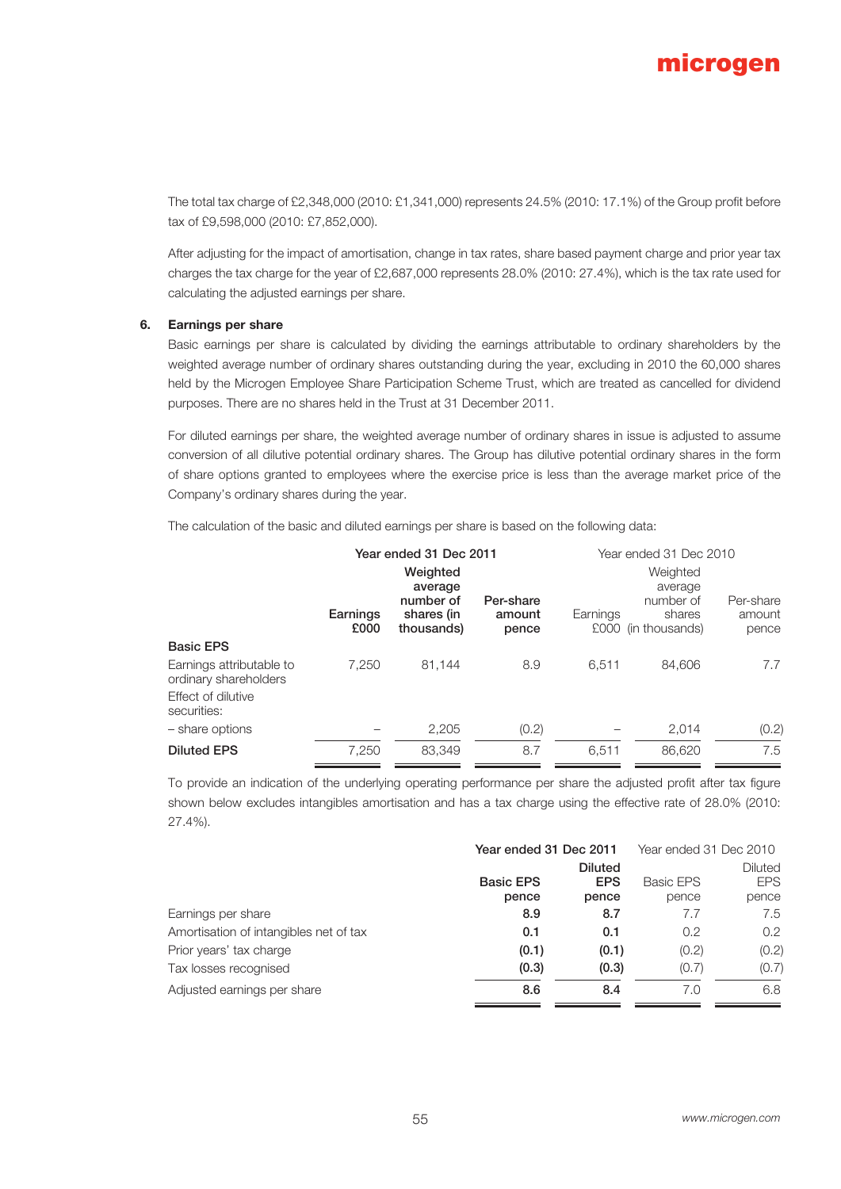The total tax charge of £2,348,000 (2010: £1,341,000) represents 24.5% (2010: 17.1%) of the Group profit before tax of £9,598,000 (2010: £7,852,000).

After adjusting for the impact of amortisation, change in tax rates, share based payment charge and prior year tax charges the tax charge for the year of £2,687,000 represents 28.0% (2010: 27.4%), which is the tax rate used for calculating the adjusted earnings per share.

## 6. Earnings per share

Basic earnings per share is calculated by dividing the earnings attributable to ordinary shareholders by the weighted average number of ordinary shares outstanding during the year, excluding in 2010 the 60,000 shares held by the Microgen Employee Share Participation Scheme Trust, which are treated as cancelled for dividend purposes. There are no shares held in the Trust at 31 December 2011.

For diluted earnings per share, the weighted average number of ordinary shares in issue is adjusted to assume conversion of all dilutive potential ordinary shares. The Group has dilutive potential ordinary shares in the form of share options granted to employees where the exercise price is less than the average market price of the Company's ordinary shares during the year.

The calculation of the basic and diluted earnings per share is based on the following data:

| | **Year ended 31 Dec 2011** | | | Year ended 31 Dec 2010 | | |
|---|---|---|---|---|---|---|
| | **Earnings £000** | **Weighted average number of shares (in thousands)** | **Per-share amount pence** | Earnings £000 | Weighted average number of shares (in thousands) | Per-share amount pence |
| **Basic EPS** | | | | | | |
| Earnings attributable to ordinary shareholders | 7,250 | 81,144 | 8.9 | 6,511 | 84,606 | 7.7 |
| Effect of dilutive securities: | | | | | | |
| – share options | – | 2,205 | (0.2) | – | 2,014 | (0.2) |
| **Diluted EPS** | 7,250 | 83,349 | 8.7 | 6,511 | 86,620 | 7.5 |

To provide an indication of the underlying operating performance per share the adjusted profit after tax figure shown below excludes intangibles amortisation and has a tax charge using the effective rate of 28.0% (2010: 27.4%).

| | **Year ended 31 Dec 2011** | | Year ended 31 Dec 2010 | |
|---|---|---|---|---|
| | **Basic EPS pence** | **Diluted EPS pence** | Basic EPS pence | Diluted EPS pence |
| Earnings per share | **8.9** | **8.7** | 7.7 | 7.5 |
| Amortisation of intangibles net of tax | **0.1** | **0.1** | 0.2 | 0.2 |
| Prior years' tax charge | **(0.1)** | **(0.1)** | (0.2) | (0.2) |
| Tax losses recognised | **(0.3)** | **(0.3)** | (0.7) | (0.7) |
| Adjusted earnings per share | **8.6** | **8.4** | 7.0 | 6.8 |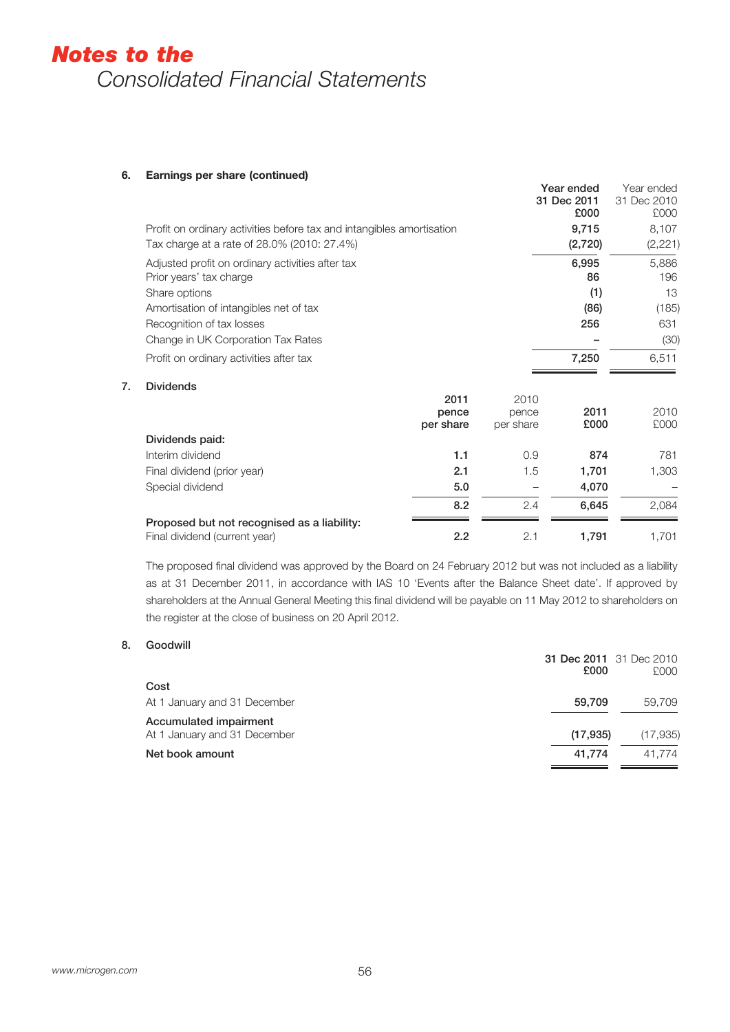# Notes to the Consolidated Financial Statements

## 6. Earnings per share (continued)

| | Year ended 31 Dec 2011 £000 | Year ended 31 Dec 2010 £000 |
|---|---|---|
| Profit on ordinary activities before tax and intangibles amortisation | **9,715** | 8,107 |
| Tax charge at a rate of 28.0% (2010: 27.4%) | **(2,720)** | (2,221) |
| Adjusted profit on ordinary activities after tax | **6,995** | 5,886 |
| Prior years' tax charge | **86** | 196 |
| Share options | **(1)** | 13 |
| Amortisation of intangibles net of tax | **(86)** | (185) |
| Recognition of tax losses | **256** | 631 |
| Change in UK Corporation Tax Rates | **–** | (30) |
| Profit on ordinary activities after tax | **7,250** | 6,511 |

## 7. Dividends

| | 2011 pence per share | 2010 pence per share | 2011 £000 | 2010 £000 |
|---|---|---|---|---|
| **Dividends paid:** | | | | |
| Interim dividend | **1.1** | 0.9 | **874** | 781 |
| Final dividend (prior year) | **2.1** | 1.5 | **1,701** | 1,303 |
| Special dividend | **5.0** | – | **4,070** | – |
| | **8.2** | 2.4 | **6,645** | 2,084 |
| **Proposed but not recognised as a liability:** | | | | |
| Final dividend (current year) | **2.2** | 2.1 | **1,791** | 1,701 |

The proposed final dividend was approved by the Board on 24 February 2012 but was not included as a liability as at 31 December 2011, in accordance with IAS 10 'Events after the Balance Sheet date'. If approved by shareholders at the Annual General Meeting this final dividend will be payable on 11 May 2012 to shareholders on the register at the close of business on 20 April 2012.

## 8. Goodwill

| | 31 Dec 2011 £000 | 31 Dec 2010 £000 |
|---|---|---|
| **Cost** | | |
| At 1 January and 31 December | **59,709** | 59,709 |
| **Accumulated impairment** | | |
| At 1 January and 31 December | **(17,935)** | (17,935) |
| **Net book amount** | **41,774** | 41,774 |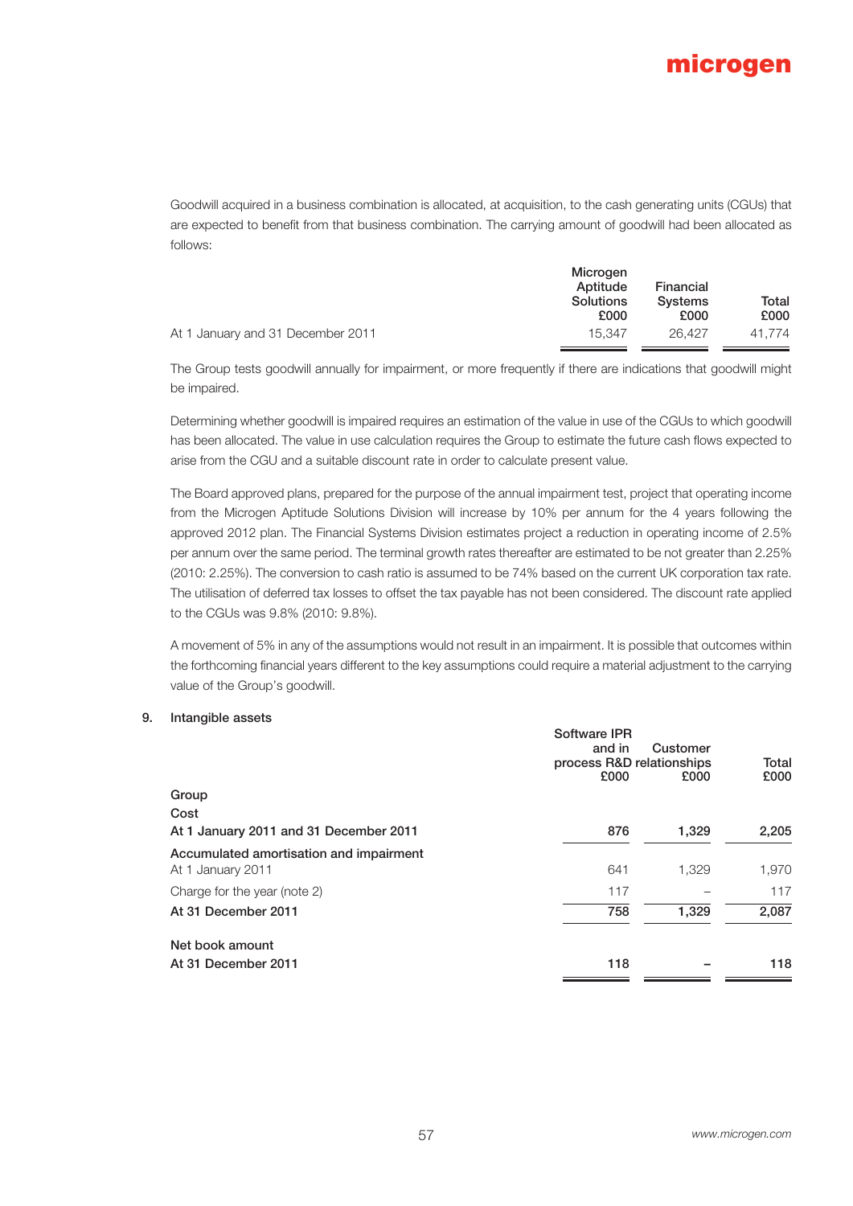Goodwill acquired in a business combination is allocated, at acquisition, to the cash generating units (CGUs) that are expected to benefit from that business combination. The carrying amount of goodwill had been allocated as follows:

| | Microgen Aptitude Solutions £000 | Financial Systems £000 | Total £000 |
|---|---|---|---|
| At 1 January and 31 December 2011 | 15,347 | 26,427 | 41,774 |

The Group tests goodwill annually for impairment, or more frequently if there are indications that goodwill might be impaired.

Determining whether goodwill is impaired requires an estimation of the value in use of the CGUs to which goodwill has been allocated. The value in use calculation requires the Group to estimate the future cash flows expected to arise from the CGU and a suitable discount rate in order to calculate present value.

The Board approved plans, prepared for the purpose of the annual impairment test, project that operating income from the Microgen Aptitude Solutions Division will increase by 10% per annum for the 4 years following the approved 2012 plan. The Financial Systems Division estimates project a reduction in operating income of 2.5% per annum over the same period. The terminal growth rates thereafter are estimated to be not greater than 2.25% (2010: 2.25%). The conversion to cash ratio is assumed to be 74% based on the current UK corporation tax rate. The utilisation of deferred tax losses to offset the tax payable has not been considered. The discount rate applied to the CGUs was 9.8% (2010: 9.8%).

A movement of 5% in any of the assumptions would not result in an impairment. It is possible that outcomes within the forthcoming financial years different to the key assumptions could require a material adjustment to the carrying value of the Group's goodwill.

## 9. Intangible assets

| | Software IPR and in process R&D £000 | Customer relationships £000 | Total £000 |
|---|---|---|---|
| **Group** | | | |
| **Cost** | | | |
| **At 1 January 2011 and 31 December 2011** | **876** | **1,329** | **2,205** |
| **Accumulated amortisation and impairment** | | | |
| At 1 January 2011 | 641 | 1,329 | 1,970 |
| Charge for the year (note 2) | 117 | – | 117 |
| **At 31 December 2011** | **758** | **1,329** | **2,087** |
| **Net book amount** | | | |
| **At 31 December 2011** | **118** | **–** | **118** |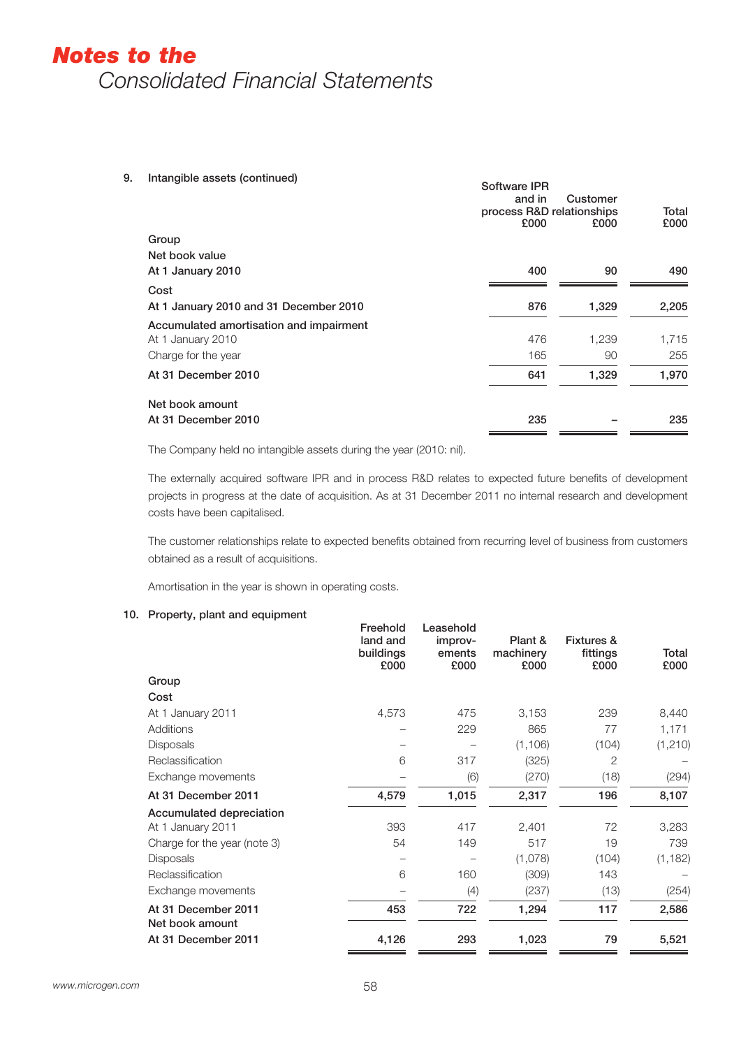# Notes to the Consolidated Financial Statements

## 9. Intangible assets (continued)

| | Software IPR and in process R&D £000 | Customer relationships £000 | Total £000 |
|---|---|---|---|
| **Group** | | | |
| **Net book value** | | | |
| **At 1 January 2010** | **400** | **90** | **490** |
| **Cost** | | | |
| **At 1 January 2010 and 31 December 2010** | **876** | **1,329** | **2,205** |
| **Accumulated amortisation and impairment** | | | |
| At 1 January 2010 | 476 | 1,239 | 1,715 |
| Charge for the year | 165 | 90 | 255 |
| **At 31 December 2010** | **641** | **1,329** | **1,970** |
| **Net book amount** | | | |
| **At 31 December 2010** | **235** | **–** | **235** |

The Company held no intangible assets during the year (2010: nil).

The externally acquired software IPR and in process R&D relates to expected future benefits of development projects in progress at the date of acquisition. As at 31 December 2011 no internal research and development costs have been capitalised.

The customer relationships relate to expected benefits obtained from recurring level of business from customers obtained as a result of acquisitions.

Amortisation in the year is shown in operating costs.

## 10. Property, plant and equipment

| | Freehold land and buildings £000 | Leasehold improv-ements £000 | Plant & machinery £000 | Fixtures & fittings £000 | Total £000 |
|---|---|---|---|---|---|
| **Group** | | | | | |
| **Cost** | | | | | |
| At 1 January 2011 | 4,573 | 475 | 3,153 | 239 | 8,440 |
| Additions | – | 229 | 865 | 77 | 1,171 |
| Disposals | – | – | (1,106) | (104) | (1,210) |
| Reclassification | 6 | 317 | (325) | 2 | – |
| Exchange movements | – | (6) | (270) | (18) | (294) |
| **At 31 December 2011** | **4,579** | **1,015** | **2,317** | **196** | **8,107** |
| **Accumulated depreciation** | | | | | |
| At 1 January 2011 | 393 | 417 | 2,401 | 72 | 3,283 |
| Charge for the year (note 3) | 54 | 149 | 517 | 19 | 739 |
| Disposals | – | – | (1,078) | (104) | (1,182) |
| Reclassification | 6 | 160 | (309) | 143 | – |
| Exchange movements | – | (4) | (237) | (13) | (254) |
| **At 31 December 2011** | **453** | **722** | **1,294** | **117** | **2,586** |
| **Net book amount** | | | | | |
| **At 31 December 2011** | **4,126** | **293** | **1,023** | **79** | **5,521** |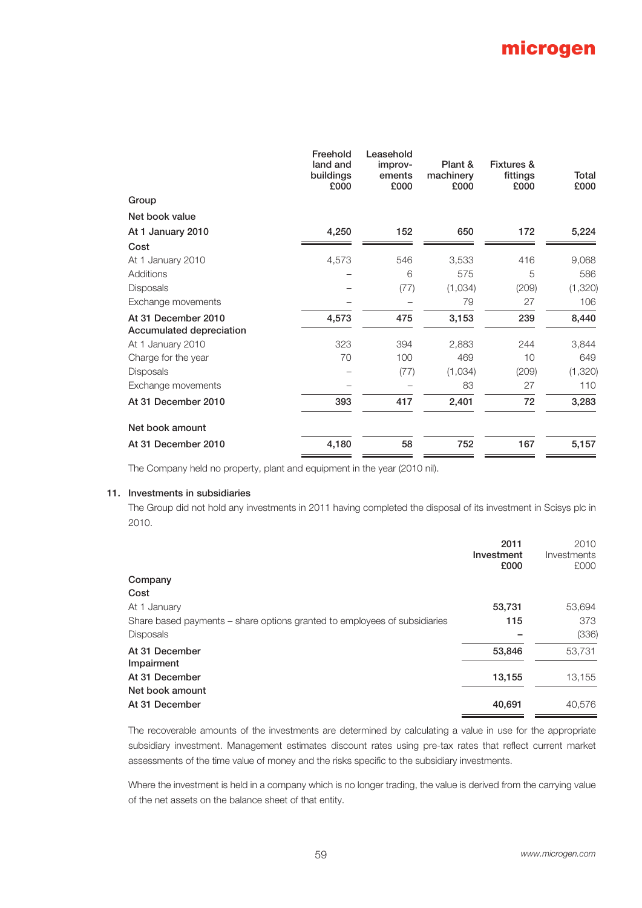| | Freehold land and buildings £000 | Leasehold improv-ements £000 | Plant & machinery £000 | Fixtures & fittings £000 | Total £000 |
|---|---|---|---|---|---|
| **Group** | | | | | |
| **Net book value** | | | | | |
| **At 1 January 2010** | **4,250** | **152** | **650** | **172** | **5,224** |
| **Cost** | | | | | |
| At 1 January 2010 | 4,573 | 546 | 3,533 | 416 | 9,068 |
| Additions | – | 6 | 575 | 5 | 586 |
| Disposals | – | (77) | (1,034) | (209) | (1,320) |
| Exchange movements | – | – | 79 | 27 | 106 |
| **At 31 December 2010** | **4,573** | **475** | **3,153** | **239** | **8,440** |
| **Accumulated depreciation** | | | | | |
| At 1 January 2010 | 323 | 394 | 2,883 | 244 | 3,844 |
| Charge for the year | 70 | 100 | 469 | 10 | 649 |
| Disposals | – | (77) | (1,034) | (209) | (1,320) |
| Exchange movements | – | – | 83 | 27 | 110 |
| **At 31 December 2010** | **393** | **417** | **2,401** | **72** | **3,283** |
| **Net book amount** | | | | | |
| **At 31 December 2010** | **4,180** | **58** | **752** | **167** | **5,157** |

The Company held no property, plant and equipment in the year (2010 nil).

## 11. Investments in subsidiaries

The Group did not hold any investments in 2011 having completed the disposal of its investment in Scisys plc in 2010.

| | 2011 Investment £000 | 2010 Investments £000 |
|---|---|---|
| **Company** | | |
| **Cost** | | |
| At 1 January | **53,731** | 53,694 |
| Share based payments – share options granted to employees of subsidiaries | **115** | 373 |
| Disposals | **–** | (336) |
| **At 31 December** | **53,846** | 53,731 |
| **Impairment** | | |
| **At 31 December** | **13,155** | 13,155 |
| **Net book amount** | | |
| **At 31 December** | **40,691** | 40,576 |

The recoverable amounts of the investments are determined by calculating a value in use for the appropriate subsidiary investment. Management estimates discount rates using pre-tax rates that reflect current market assessments of the time value of money and the risks specific to the subsidiary investments.

Where the investment is held in a company which is no longer trading, the value is derived from the carrying value of the net assets on the balance sheet of that entity.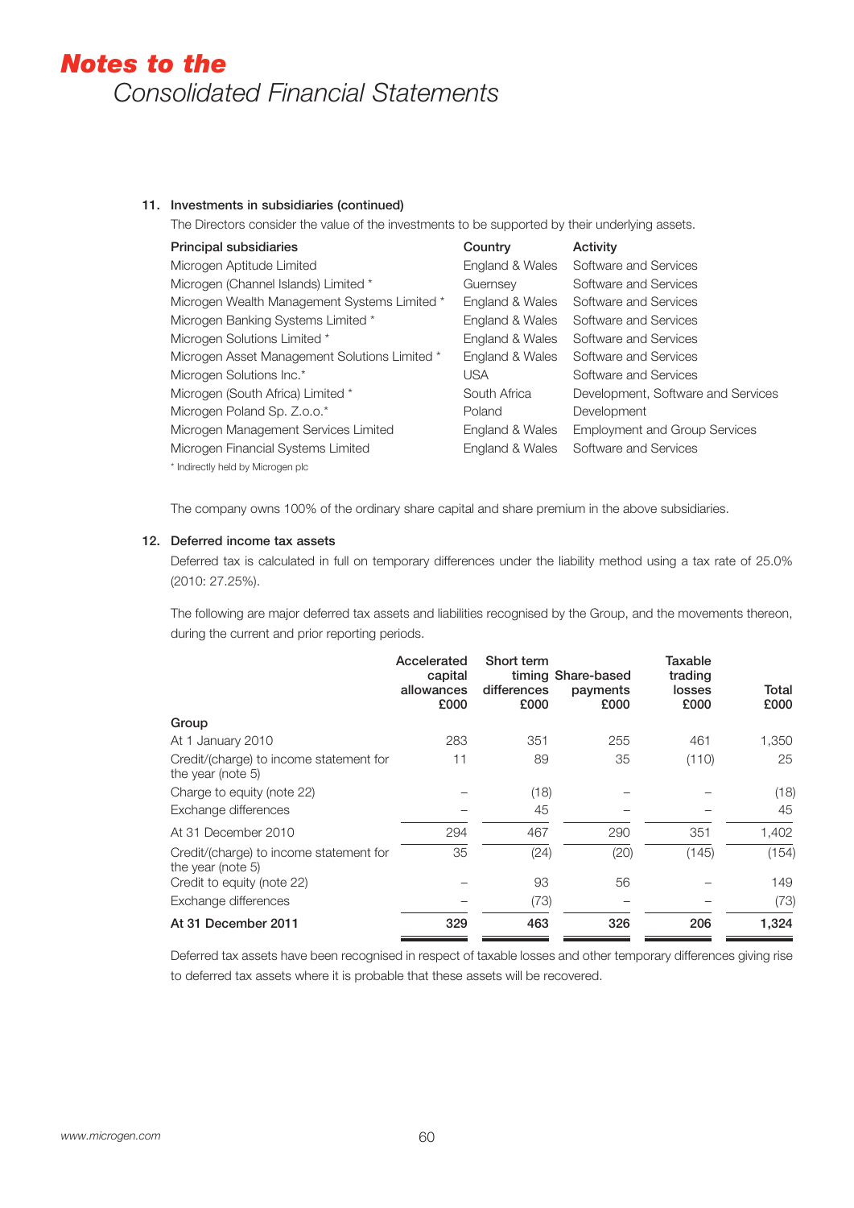# Notes to the Consolidated Financial Statements

### 11. Investments in subsidiaries (continued)

The Directors consider the value of the investments to be supported by their underlying assets.

| Principal subsidiaries | Country | Activity |
|---|---|---|
| Microgen Aptitude Limited | England & Wales | Software and Services |
| Microgen (Channel Islands) Limited * | Guernsey | Software and Services |
| Microgen Wealth Management Systems Limited * | England & Wales | Software and Services |
| Microgen Banking Systems Limited * | England & Wales | Software and Services |
| Microgen Solutions Limited * | England & Wales | Software and Services |
| Microgen Asset Management Solutions Limited * | England & Wales | Software and Services |
| Microgen Solutions Inc.* | USA | Software and Services |
| Microgen (South Africa) Limited * | South Africa | Development, Software and Services |
| Microgen Poland Sp. Z.o.o.* | Poland | Development |
| Microgen Management Services Limited | England & Wales | Employment and Group Services |
| Microgen Financial Systems Limited | England & Wales | Software and Services |

* Indirectly held by Microgen plc

The company owns 100% of the ordinary share capital and share premium in the above subsidiaries.

### 12. Deferred income tax assets

Deferred tax is calculated in full on temporary differences under the liability method using a tax rate of 25.0% (2010: 27.25%).

The following are major deferred tax assets and liabilities recognised by the Group, and the movements thereon, during the current and prior reporting periods.

| | Accelerated capital allowances £000 | Short term timing differences £000 | Share-based payments £000 | Taxable trading losses £000 | Total £000 |
|---|---|---|---|---|---|
| **Group** | | | | | |
| At 1 January 2010 | 283 | 351 | 255 | 461 | 1,350 |
| Credit/(charge) to income statement for the year (note 5) | 11 | 89 | 35 | (110) | 25 |
| Charge to equity (note 22) | – | (18) | – | – | (18) |
| Exchange differences | – | 45 | – | – | 45 |
| At 31 December 2010 | 294 | 467 | 290 | 351 | 1,402 |
| Credit/(charge) to income statement for the year (note 5) | 35 | (24) | (20) | (145) | (154) |
| Credit to equity (note 22) | – | 93 | 56 | – | 149 |
| Exchange differences | – | (73) | – | – | (73) |
| **At 31 December 2011** | **329** | **463** | **326** | **206** | **1,324** |

Deferred tax assets have been recognised in respect of taxable losses and other temporary differences giving rise to deferred tax assets where it is probable that these assets will be recovered.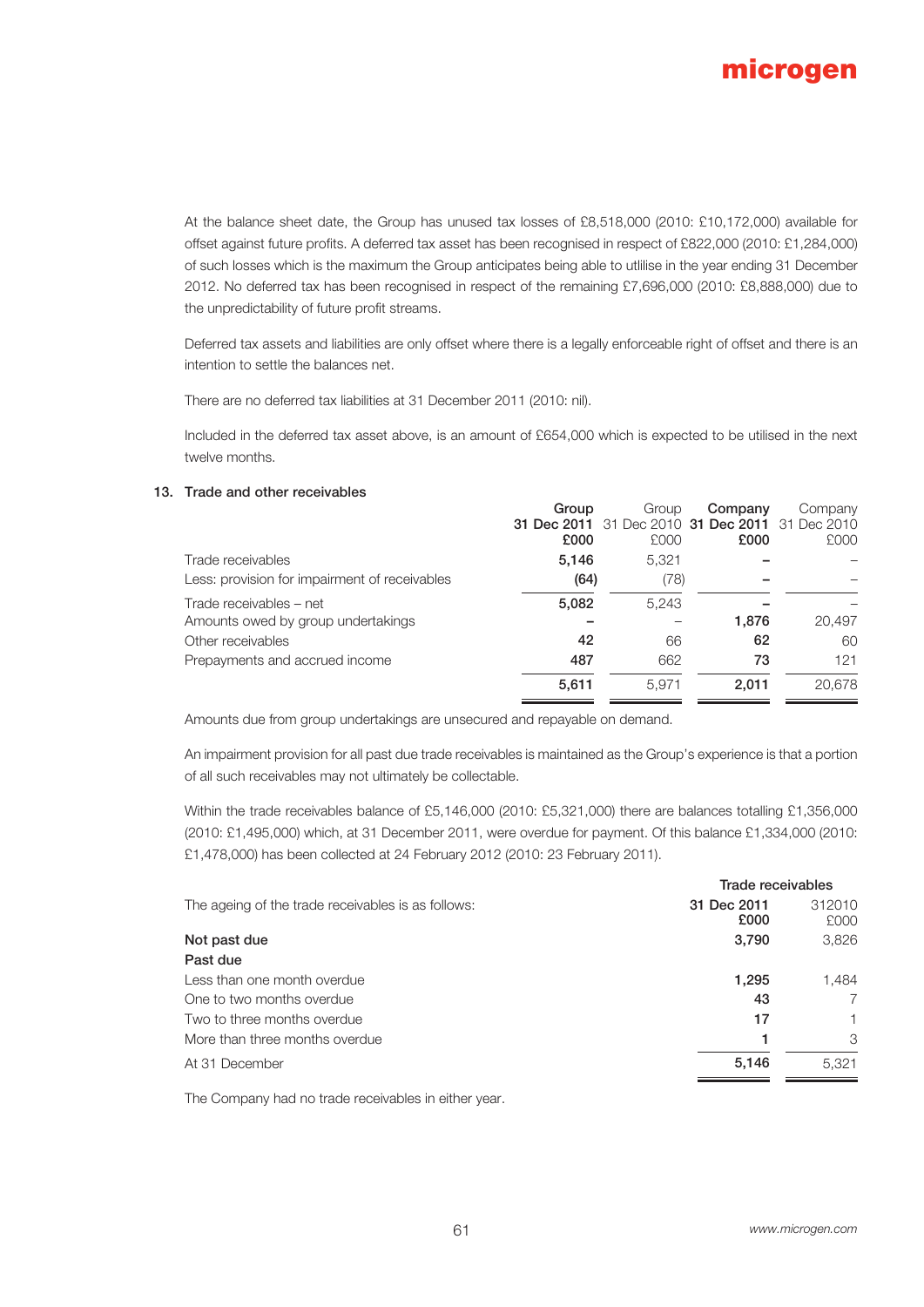At the balance sheet date, the Group has unused tax losses of £8,518,000 (2010: £10,172,000) available for offset against future profits. A deferred tax asset has been recognised in respect of £822,000 (2010: £1,284,000) of such losses which is the maximum the Group anticipates being able to utlilise in the year ending 31 December 2012. No deferred tax has been recognised in respect of the remaining £7,696,000 (2010: £8,888,000) due to the unpredictability of future profit streams.

Deferred tax assets and liabilities are only offset where there is a legally enforceable right of offset and there is an intention to settle the balances net.

There are no deferred tax liabilities at 31 December 2011 (2010: nil).

Included in the deferred tax asset above, is an amount of £654,000 which is expected to be utilised in the next twelve months.

## 13. Trade and other receivables

| | **Group 31 Dec 2011 £000** | Group 31 Dec 2010 £000 | **Company 31 Dec 2011 £000** | Company 31 Dec 2010 £000 |
|---|---|---|---|---|
| Trade receivables | **5,146** | 5,321 | **–** | – |
| Less: provision for impairment of receivables | **(64)** | (78) | **–** | – |
| Trade receivables – net | **5,082** | 5,243 | **–** | – |
| Amounts owed by group undertakings | **–** | – | **1,876** | 20,497 |
| Other receivables | **42** | 66 | **62** | 60 |
| Prepayments and accrued income | **487** | 662 | **73** | 121 |
| | **5,611** | 5,971 | **2,011** | 20,678 |

Amounts due from group undertakings are unsecured and repayable on demand.

An impairment provision for all past due trade receivables is maintained as the Group's experience is that a portion of all such receivables may not ultimately be collectable.

Within the trade receivables balance of £5,146,000 (2010: £5,321,000) there are balances totalling £1,356,000 (2010: £1,495,000) which, at 31 December 2011, were overdue for payment. Of this balance £1,334,000 (2010: £1,478,000) has been collected at 24 February 2012 (2010: 23 February 2011).

| The ageing of the trade receivables is as follows: | **Trade receivables 31 Dec 2011 £000** | 312010 £000 |
|---|---|---|
| **Not past due** | **3,790** | 3,826 |
| **Past due** | | |
| Less than one month overdue | **1,295** | 1,484 |
| One to two months overdue | **43** | 7 |
| Two to three months overdue | **17** | 1 |
| More than three months overdue | **1** | 3 |
| At 31 December | **5,146** | 5,321 |

The Company had no trade receivables in either year.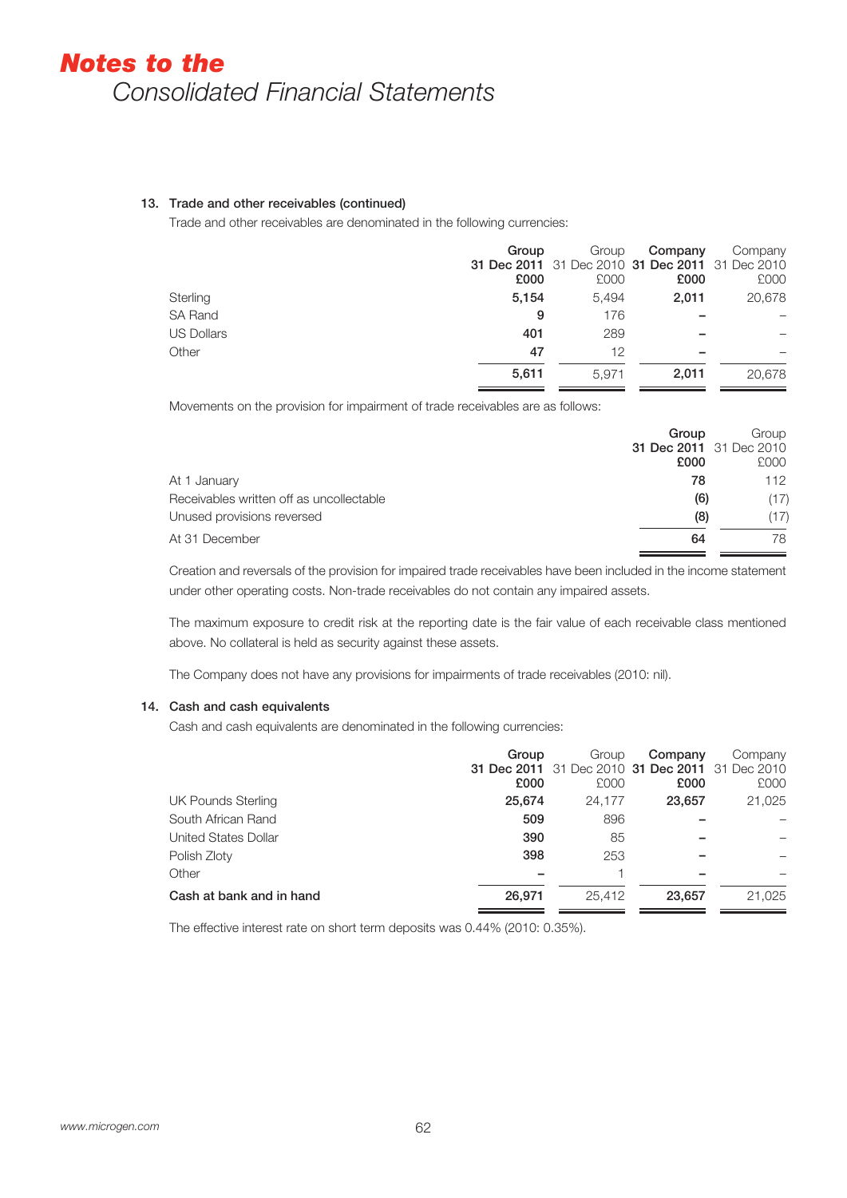# Notes to the
## Consolidated Financial Statements

### 13. Trade and other receivables (continued)

Trade and other receivables are denominated in the following currencies:

| | Group 31 Dec 2011 £000 | Group 31 Dec 2010 £000 | Company 31 Dec 2011 £000 | Company 31 Dec 2010 £000 |
|---|---|---|---|---|
| Sterling | **5,154** | 5,494 | **2,011** | 20,678 |
| SA Rand | **9** | 176 | **–** | – |
| US Dollars | **401** | 289 | **–** | – |
| Other | **47** | 12 | **–** | – |
| | **5,611** | 5,971 | **2,011** | 20,678 |

Movements on the provision for impairment of trade receivables are as follows:

| | Group 31 Dec 2011 £000 | Group 31 Dec 2010 £000 |
|---|---|---|
| At 1 January | **78** | 112 |
| Receivables written off as uncollectable | **(6)** | (17) |
| Unused provisions reversed | **(8)** | (17) |
| At 31 December | **64** | 78 |

Creation and reversals of the provision for impaired trade receivables have been included in the income statement under other operating costs. Non-trade receivables do not contain any impaired assets.

The maximum exposure to credit risk at the reporting date is the fair value of each receivable class mentioned above. No collateral is held as security against these assets.

The Company does not have any provisions for impairments of trade receivables (2010: nil).

### 14. Cash and cash equivalents

Cash and cash equivalents are denominated in the following currencies:

| | Group 31 Dec 2011 £000 | Group 31 Dec 2010 £000 | Company 31 Dec 2011 £000 | Company 31 Dec 2010 £000 |
|---|---|---|---|---|
| UK Pounds Sterling | **25,674** | 24,177 | **23,657** | 21,025 |
| South African Rand | **509** | 896 | **–** | – |
| United States Dollar | **390** | 85 | **–** | – |
| Polish Zloty | **398** | 253 | **–** | – |
| Other | **–** | 1 | **–** | – |
| **Cash at bank and in hand** | **26,971** | 25,412 | **23,657** | 21,025 |

The effective interest rate on short term deposits was 0.44% (2010: 0.35%).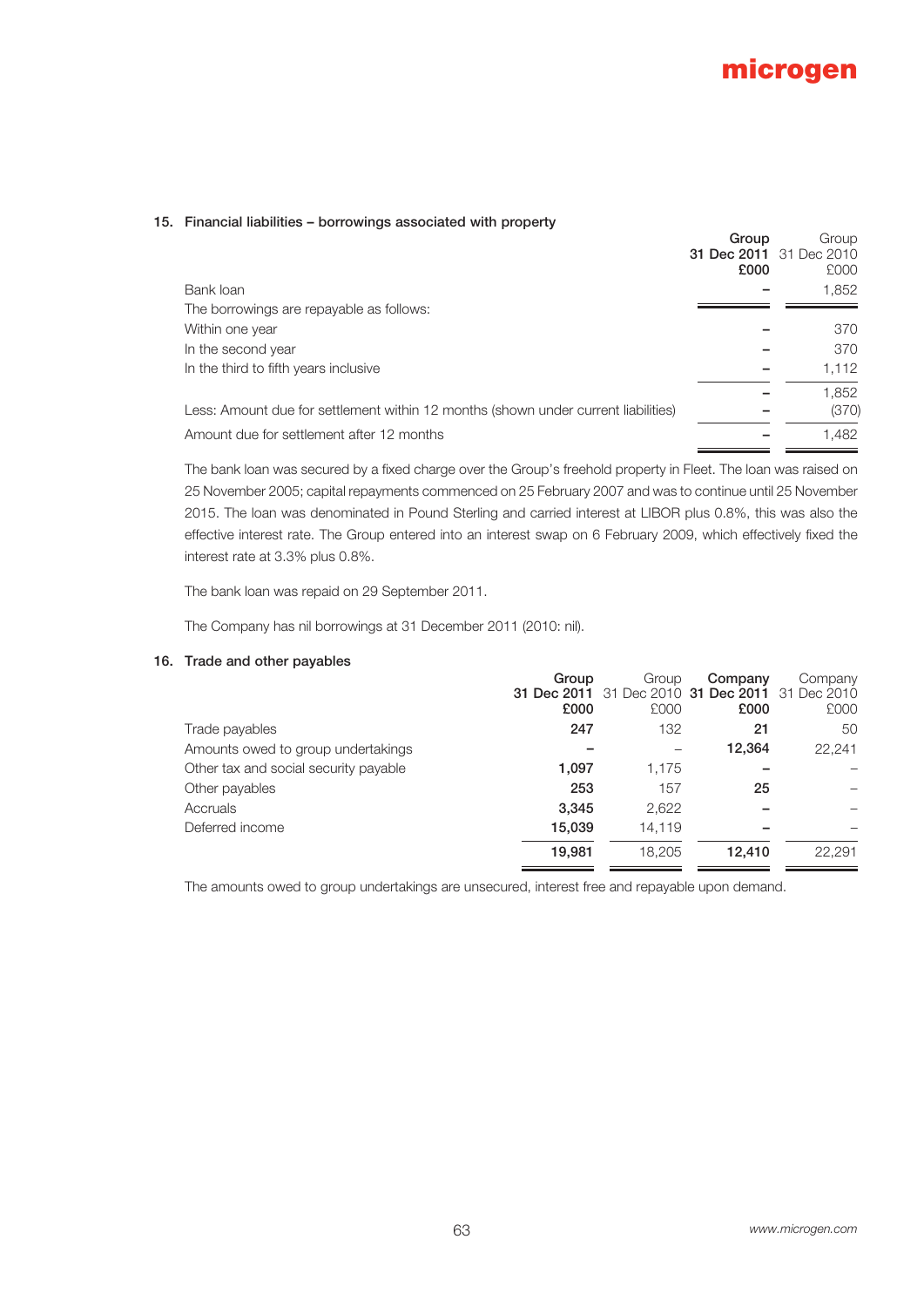## 15. Financial liabilities – borrowings associated with property

| | Group 31 Dec 2011 £000 | Group 31 Dec 2010 £000 |
|---|---|---|
| Bank loan | – | 1,852 |
| The borrowings are repayable as follows: | | |
| Within one year | – | 370 |
| In the second year | – | 370 |
| In the third to fifth years inclusive | – | 1,112 |
| | – | 1,852 |
| Less: Amount due for settlement within 12 months (shown under current liabilities) | – | (370) |
| Amount due for settlement after 12 months | – | 1,482 |

The bank loan was secured by a fixed charge over the Group's freehold property in Fleet. The loan was raised on 25 November 2005; capital repayments commenced on 25 February 2007 and was to continue until 25 November 2015. The loan was denominated in Pound Sterling and carried interest at LIBOR plus 0.8%, this was also the effective interest rate. The Group entered into an interest swap on 6 February 2009, which effectively fixed the interest rate at 3.3% plus 0.8%.

The bank loan was repaid on 29 September 2011.

The Company has nil borrowings at 31 December 2011 (2010: nil).

## 16. Trade and other payables

| | Group 31 Dec 2011 £000 | Group 31 Dec 2010 £000 | Company 31 Dec 2011 £000 | Company 31 Dec 2010 £000 |
|---|---|---|---|---|
| Trade payables | 247 | 132 | 21 | 50 |
| Amounts owed to group undertakings | – | – | 12,364 | 22,241 |
| Other tax and social security payable | 1,097 | 1,175 | – | – |
| Other payables | 253 | 157 | 25 | – |
| Accruals | 3,345 | 2,622 | – | – |
| Deferred income | 15,039 | 14,119 | – | – |
| | 19,981 | 18,205 | 12,410 | 22,291 |

The amounts owed to group undertakings are unsecured, interest free and repayable upon demand.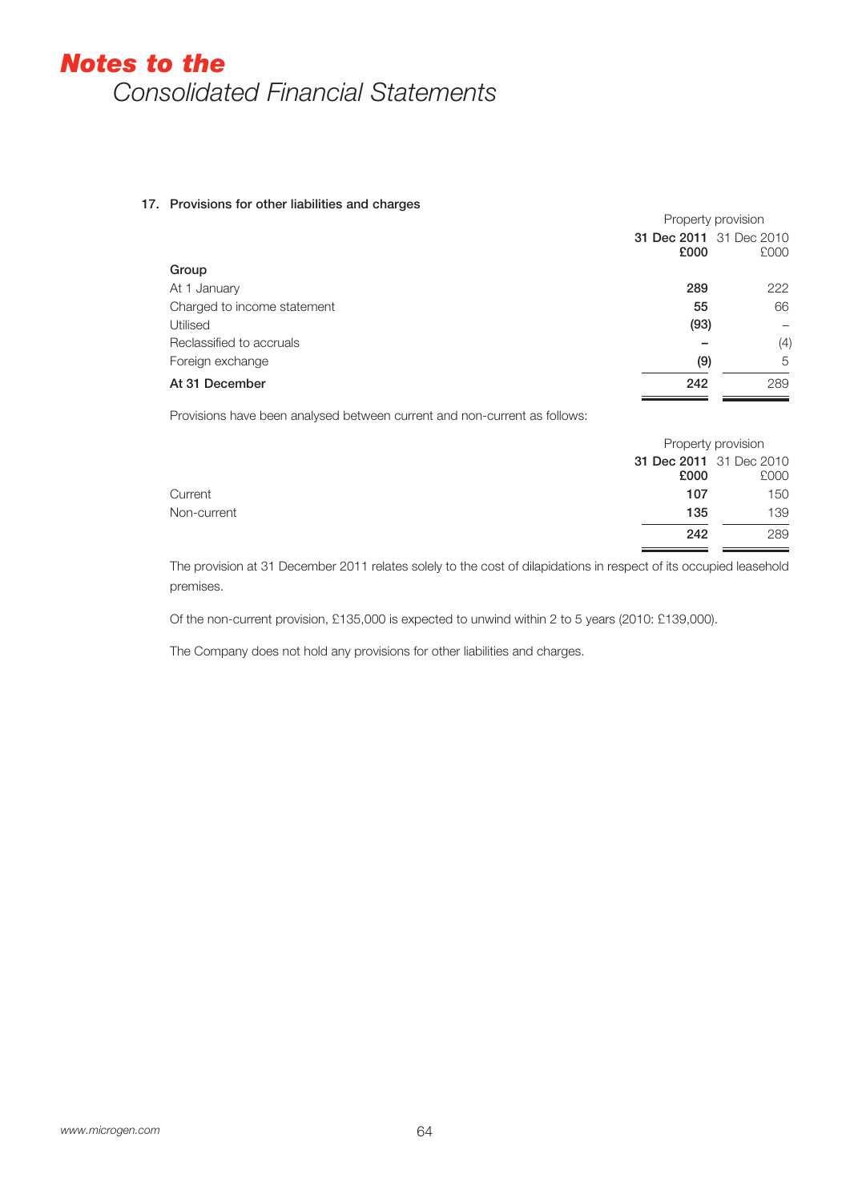## 17. Provisions for other liabilities and charges

| | Property provision | |
|---|---|---|
| | **31 Dec 2011** | 31 Dec 2010 |
| | **£000** | £000 |
| **Group** | | |
| At 1 January | **289** | 222 |
| Charged to income statement | **55** | 66 |
| Utilised | **(93)** | – |
| Reclassified to accruals | **–** | (4) |
| Foreign exchange | **(9)** | 5 |
| **At 31 December** | **242** | 289 |

Provisions have been analysed between current and non-current as follows:

| | Property provision | |
|---|---|---|
| | **31 Dec 2011** | 31 Dec 2010 |
| | **£000** | £000 |
| Current | **107** | 150 |
| Non-current | **135** | 139 |
| | **242** | 289 |

The provision at 31 December 2011 relates solely to the cost of dilapidations in respect of its occupied leasehold premises.

Of the non-current provision, £135,000 is expected to unwind within 2 to 5 years (2010: £139,000).

The Company does not hold any provisions for other liabilities and charges.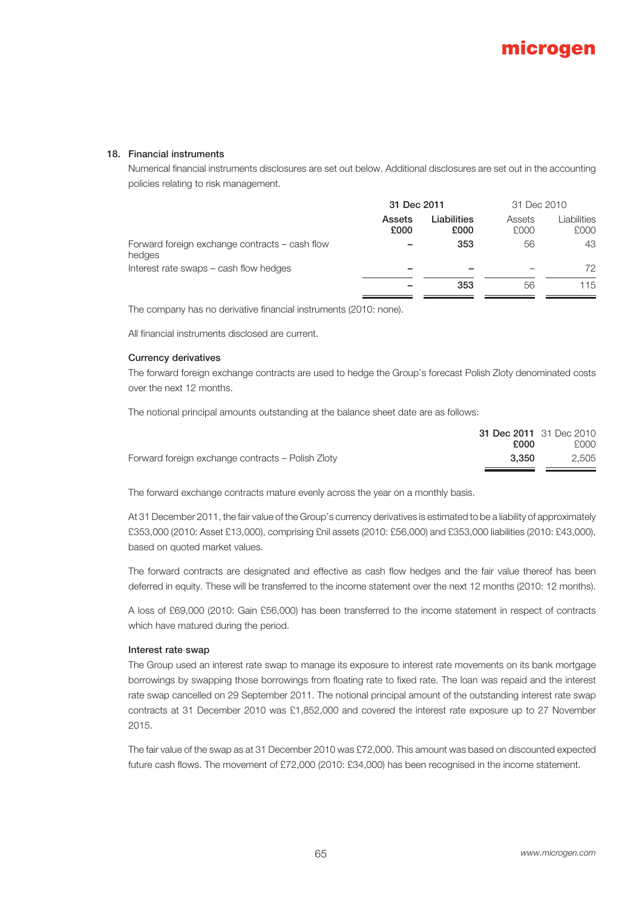## 18. Financial instruments

Numerical financial instruments disclosures are set out below. Additional disclosures are set out in the accounting policies relating to risk management.

| | **31 Dec 2011** | | 31 Dec 2010 | |
|---|---|---|---|---|
| | **Assets £000** | **Liabilities £000** | Assets £000 | Liabilities £000 |
| Forward foreign exchange contracts – cash flow hedges | **–** | **353** | 56 | 43 |
| Interest rate swaps – cash flow hedges | **–** | **–** | – | 72 |
| | **–** | **353** | 56 | 115 |

The company has no derivative financial instruments (2010: none).

All financial instruments disclosed are current.

### Currency derivatives

The forward foreign exchange contracts are used to hedge the Group's forecast Polish Zloty denominated costs over the next 12 months.

The notional principal amounts outstanding at the balance sheet date are as follows:

| | **31 Dec 2011 £000** | 31 Dec 2010 £000 |
|---|---|---|
| Forward foreign exchange contracts – Polish Zloty | **3,350** | 2,505 |

The forward exchange contracts mature evenly across the year on a monthly basis.

At 31 December 2011, the fair value of the Group's currency derivatives is estimated to be a liability of approximately £353,000 (2010: Asset £13,000), comprising £nil assets (2010: £56,000) and £353,000 liabilities (2010: £43,000), based on quoted market values.

The forward contracts are designated and effective as cash flow hedges and the fair value thereof has been deferred in equity. These will be transferred to the income statement over the next 12 months (2010: 12 months).

A loss of £69,000 (2010: Gain £56,000) has been transferred to the income statement in respect of contracts which have matured during the period.

### Interest rate swap

The Group used an interest rate swap to manage its exposure to interest rate movements on its bank mortgage borrowings by swapping those borrowings from floating rate to fixed rate. The loan was repaid and the interest rate swap cancelled on 29 September 2011. The notional principal amount of the outstanding interest rate swap contracts at 31 December 2010 was £1,852,000 and covered the interest rate exposure up to 27 November 2015.

The fair value of the swap as at 31 December 2010 was £72,000. This amount was based on discounted expected future cash flows. The movement of £72,000 (2010: £34,000) has been recognised in the income statement.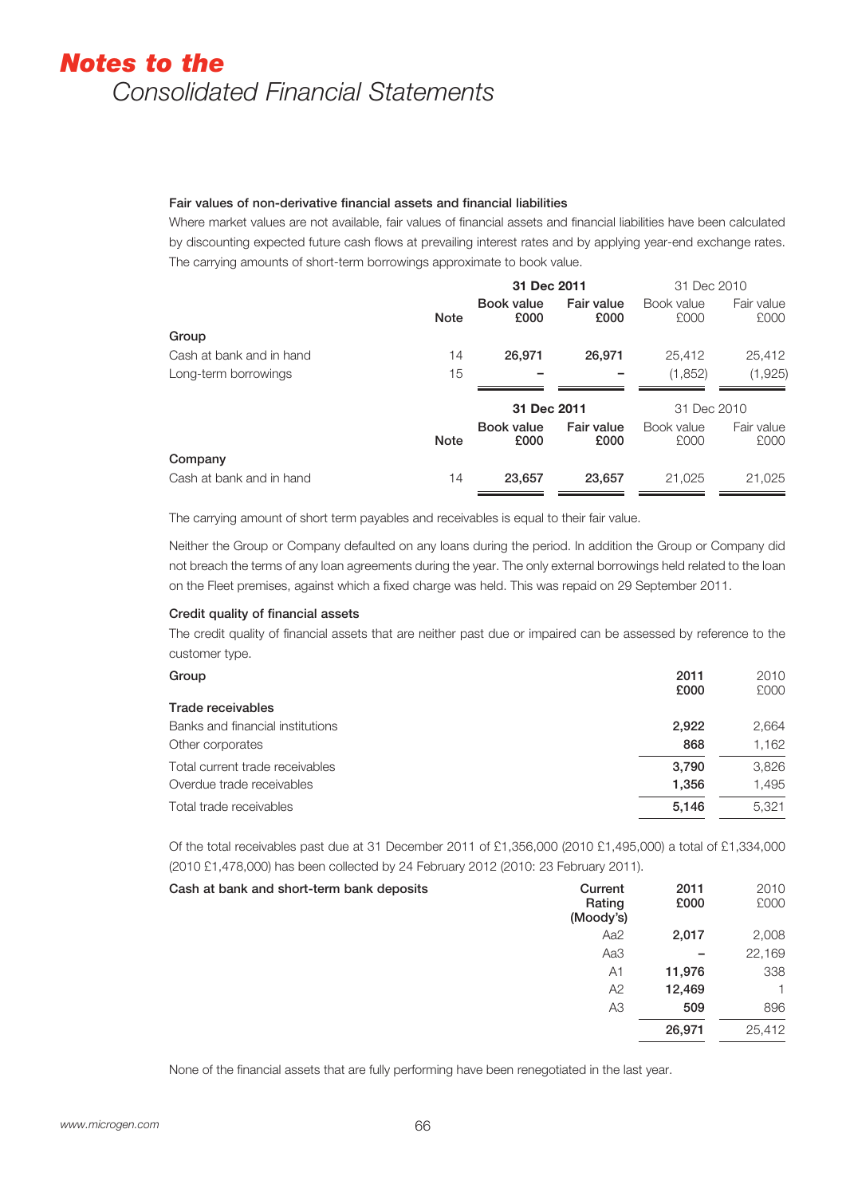# Notes to the Consolidated Financial Statements

### Fair values of non-derivative financial assets and financial liabilities

Where market values are not available, fair values of financial assets and financial liabilities have been calculated by discounting expected future cash flows at prevailing interest rates and by applying year-end exchange rates. The carrying amounts of short-term borrowings approximate to book value.

| | Note | 31 Dec 2011 Book value £000 | 31 Dec 2011 Fair value £000 | 31 Dec 2010 Book value £000 | 31 Dec 2010 Fair value £000 |
|---|---|---|---|---|---|
| **Group** | | | | | |
| Cash at bank and in hand | 14 | **26,971** | **26,971** | 25,412 | 25,412 |
| Long-term borrowings | 15 | **–** | **–** | (1,852) | (1,925) |

| | Note | 31 Dec 2011 Book value £000 | 31 Dec 2011 Fair value £000 | 31 Dec 2010 Book value £000 | 31 Dec 2010 Fair value £000 |
|---|---|---|---|---|---|
| **Company** | | | | | |
| Cash at bank and in hand | 14 | **23,657** | **23,657** | 21,025 | 21,025 |

The carrying amount of short term payables and receivables is equal to their fair value.

Neither the Group or Company defaulted on any loans during the period. In addition the Group or Company did not breach the terms of any loan agreements during the year. The only external borrowings held related to the loan on the Fleet premises, against which a fixed charge was held. This was repaid on 29 September 2011.

### Credit quality of financial assets

The credit quality of financial assets that are neither past due or impaired can be assessed by reference to the customer type.

| Group | 2011 £000 | 2010 £000 |
|---|---|---|
| **Trade receivables** | | |
| Banks and financial institutions | **2,922** | 2,664 |
| Other corporates | **868** | 1,162 |
| Total current trade receivables | **3,790** | 3,826 |
| Overdue trade receivables | **1,356** | 1,495 |
| Total trade receivables | **5,146** | 5,321 |

Of the total receivables past due at 31 December 2011 of £1,356,000 (2010 £1,495,000) a total of £1,334,000 (2010 £1,478,000) has been collected by 24 February 2012 (2010: 23 February 2011).

| Cash at bank and short-term bank deposits | Current Rating (Moody's) | 2011 £000 | 2010 £000 |
|---|---|---|---|
| | Aa2 | **2,017** | 2,008 |
| | Aa3 | **–** | 22,169 |
| | A1 | **11,976** | 338 |
| | A2 | **12,469** | 1 |
| | A3 | **509** | 896 |
| | | **26,971** | 25,412 |

None of the financial assets that are fully performing have been renegotiated in the last year.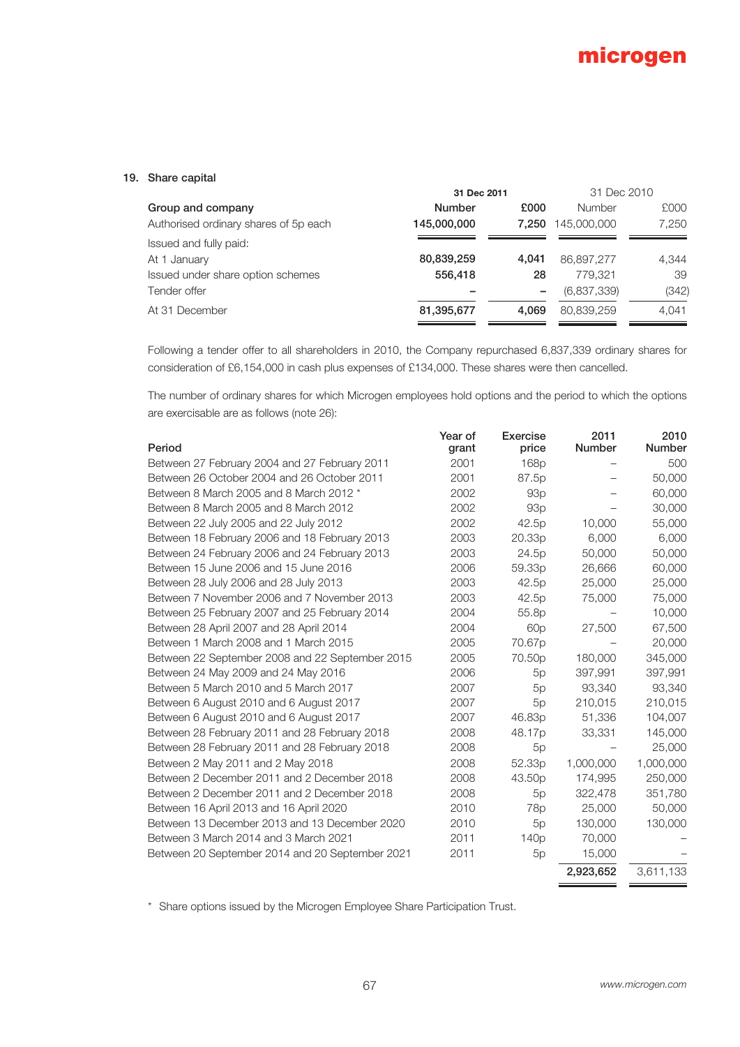## 19. Share capital

| Group and company | 31 Dec 2011 Number | 31 Dec 2011 £000 | 31 Dec 2010 Number | 31 Dec 2010 £000 |
|---|---|---|---|---|
| Authorised ordinary shares of 5p each | **145,000,000** | **7,250** | 145,000,000 | 7,250 |
| Issued and fully paid: | | | | |
| At 1 January | **80,839,259** | **4,041** | 86,897,277 | 4,344 |
| Issued under share option schemes | **556,418** | **28** | 779,321 | 39 |
| Tender offer | **–** | **–** | (6,837,339) | (342) |
| At 31 December | **81,395,677** | **4,069** | 80,839,259 | 4,041 |

Following a tender offer to all shareholders in 2010, the Company repurchased 6,837,339 ordinary shares for consideration of £6,154,000 in cash plus expenses of £134,000. These shares were then cancelled.

The number of ordinary shares for which Microgen employees hold options and the period to which the options are exercisable are as follows (note 26):

| Period | Year of grant | Exercise price | 2011 Number | 2010 Number |
|---|---|---|---|---|
| Between 27 February 2004 and 27 February 2011 | 2001 | 168p | – | 500 |
| Between 26 October 2004 and 26 October 2011 | 2001 | 87.5p | – | 50,000 |
| Between 8 March 2005 and 8 March 2012 * | 2002 | 93p | – | 60,000 |
| Between 8 March 2005 and 8 March 2012 | 2002 | 93p | – | 30,000 |
| Between 22 July 2005 and 22 July 2012 | 2002 | 42.5p | 10,000 | 55,000 |
| Between 18 February 2006 and 18 February 2013 | 2003 | 20.33p | 6,000 | 6,000 |
| Between 24 February 2006 and 24 February 2013 | 2003 | 24.5p | 50,000 | 50,000 |
| Between 15 June 2006 and 15 June 2016 | 2006 | 59.33p | 26,666 | 60,000 |
| Between 28 July 2006 and 28 July 2013 | 2003 | 42.5p | 25,000 | 25,000 |
| Between 7 November 2006 and 7 November 2013 | 2003 | 42.5p | 75,000 | 75,000 |
| Between 25 February 2007 and 25 February 2014 | 2004 | 55.8p | – | 10,000 |
| Between 28 April 2007 and 28 April 2014 | 2004 | 60p | 27,500 | 67,500 |
| Between 1 March 2008 and 1 March 2015 | 2005 | 70.67p | – | 20,000 |
| Between 22 September 2008 and 22 September 2015 | 2005 | 70.50p | 180,000 | 345,000 |
| Between 24 May 2009 and 24 May 2016 | 2006 | 5p | 397,991 | 397,991 |
| Between 5 March 2010 and 5 March 2017 | 2007 | 5p | 93,340 | 93,340 |
| Between 6 August 2010 and 6 August 2017 | 2007 | 5p | 210,015 | 210,015 |
| Between 6 August 2010 and 6 August 2017 | 2007 | 46.83p | 51,336 | 104,007 |
| Between 28 February 2011 and 28 February 2018 | 2008 | 48.17p | 33,331 | 145,000 |
| Between 28 February 2011 and 28 February 2018 | 2008 | 5p | – | 25,000 |
| Between 2 May 2011 and 2 May 2018 | 2008 | 52.33p | 1,000,000 | 1,000,000 |
| Between 2 December 2011 and 2 December 2018 | 2008 | 43.50p | 174,995 | 250,000 |
| Between 2 December 2011 and 2 December 2018 | 2008 | 5p | 322,478 | 351,780 |
| Between 16 April 2013 and 16 April 2020 | 2010 | 78p | 25,000 | 50,000 |
| Between 13 December 2013 and 13 December 2020 | 2010 | 5p | 130,000 | 130,000 |
| Between 3 March 2014 and 3 March 2021 | 2011 | 140p | 70,000 | – |
| Between 20 September 2014 and 20 September 2021 | 2011 | 5p | 15,000 | – |
| | | | **2,923,652** | 3,611,133 |

\* Share options issued by the Microgen Employee Share Participation Trust.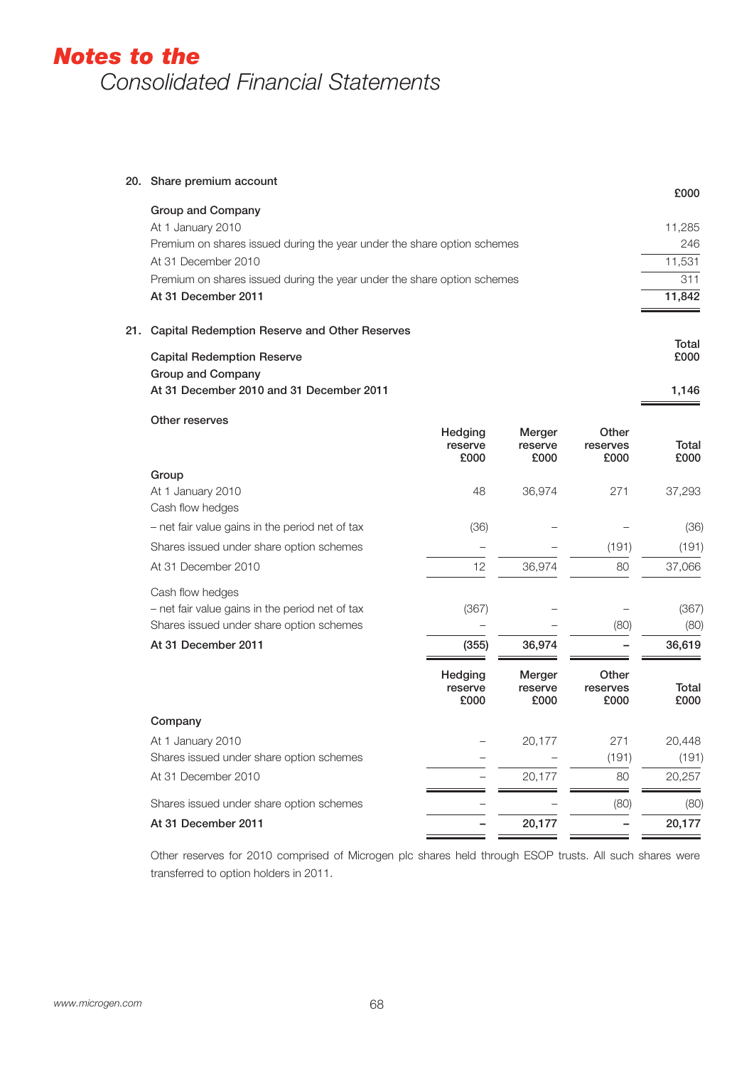# Notes to the
## Consolidated Financial Statements

### 20. Share premium account

| | £000 |
|---|---|
| **Group and Company** | |
| At 1 January 2010 | 11,285 |
| Premium on shares issued during the year under the share option schemes | 246 |
| At 31 December 2010 | 11,531 |
| Premium on shares issued during the year under the share option schemes | 311 |
| **At 31 December 2011** | **11,842** |

### 21. Capital Redemption Reserve and Other Reserves

| | Total £000 |
|---|---|
| **Capital Redemption Reserve** | |
| **Group and Company** | |
| **At 31 December 2010 and 31 December 2011** | **1,146** |

**Other reserves**

| | Hedging reserve £000 | Merger reserve £000 | Other reserves £000 | Total £000 |
|---|---|---|---|---|
| **Group** | | | | |
| At 1 January 2010 | 48 | 36,974 | 271 | 37,293 |
| Cash flow hedges | | | | |
| – net fair value gains in the period net of tax | (36) | – | – | (36) |
| Shares issued under share option schemes | – | – | (191) | (191) |
| At 31 December 2010 | 12 | 36,974 | 80 | 37,066 |
| Cash flow hedges | | | | |
| – net fair value gains in the period net of tax | (367) | – | – | (367) |
| Shares issued under share option schemes | – | – | (80) | (80) |
| **At 31 December 2011** | **(355)** | **36,974** | **–** | **36,619** |

| | Hedging reserve £000 | Merger reserve £000 | Other reserves £000 | Total £000 |
|---|---|---|---|---|
| **Company** | | | | |
| At 1 January 2010 | – | 20,177 | 271 | 20,448 |
| Shares issued under share option schemes | – | – | (191) | (191) |
| At 31 December 2010 | – | 20,177 | 80 | 20,257 |
| Shares issued under share option schemes | – | – | (80) | (80) |
| **At 31 December 2011** | **–** | **20,177** | **–** | **20,177** |

Other reserves for 2010 comprised of Microgen plc shares held through ESOP trusts. All such shares were transferred to option holders in 2011.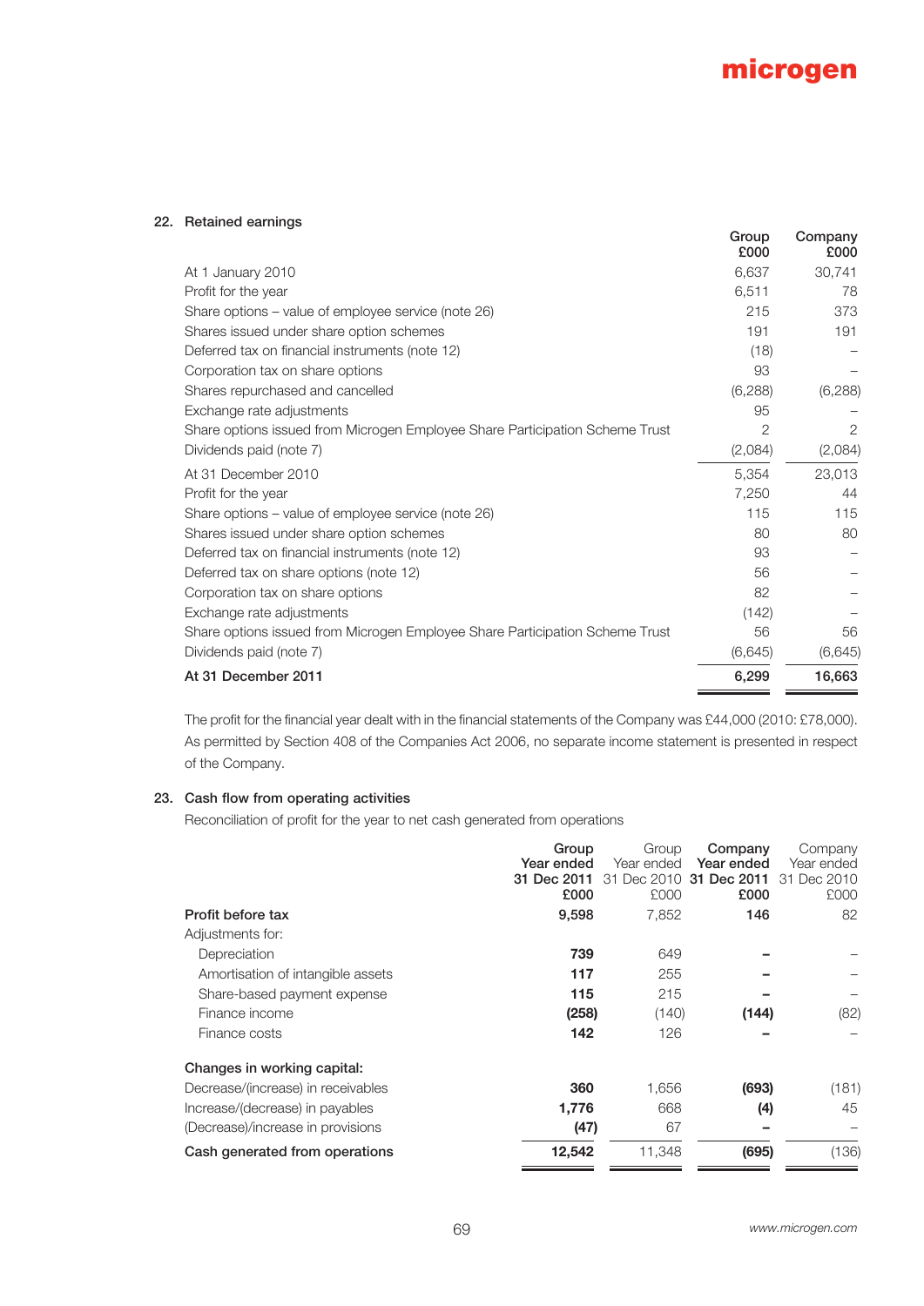## 22. Retained earnings

| | Group £000 | Company £000 |
|---|---|---|
| At 1 January 2010 | 6,637 | 30,741 |
| Profit for the year | 6,511 | 78 |
| Share options – value of employee service (note 26) | 215 | 373 |
| Shares issued under share option schemes | 191 | 191 |
| Deferred tax on financial instruments (note 12) | (18) | – |
| Corporation tax on share options | 93 | – |
| Shares repurchased and cancelled | (6,288) | (6,288) |
| Exchange rate adjustments | 95 | – |
| Share options issued from Microgen Employee Share Participation Scheme Trust | 2 | 2 |
| Dividends paid (note 7) | (2,084) | (2,084) |
| At 31 December 2010 | 5,354 | 23,013 |
| Profit for the year | 7,250 | 44 |
| Share options – value of employee service (note 26) | 115 | 115 |
| Shares issued under share option schemes | 80 | 80 |
| Deferred tax on financial instruments (note 12) | 93 | – |
| Deferred tax on share options (note 12) | 56 | – |
| Corporation tax on share options | 82 | – |
| Exchange rate adjustments | (142) | – |
| Share options issued from Microgen Employee Share Participation Scheme Trust | 56 | 56 |
| Dividends paid (note 7) | (6,645) | (6,645) |
| **At 31 December 2011** | **6,299** | **16,663** |

The profit for the financial year dealt with in the financial statements of the Company was £44,000 (2010: £78,000). As permitted by Section 408 of the Companies Act 2006, no separate income statement is presented in respect of the Company.

## 23. Cash flow from operating activities

Reconciliation of profit for the year to net cash generated from operations

| | **Group Year ended 31 Dec 2011 £000** | Group Year ended 31 Dec 2010 £000 | **Company Year ended 31 Dec 2011 £000** | Company Year ended 31 Dec 2010 £000 |
|---|---|---|---|---|
| **Profit before tax** | **9,598** | 7,852 | **146** | 82 |
| Adjustments for: | | | | |
| Depreciation | **739** | 649 | **–** | – |
| Amortisation of intangible assets | **117** | 255 | **–** | – |
| Share-based payment expense | **115** | 215 | **–** | – |
| Finance income | **(258)** | (140) | **(144)** | (82) |
| Finance costs | **142** | 126 | **–** | – |
| **Changes in working capital:** | | | | |
| Decrease/(increase) in receivables | **360** | 1,656 | **(693)** | (181) |
| Increase/(decrease) in payables | **1,776** | 668 | **(4)** | 45 |
| (Decrease)/increase in provisions | **(47)** | 67 | **–** | – |
| **Cash generated from operations** | **12,542** | 11,348 | **(695)** | (136) |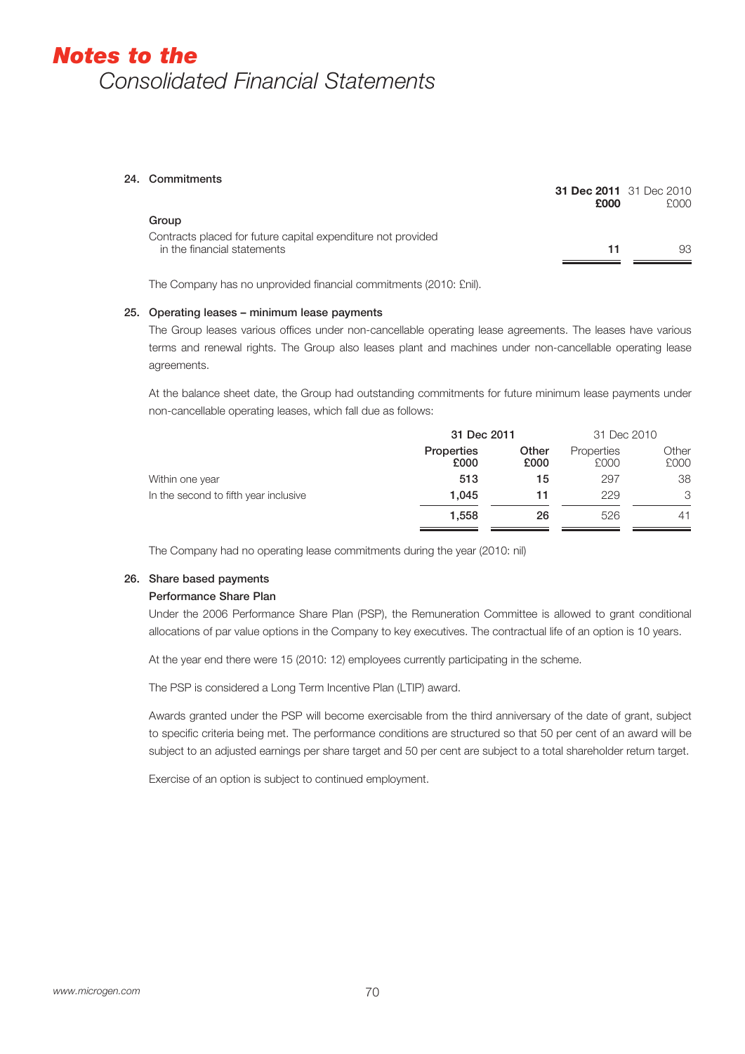# Notes to the
Consolidated Financial Statements

### 24. Commitments

| | **31 Dec 2011** **£000** | 31 Dec 2010 £000 |
|---|---|---|
| **Group** | | |
| Contracts placed for future capital expenditure not provided in the financial statements | **11** | 93 |

The Company has no unprovided financial commitments (2010: £nil).

### 25. Operating leases – minimum lease payments

The Group leases various offices under non-cancellable operating lease agreements. The leases have various terms and renewal rights. The Group also leases plant and machines under non-cancellable operating lease agreements.

At the balance sheet date, the Group had outstanding commitments for future minimum lease payments under non-cancellable operating leases, which fall due as follows:

| | **31 Dec 2011** | | 31 Dec 2010 | |
|---|---|---|---|---|
| | **Properties £000** | **Other £000** | Properties £000 | Other £000 |
| Within one year | **513** | **15** | 297 | 38 |
| In the second to fifth year inclusive | **1,045** | **11** | 229 | 3 |
| | **1,558** | **26** | 526 | 41 |

The Company had no operating lease commitments during the year (2010: nil)

### 26. Share based payments

**Performance Share Plan**

Under the 2006 Performance Share Plan (PSP), the Remuneration Committee is allowed to grant conditional allocations of par value options in the Company to key executives. The contractual life of an option is 10 years.

At the year end there were 15 (2010: 12) employees currently participating in the scheme.

The PSP is considered a Long Term Incentive Plan (LTIP) award.

Awards granted under the PSP will become exercisable from the third anniversary of the date of grant, subject to specific criteria being met. The performance conditions are structured so that 50 per cent of an award will be subject to an adjusted earnings per share target and 50 per cent are subject to a total shareholder return target.

Exercise of an option is subject to continued employment.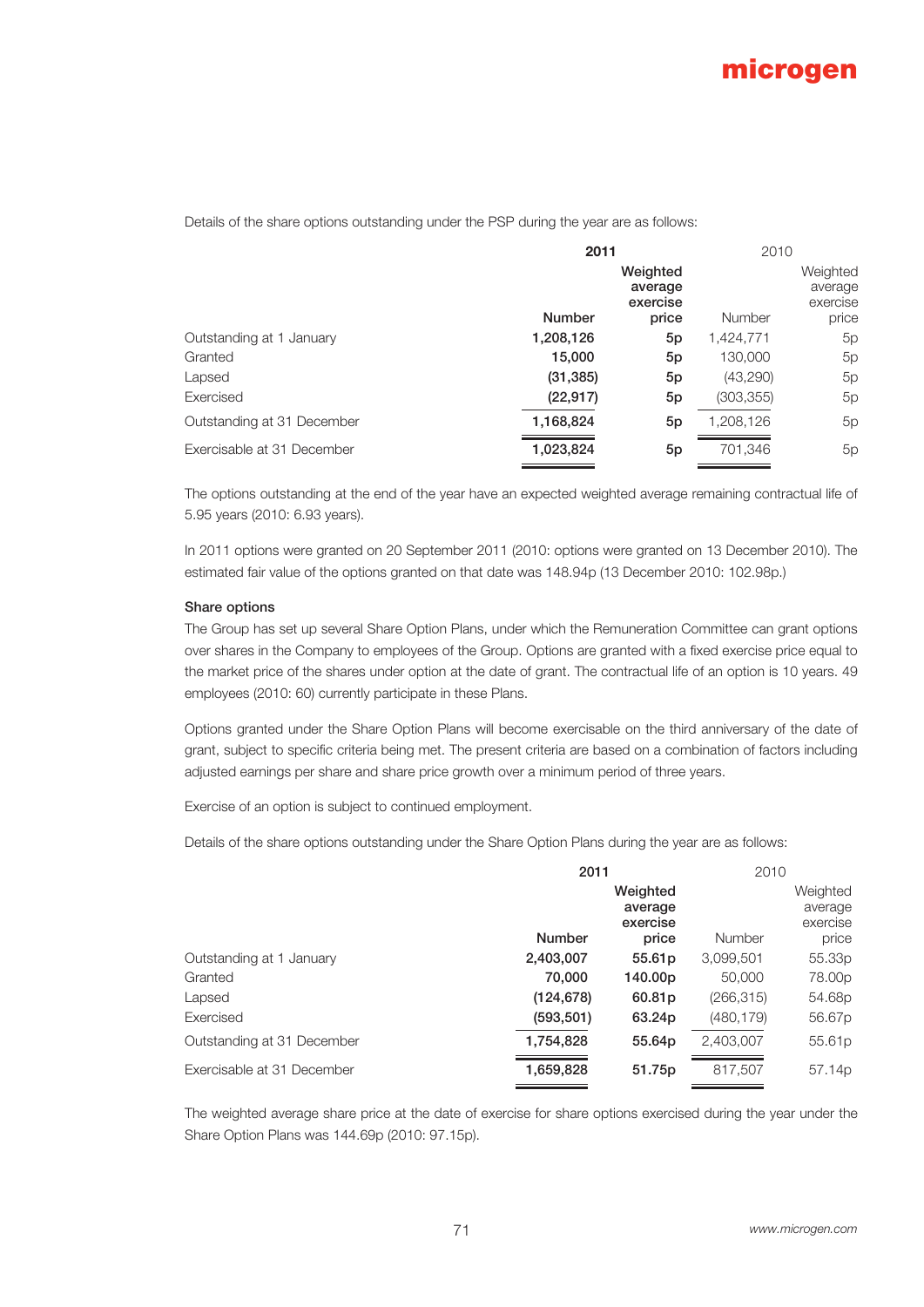Details of the share options outstanding under the PSP during the year are as follows:

| | 2011 | | 2010 | |
|---|---|---|---|---|
| | Number | Weighted average exercise price | Number | Weighted average exercise price |
| Outstanding at 1 January | 1,208,126 | 5p | 1,424,771 | 5p |
| Granted | 15,000 | 5p | 130,000 | 5p |
| Lapsed | (31,385) | 5p | (43,290) | 5p |
| Exercised | (22,917) | 5p | (303,355) | 5p |
| Outstanding at 31 December | 1,168,824 | 5p | 1,208,126 | 5p |
| Exercisable at 31 December | 1,023,824 | 5p | 701,346 | 5p |

The options outstanding at the end of the year have an expected weighted average remaining contractual life of 5.95 years (2010: 6.93 years).

In 2011 options were granted on 20 September 2011 (2010: options were granted on 13 December 2010). The estimated fair value of the options granted on that date was 148.94p (13 December 2010: 102.98p.)

**Share options**

The Group has set up several Share Option Plans, under which the Remuneration Committee can grant options over shares in the Company to employees of the Group. Options are granted with a fixed exercise price equal to the market price of the shares under option at the date of grant. The contractual life of an option is 10 years. 49 employees (2010: 60) currently participate in these Plans.

Options granted under the Share Option Plans will become exercisable on the third anniversary of the date of grant, subject to specific criteria being met. The present criteria are based on a combination of factors including adjusted earnings per share and share price growth over a minimum period of three years.

Exercise of an option is subject to continued employment.

Details of the share options outstanding under the Share Option Plans during the year are as follows:

| | 2011 | | 2010 | |
|---|---|---|---|---|
| | Number | Weighted average exercise price | Number | Weighted average exercise price |
| Outstanding at 1 January | 2,403,007 | 55.61p | 3,099,501 | 55.33p |
| Granted | 70,000 | 140.00p | 50,000 | 78.00p |
| Lapsed | (124,678) | 60.81p | (266,315) | 54.68p |
| Exercised | (593,501) | 63.24p | (480,179) | 56.67p |
| Outstanding at 31 December | 1,754,828 | 55.64p | 2,403,007 | 55.61p |
| Exercisable at 31 December | 1,659,828 | 51.75p | 817,507 | 57.14p |

The weighted average share price at the date of exercise for share options exercised during the year under the Share Option Plans was 144.69p (2010: 97.15p).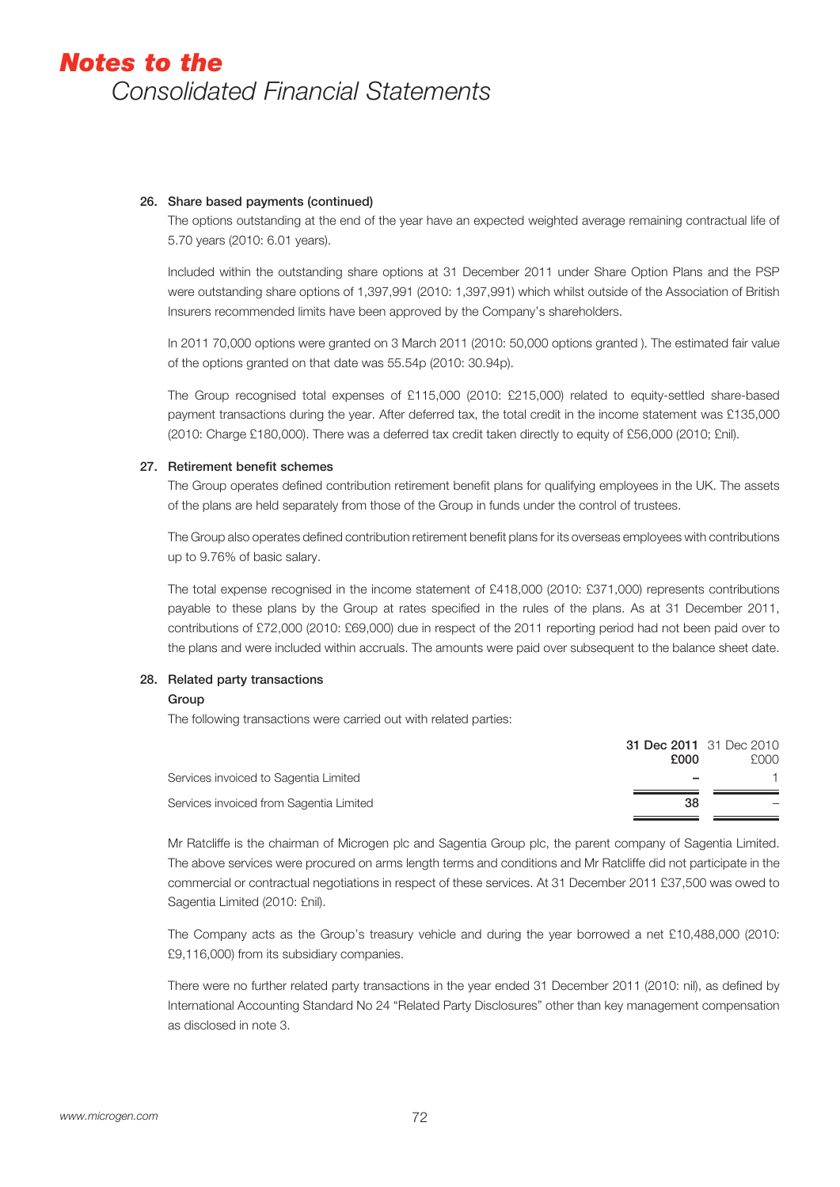### 26. Share based payments (continued)

The options outstanding at the end of the year have an expected weighted average remaining contractual life of 5.70 years (2010: 6.01 years).

Included within the outstanding share options at 31 December 2011 under Share Option Plans and the PSP were outstanding share options of 1,397,991 (2010: 1,397,991) which whilst outside of the Association of British Insurers recommended limits have been approved by the Company's shareholders.

In 2011 70,000 options were granted on 3 March 2011 (2010: 50,000 options granted ). The estimated fair value of the options granted on that date was 55.54p (2010: 30.94p).

The Group recognised total expenses of £115,000 (2010: £215,000) related to equity-settled share-based payment transactions during the year. After deferred tax, the total credit in the income statement was £135,000 (2010: Charge £180,000). There was a deferred tax credit taken directly to equity of £56,000 (2010; £nil).

### 27. Retirement benefit schemes

The Group operates defined contribution retirement benefit plans for qualifying employees in the UK. The assets of the plans are held separately from those of the Group in funds under the control of trustees.

The Group also operates defined contribution retirement benefit plans for its overseas employees with contributions up to 9.76% of basic salary.

The total expense recognised in the income statement of £418,000 (2010: £371,000) represents contributions payable to these plans by the Group at rates specified in the rules of the plans. As at 31 December 2011, contributions of £72,000 (2010: £69,000) due in respect of the 2011 reporting period had not been paid over to the plans and were included within accruals. The amounts were paid over subsequent to the balance sheet date.

### 28. Related party transactions

**Group**

The following transactions were carried out with related parties:

| | **31 Dec 2011 £000** | 31 Dec 2010 £000 |
|---|---|---|
| Services invoiced to Sagentia Limited | **–** | 1 |
| Services invoiced from Sagentia Limited | **38** | – |

Mr Ratcliffe is the chairman of Microgen plc and Sagentia Group plc, the parent company of Sagentia Limited. The above services were procured on arms length terms and conditions and Mr Ratcliffe did not participate in the commercial or contractual negotiations in respect of these services. At 31 December 2011 £37,500 was owed to Sagentia Limited (2010: £nil).

The Company acts as the Group's treasury vehicle and during the year borrowed a net £10,488,000 (2010: £9,116,000) from its subsidiary companies.

There were no further related party transactions in the year ended 31 December 2011 (2010: nil), as defined by International Accounting Standard No 24 "Related Party Disclosures" other than key management compensation as disclosed in note 3.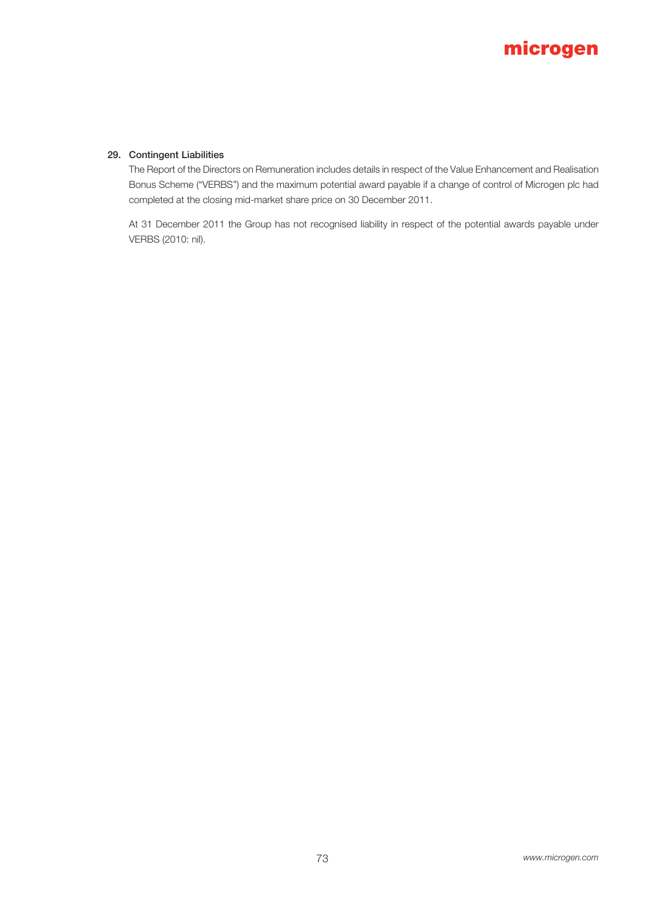## 29. Contingent Liabilities

The Report of the Directors on Remuneration includes details in respect of the Value Enhancement and Realisation Bonus Scheme ("VERBS") and the maximum potential award payable if a change of control of Microgen plc had completed at the closing mid-market share price on 30 December 2011.

At 31 December 2011 the Group has not recognised liability in respect of the potential awards payable under VERBS (2010: nil).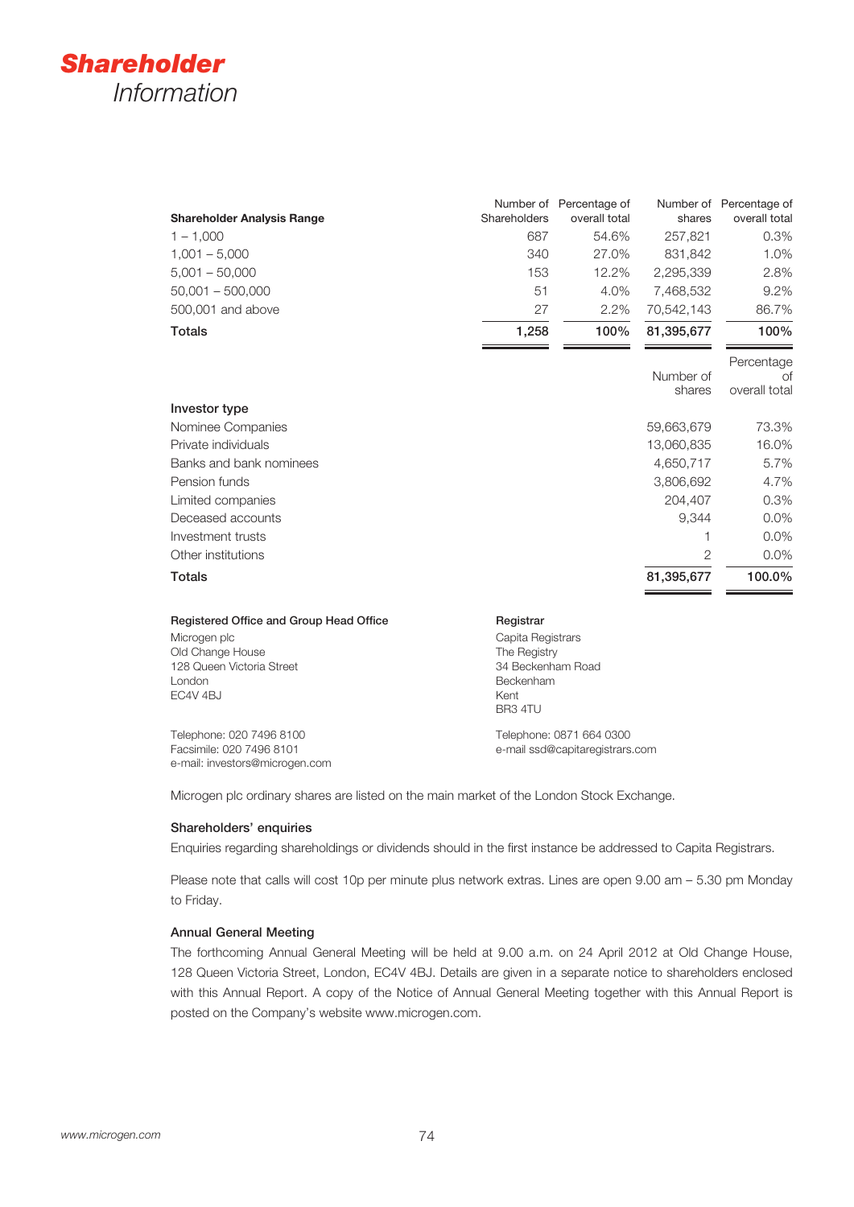# **Shareholder**
## *Information*

| Shareholder Analysis Range | Number of Shareholders | Percentage of overall total | Number of shares | Percentage of overall total |
|---|---|---|---|---|
| 1 – 1,000 | 687 | 54.6% | 257,821 | 0.3% |
| 1,001 – 5,000 | 340 | 27.0% | 831,842 | 1.0% |
| 5,001 – 50,000 | 153 | 12.2% | 2,295,339 | 2.8% |
| 50,001 – 500,000 | 51 | 4.0% | 7,468,532 | 9.2% |
| 500,001 and above | 27 | 2.2% | 70,542,143 | 86.7% |
| **Totals** | **1,258** | **100%** | **81,395,677** | **100%** |

| Investor type | Number of shares | Percentage of overall total |
|---|---|---|
| Nominee Companies | 59,663,679 | 73.3% |
| Private individuals | 13,060,835 | 16.0% |
| Banks and bank nominees | 4,650,717 | 5.7% |
| Pension funds | 3,806,692 | 4.7% |
| Limited companies | 204,407 | 0.3% |
| Deceased accounts | 9,344 | 0.0% |
| Investment trusts | 1 | 0.0% |
| Other institutions | 2 | 0.0% |
| **Totals** | **81,395,677** | **100.0%** |

**Registered Office and Group Head Office**
Microgen plc
Old Change House
128 Queen Victoria Street
London
EC4V 4BJ

Telephone: 020 7496 8100
Facsimile: 020 7496 8101
e-mail: investors@microgen.com

**Registrar**
Capita Registrars
The Registry
34 Beckenham Road
Beckenham
Kent
BR3 4TU

Telephone: 0871 664 0300
e-mail ssd@capitaregistrars.com

Microgen plc ordinary shares are listed on the main market of the London Stock Exchange.

### Shareholders' enquiries

Enquiries regarding shareholdings or dividends should in the first instance be addressed to Capita Registrars.

Please note that calls will cost 10p per minute plus network extras. Lines are open 9.00 am – 5.30 pm Monday to Friday.

### Annual General Meeting

The forthcoming Annual General Meeting will be held at 9.00 a.m. on 24 April 2012 at Old Change House, 128 Queen Victoria Street, London, EC4V 4BJ. Details are given in a separate notice to shareholders enclosed with this Annual Report. A copy of the Notice of Annual General Meeting together with this Annual Report is posted on the Company's website www.microgen.com.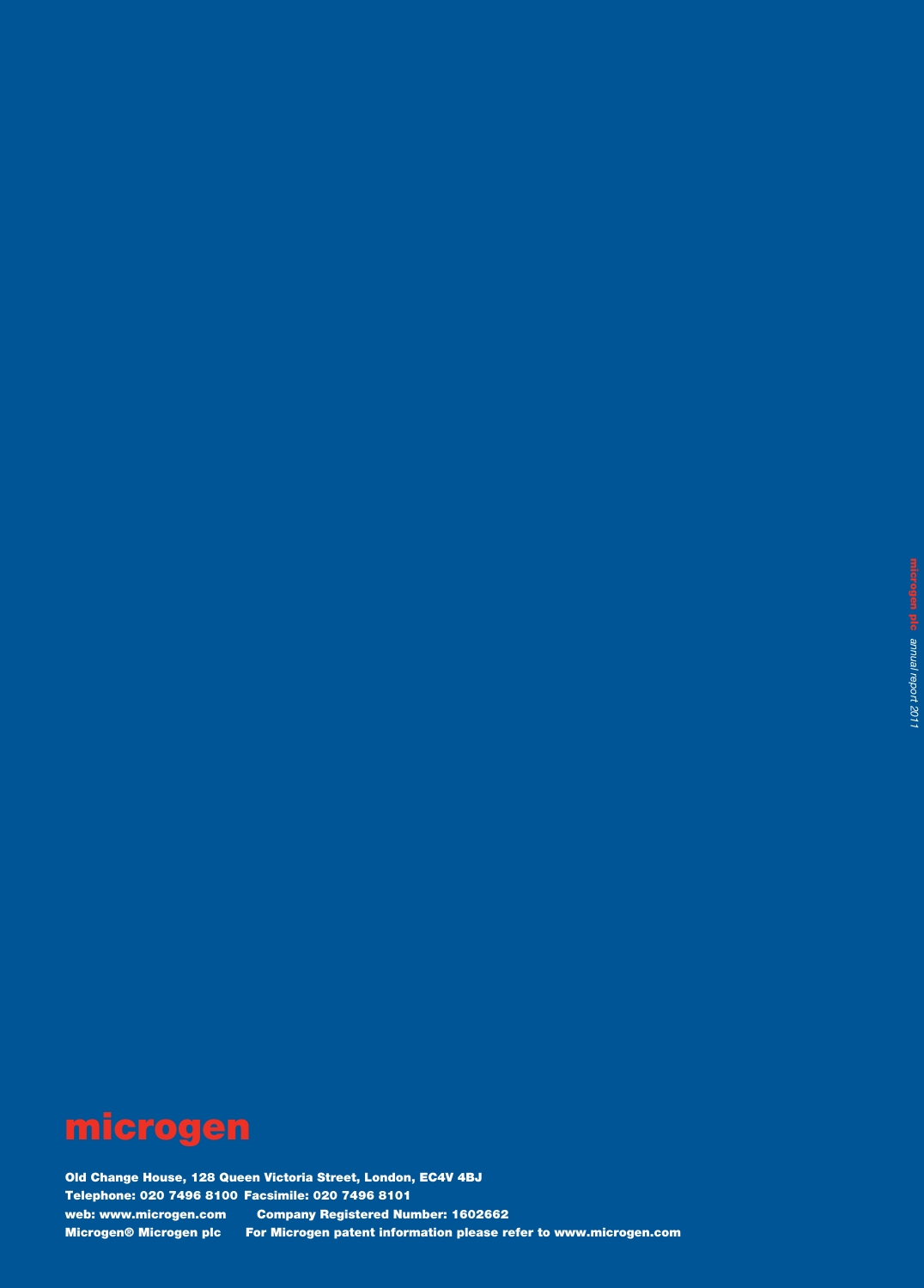microgen

**Old Change House, 128 Queen Victoria Street, London, EC4V 4BJ**
**Telephone: 020 7496 8100 Facsimile: 020 7496 8101**
**web: www.microgen.com Company Registered Number: 1602662**
**Microgen® Microgen plc For Microgen patent information please refer to www.microgen.com**